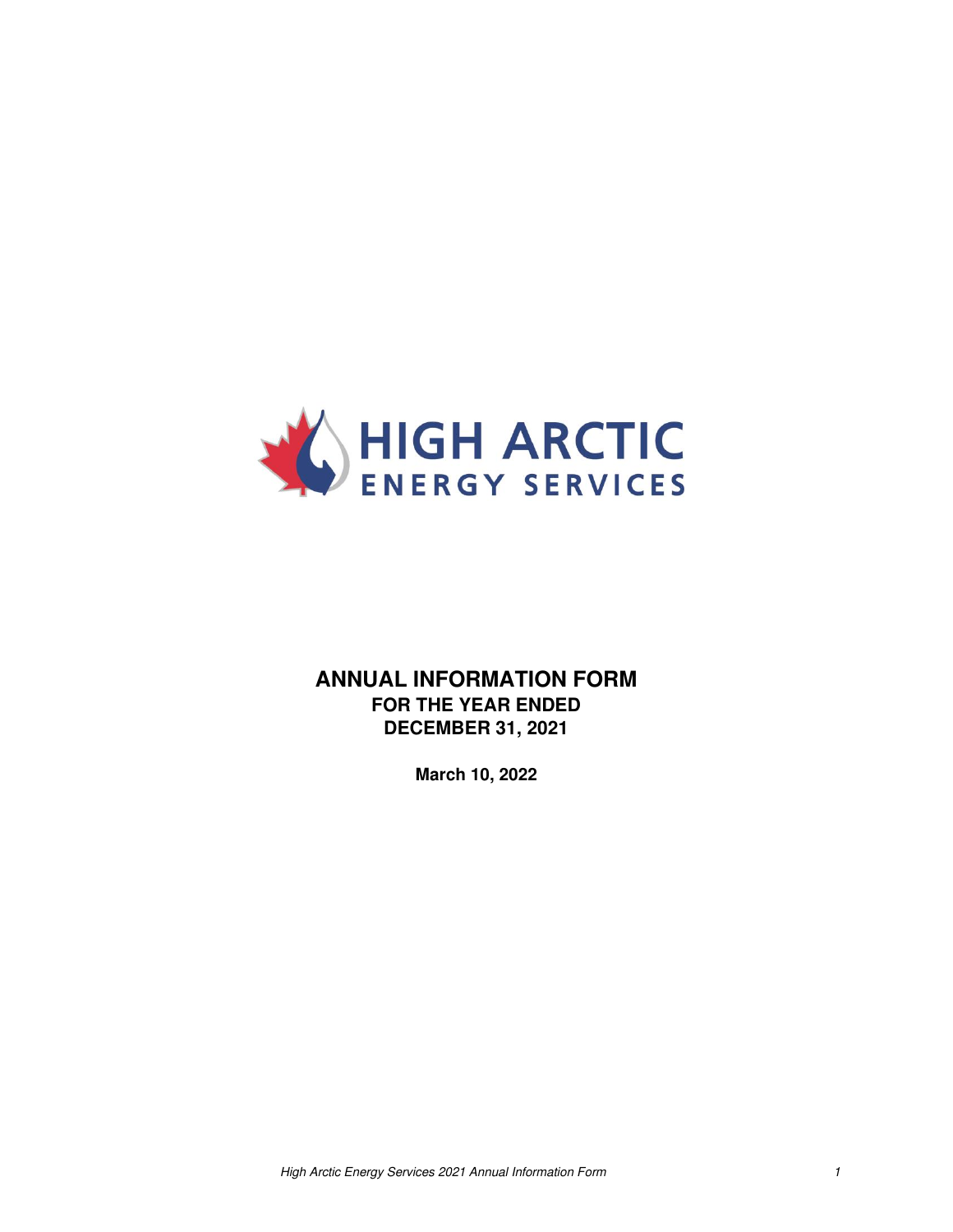HIGH ARCTIC

ENERGY SERVICES

# ANNUAL INFORMATION FORM

## FOR THE YEAR ENDED DECEMBER 31, 2021

**March 10, 2022**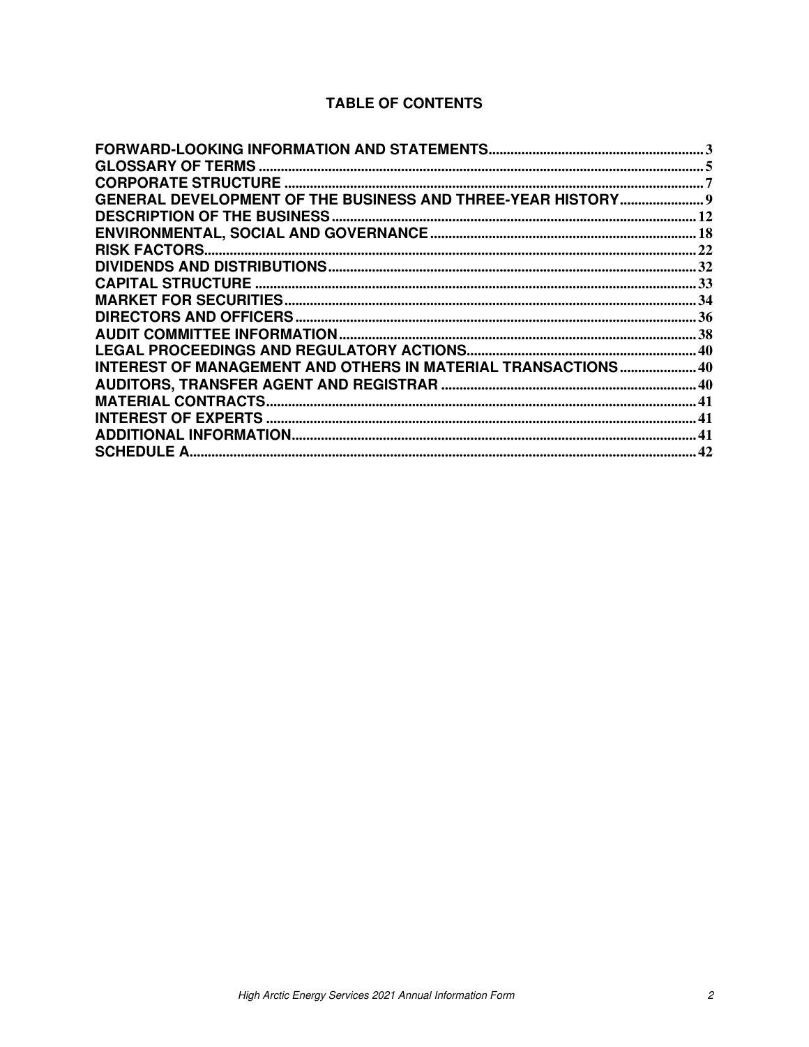# TABLE OF CONTENTS

| | |
|---|---|
| **FORWARD-LOOKING INFORMATION AND STATEMENTS** | 3 |
| **GLOSSARY OF TERMS** | 5 |
| **CORPORATE STRUCTURE** | 7 |
| **GENERAL DEVELOPMENT OF THE BUSINESS AND THREE-YEAR HISTORY** | 9 |
| **DESCRIPTION OF THE BUSINESS** | 12 |
| **ENVIRONMENTAL, SOCIAL AND GOVERNANCE** | 18 |
| **RISK FACTORS** | 22 |
| **DIVIDENDS AND DISTRIBUTIONS** | 32 |
| **CAPITAL STRUCTURE** | 33 |
| **MARKET FOR SECURITIES** | 34 |
| **DIRECTORS AND OFFICERS** | 36 |
| **AUDIT COMMITTEE INFORMATION** | 38 |
| **LEGAL PROCEEDINGS AND REGULATORY ACTIONS** | 40 |
| **INTEREST OF MANAGEMENT AND OTHERS IN MATERIAL TRANSACTIONS** | 40 |
| **AUDITORS, TRANSFER AGENT AND REGISTRAR** | 40 |
| **MATERIAL CONTRACTS** | 41 |
| **INTEREST OF EXPERTS** | 41 |
| **ADDITIONAL INFORMATION** | 41 |
| **SCHEDULE A** | 42 |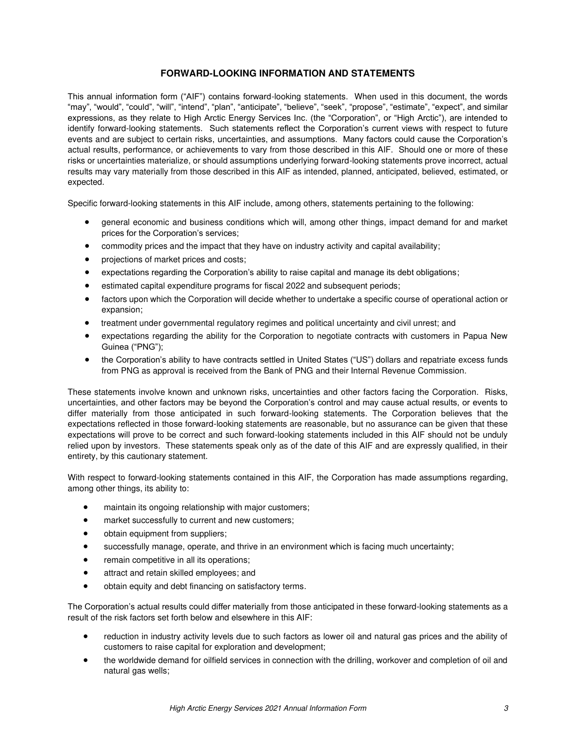## FORWARD-LOOKING INFORMATION AND STATEMENTS

This annual information form ("AIF") contains forward-looking statements. When used in this document, the words "may", "would", "could", "will", "intend", "plan", "anticipate", "believe", "seek", "propose", "estimate", "expect", and similar expressions, as they relate to High Arctic Energy Services Inc. (the "Corporation", or "High Arctic"), are intended to identify forward-looking statements. Such statements reflect the Corporation's current views with respect to future events and are subject to certain risks, uncertainties, and assumptions. Many factors could cause the Corporation's actual results, performance, or achievements to vary from those described in this AIF. Should one or more of these risks or uncertainties materialize, or should assumptions underlying forward-looking statements prove incorrect, actual results may vary materially from those described in this AIF as intended, planned, anticipated, believed, estimated, or expected.

Specific forward-looking statements in this AIF include, among others, statements pertaining to the following:

- general economic and business conditions which will, among other things, impact demand for and market prices for the Corporation's services;
- commodity prices and the impact that they have on industry activity and capital availability;
- projections of market prices and costs;
- expectations regarding the Corporation's ability to raise capital and manage its debt obligations;
- estimated capital expenditure programs for fiscal 2022 and subsequent periods;
- factors upon which the Corporation will decide whether to undertake a specific course of operational action or expansion;
- treatment under governmental regulatory regimes and political uncertainty and civil unrest; and
- expectations regarding the ability for the Corporation to negotiate contracts with customers in Papua New Guinea ("PNG");
- the Corporation's ability to have contracts settled in United States ("US") dollars and repatriate excess funds from PNG as approval is received from the Bank of PNG and their Internal Revenue Commission.

These statements involve known and unknown risks, uncertainties and other factors facing the Corporation. Risks, uncertainties, and other factors may be beyond the Corporation's control and may cause actual results, or events to differ materially from those anticipated in such forward-looking statements. The Corporation believes that the expectations reflected in those forward-looking statements are reasonable, but no assurance can be given that these expectations will prove to be correct and such forward-looking statements included in this AIF should not be unduly relied upon by investors. These statements speak only as of the date of this AIF and are expressly qualified, in their entirety, by this cautionary statement.

With respect to forward-looking statements contained in this AIF, the Corporation has made assumptions regarding, among other things, its ability to:

- maintain its ongoing relationship with major customers;
- market successfully to current and new customers;
- obtain equipment from suppliers;
- successfully manage, operate, and thrive in an environment which is facing much uncertainty;
- remain competitive in all its operations;
- attract and retain skilled employees; and
- obtain equity and debt financing on satisfactory terms.

The Corporation's actual results could differ materially from those anticipated in these forward-looking statements as a result of the risk factors set forth below and elsewhere in this AIF:

- reduction in industry activity levels due to such factors as lower oil and natural gas prices and the ability of customers to raise capital for exploration and development;
- the worldwide demand for oilfield services in connection with the drilling, workover and completion of oil and natural gas wells;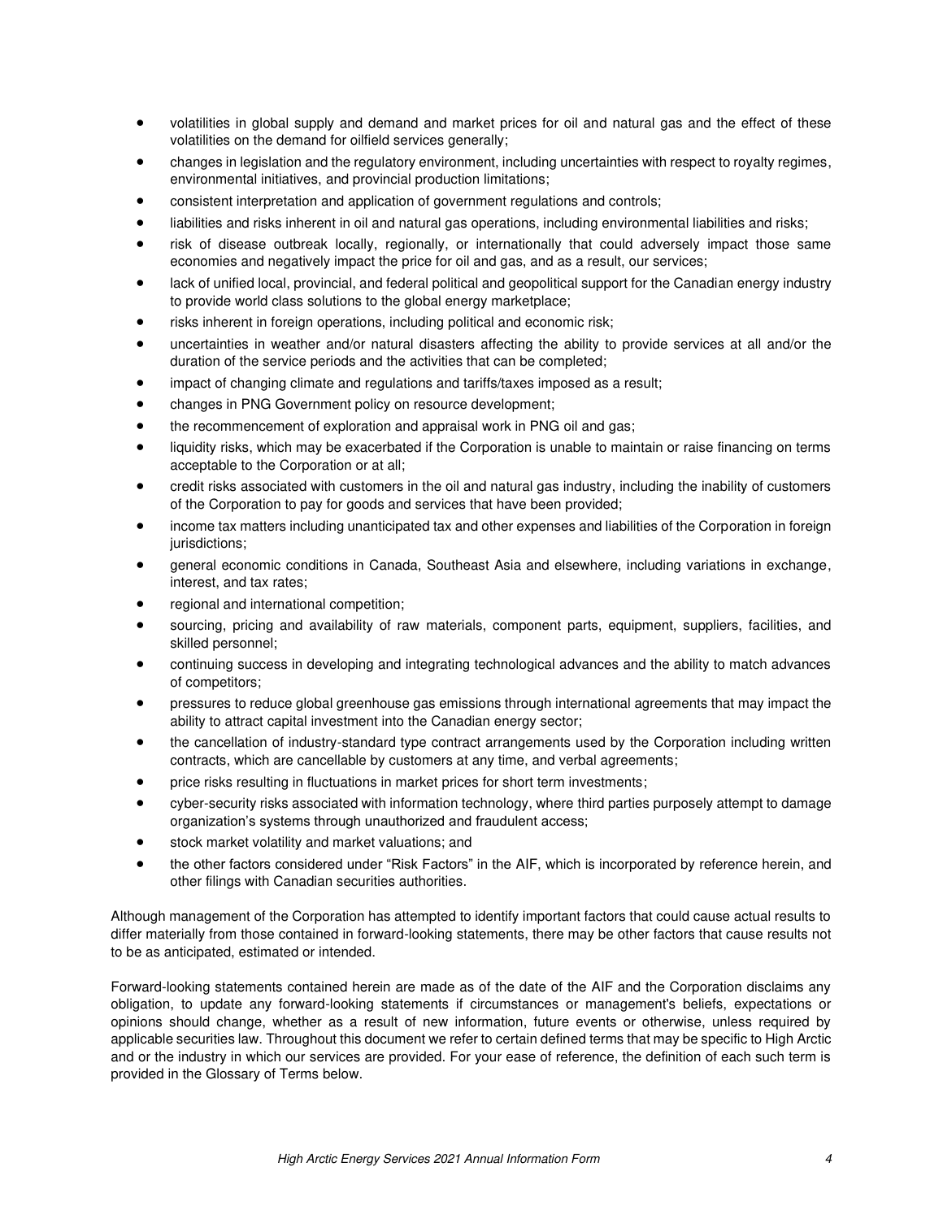- volatilities in global supply and demand and market prices for oil and natural gas and the effect of these volatilities on the demand for oilfield services generally;
- changes in legislation and the regulatory environment, including uncertainties with respect to royalty regimes, environmental initiatives, and provincial production limitations;
- consistent interpretation and application of government regulations and controls;
- liabilities and risks inherent in oil and natural gas operations, including environmental liabilities and risks;
- risk of disease outbreak locally, regionally, or internationally that could adversely impact those same economies and negatively impact the price for oil and gas, and as a result, our services;
- lack of unified local, provincial, and federal political and geopolitical support for the Canadian energy industry to provide world class solutions to the global energy marketplace;
- risks inherent in foreign operations, including political and economic risk;
- uncertainties in weather and/or natural disasters affecting the ability to provide services at all and/or the duration of the service periods and the activities that can be completed;
- impact of changing climate and regulations and tariffs/taxes imposed as a result;
- changes in PNG Government policy on resource development;
- the recommencement of exploration and appraisal work in PNG oil and gas;
- liquidity risks, which may be exacerbated if the Corporation is unable to maintain or raise financing on terms acceptable to the Corporation or at all;
- credit risks associated with customers in the oil and natural gas industry, including the inability of customers of the Corporation to pay for goods and services that have been provided;
- income tax matters including unanticipated tax and other expenses and liabilities of the Corporation in foreign jurisdictions;
- general economic conditions in Canada, Southeast Asia and elsewhere, including variations in exchange, interest, and tax rates;
- regional and international competition;
- sourcing, pricing and availability of raw materials, component parts, equipment, suppliers, facilities, and skilled personnel;
- continuing success in developing and integrating technological advances and the ability to match advances of competitors;
- pressures to reduce global greenhouse gas emissions through international agreements that may impact the ability to attract capital investment into the Canadian energy sector;
- the cancellation of industry-standard type contract arrangements used by the Corporation including written contracts, which are cancellable by customers at any time, and verbal agreements;
- price risks resulting in fluctuations in market prices for short term investments;
- cyber-security risks associated with information technology, where third parties purposely attempt to damage organization's systems through unauthorized and fraudulent access;
- stock market volatility and market valuations; and
- the other factors considered under "Risk Factors" in the AIF, which is incorporated by reference herein, and other filings with Canadian securities authorities.

Although management of the Corporation has attempted to identify important factors that could cause actual results to differ materially from those contained in forward-looking statements, there may be other factors that cause results not to be as anticipated, estimated or intended.

Forward-looking statements contained herein are made as of the date of the AIF and the Corporation disclaims any obligation, to update any forward-looking statements if circumstances or management's beliefs, expectations or opinions should change, whether as a result of new information, future events or otherwise, unless required by applicable securities law. Throughout this document we refer to certain defined terms that may be specific to High Arctic and or the industry in which our services are provided. For your ease of reference, the definition of each such term is provided in the Glossary of Terms below.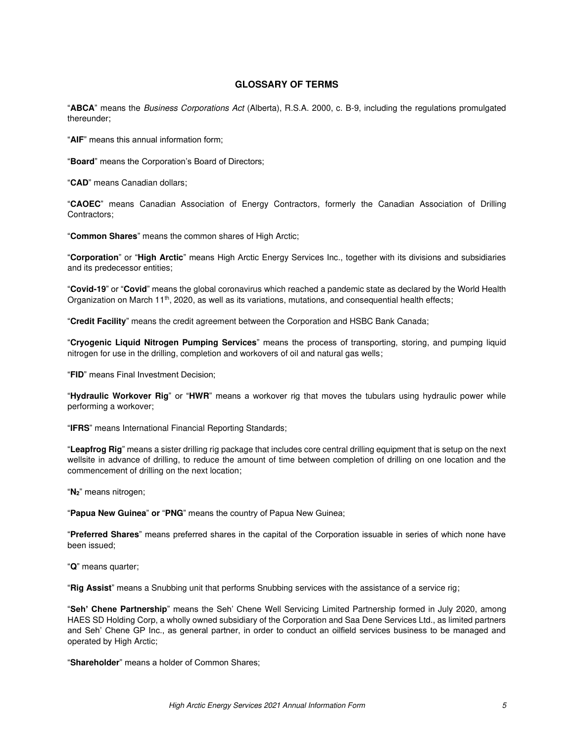## GLOSSARY OF TERMS

"**ABCA**" means the *Business Corporations Act* (Alberta), R.S.A. 2000, c. B-9, including the regulations promulgated thereunder;

"**AIF**" means this annual information form;

"**Board**" means the Corporation's Board of Directors;

"**CAD**" means Canadian dollars;

"**CAOEC**" means Canadian Association of Energy Contractors, formerly the Canadian Association of Drilling Contractors;

"**Common Shares**" means the common shares of High Arctic;

"**Corporation**" or "**High Arctic**" means High Arctic Energy Services Inc., together with its divisions and subsidiaries and its predecessor entities;

"**Covid-19**" or "**Covid**" means the global coronavirus which reached a pandemic state as declared by the World Health Organization on March 11th, 2020, as well as its variations, mutations, and consequential health effects;

"**Credit Facility**" means the credit agreement between the Corporation and HSBC Bank Canada;

"**Cryogenic Liquid Nitrogen Pumping Services**" means the process of transporting, storing, and pumping liquid nitrogen for use in the drilling, completion and workovers of oil and natural gas wells;

"**FID**" means Final Investment Decision;

"**Hydraulic Workover Rig**" or "**HWR**" means a workover rig that moves the tubulars using hydraulic power while performing a workover;

"**IFRS**" means International Financial Reporting Standards;

"**Leapfrog Rig**" means a sister drilling rig package that includes core central drilling equipment that is setup on the next wellsite in advance of drilling, to reduce the amount of time between completion of drilling on one location and the commencement of drilling on the next location;

"**$N_2$**" means nitrogen;

"**Papua New Guinea**" **or** "**PNG**" means the country of Papua New Guinea;

"**Preferred Shares**" means preferred shares in the capital of the Corporation issuable in series of which none have been issued;

"**Q**" means quarter;

"**Rig Assist**" means a Snubbing unit that performs Snubbing services with the assistance of a service rig;

"**Seh' Chene Partnership**" means the Seh' Chene Well Servicing Limited Partnership formed in July 2020, among HAES SD Holding Corp, a wholly owned subsidiary of the Corporation and Saa Dene Services Ltd., as limited partners and Seh' Chene GP Inc., as general partner, in order to conduct an oilfield services business to be managed and operated by High Arctic;

"**Shareholder**" means a holder of Common Shares;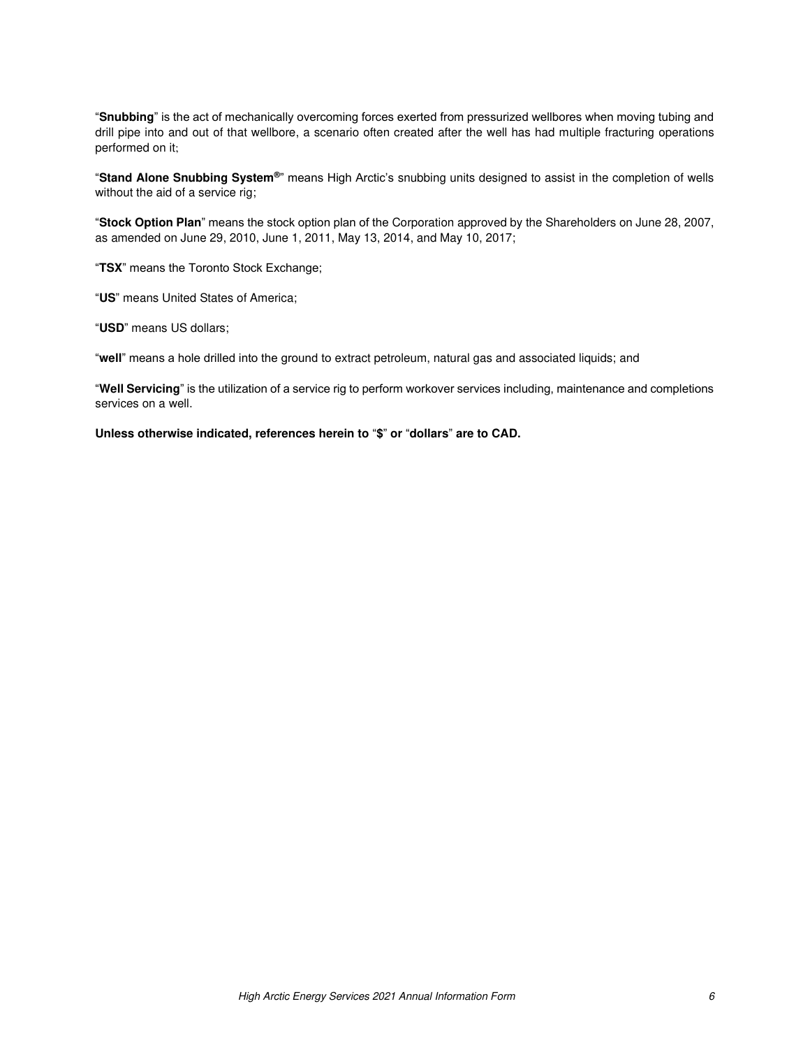"**Snubbing**" is the act of mechanically overcoming forces exerted from pressurized wellbores when moving tubing and drill pipe into and out of that wellbore, a scenario often created after the well has had multiple fracturing operations performed on it;

"**Stand Alone Snubbing System®**" means High Arctic's snubbing units designed to assist in the completion of wells without the aid of a service rig;

"**Stock Option Plan**" means the stock option plan of the Corporation approved by the Shareholders on June 28, 2007, as amended on June 29, 2010, June 1, 2011, May 13, 2014, and May 10, 2017;

"**TSX**" means the Toronto Stock Exchange;

"**US**" means United States of America;

"**USD**" means US dollars;

"**well**" means a hole drilled into the ground to extract petroleum, natural gas and associated liquids; and

"**Well Servicing**" is the utilization of a service rig to perform workover services including, maintenance and completions services on a well.

**Unless otherwise indicated, references herein to "$" or "dollars" are to CAD.**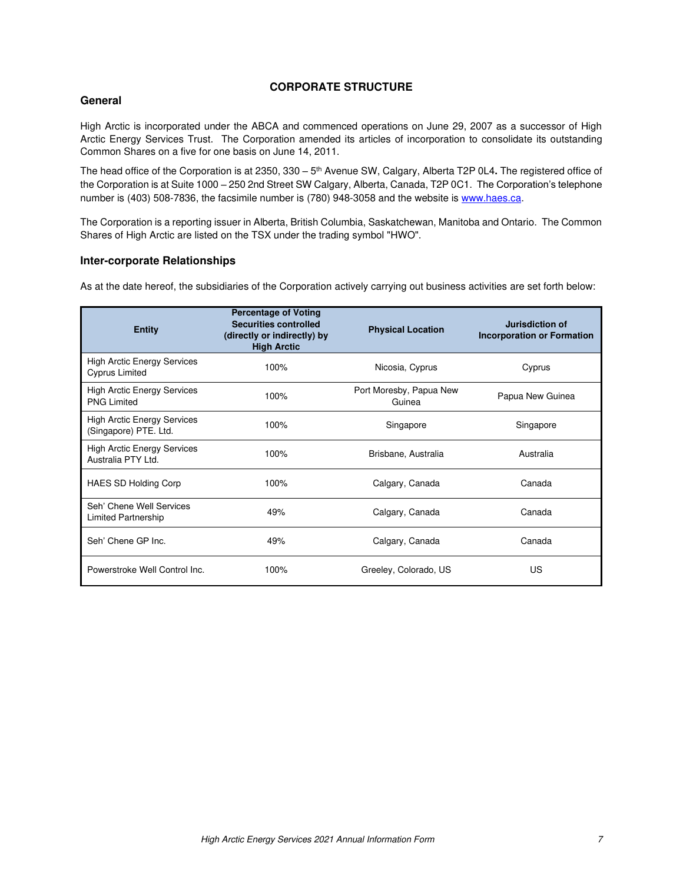## CORPORATE STRUCTURE

### General

High Arctic is incorporated under the ABCA and commenced operations on June 29, 2007 as a successor of High Arctic Energy Services Trust. The Corporation amended its articles of incorporation to consolidate its outstanding Common Shares on a five for one basis on June 14, 2011.

The head office of the Corporation is at 2350, 330 – 5th Avenue SW, Calgary, Alberta T2P 0L4**.** The registered office of the Corporation is at Suite 1000 – 250 2nd Street SW Calgary, Alberta, Canada, T2P 0C1. The Corporation's telephone number is (403) 508-7836, the facsimile number is (780) 948-3058 and the website is www.haes.ca.

The Corporation is a reporting issuer in Alberta, British Columbia, Saskatchewan, Manitoba and Ontario. The Common Shares of High Arctic are listed on the TSX under the trading symbol "HWO".

### Inter-corporate Relationships

As at the date hereof, the subsidiaries of the Corporation actively carrying out business activities are set forth below:

| Entity | Percentage of Voting Securities controlled (directly or indirectly) by High Arctic | Physical Location | Jurisdiction of Incorporation or Formation |
|---|---|---|---|
| High Arctic Energy Services Cyprus Limited | 100% | Nicosia, Cyprus | Cyprus |
| High Arctic Energy Services PNG Limited | 100% | Port Moresby, Papua New Guinea | Papua New Guinea |
| High Arctic Energy Services (Singapore) PTE. Ltd. | 100% | Singapore | Singapore |
| High Arctic Energy Services Australia PTY Ltd. | 100% | Brisbane, Australia | Australia |
| HAES SD Holding Corp | 100% | Calgary, Canada | Canada |
| Seh' Chene Well Services Limited Partnership | 49% | Calgary, Canada | Canada |
| Seh' Chene GP Inc. | 49% | Calgary, Canada | Canada |
| Powerstroke Well Control Inc. | 100% | Greeley, Colorado, US | US |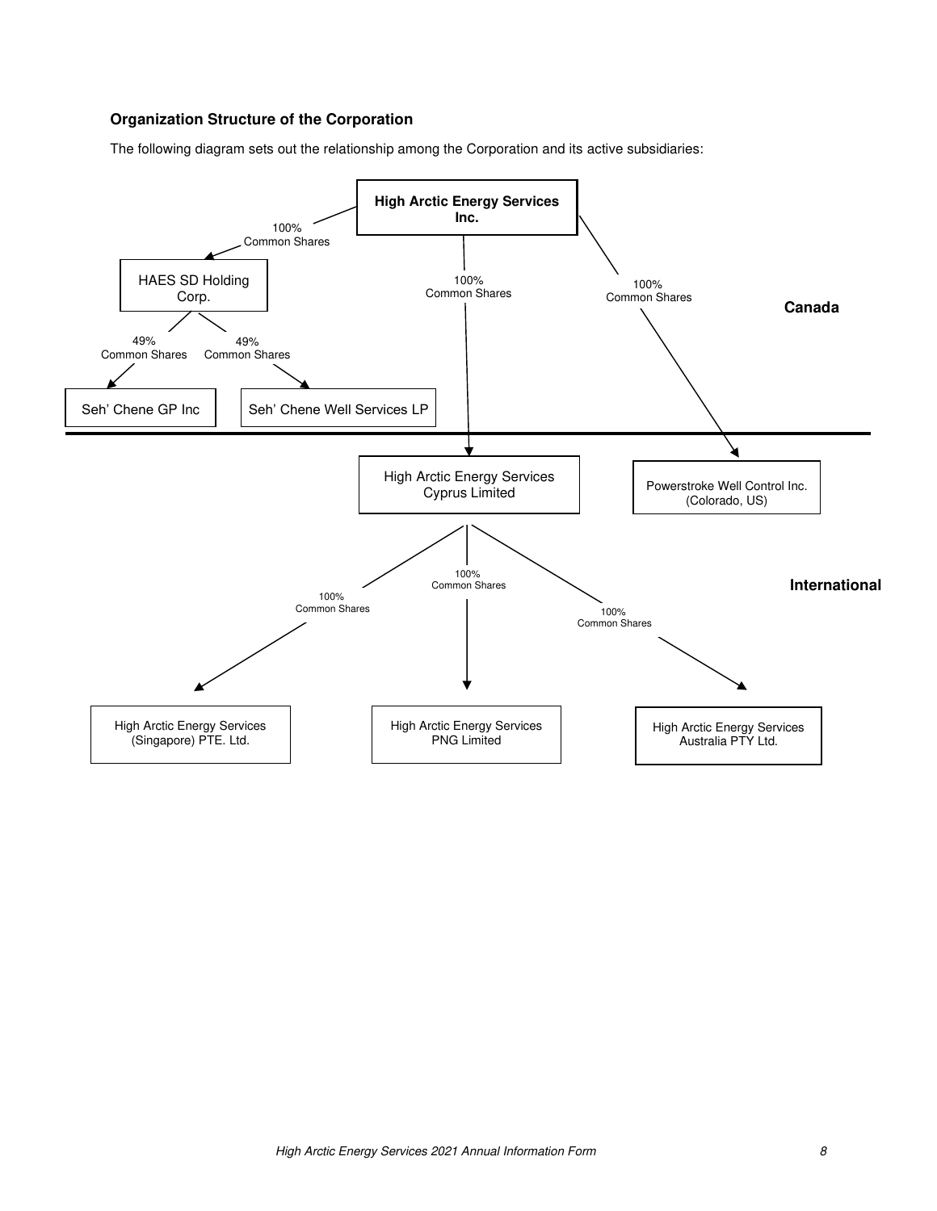### Organization Structure of the Corporation

The following diagram sets out the relationship among the Corporation and its active subsidiaries:

**High Arctic Energy Services Inc.**

- 100% Common Shares → HAES SD Holding Corp.
  - 49% Common Shares → Seh' Chene GP Inc
  - 49% Common Shares → Seh' Chene Well Services LP
- 100% Common Shares → High Arctic Energy Services Cyprus Limited
  - 100% Common Shares → High Arctic Energy Services (Singapore) PTE. Ltd.
  - 100% Common Shares → High Arctic Energy Services PNG Limited
  - 100% Common Shares → High Arctic Energy Services Australia PTY Ltd.
- 100% Common Shares → Powerstroke Well Control Inc. (Colorado, US)

**Canada**

**International**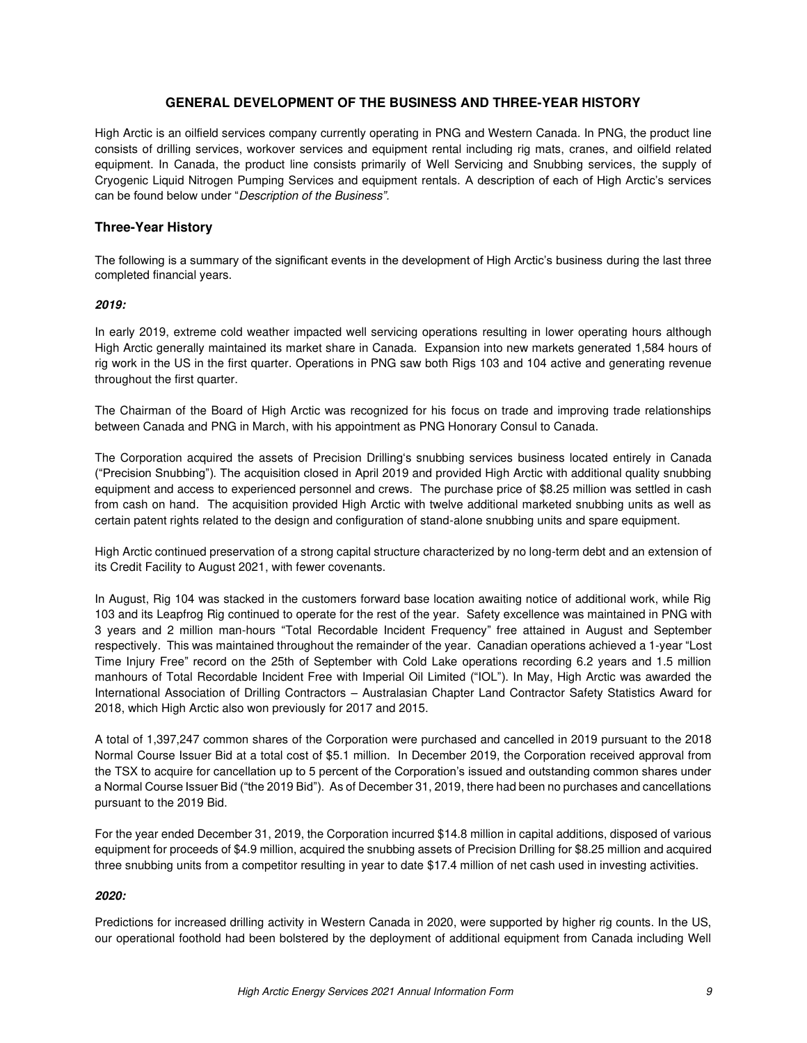## GENERAL DEVELOPMENT OF THE BUSINESS AND THREE-YEAR HISTORY

High Arctic is an oilfield services company currently operating in PNG and Western Canada. In PNG, the product line consists of drilling services, workover services and equipment rental including rig mats, cranes, and oilfield related equipment. In Canada, the product line consists primarily of Well Servicing and Snubbing services, the supply of Cryogenic Liquid Nitrogen Pumping Services and equipment rentals. A description of each of High Arctic's services can be found below under "*Description of the Business"*.

### Three-Year History

The following is a summary of the significant events in the development of High Arctic's business during the last three completed financial years.

***2019:***

In early 2019, extreme cold weather impacted well servicing operations resulting in lower operating hours although High Arctic generally maintained its market share in Canada. Expansion into new markets generated 1,584 hours of rig work in the US in the first quarter. Operations in PNG saw both Rigs 103 and 104 active and generating revenue throughout the first quarter.

The Chairman of the Board of High Arctic was recognized for his focus on trade and improving trade relationships between Canada and PNG in March, with his appointment as PNG Honorary Consul to Canada.

The Corporation acquired the assets of Precision Drilling's snubbing services business located entirely in Canada ("Precision Snubbing"). The acquisition closed in April 2019 and provided High Arctic with additional quality snubbing equipment and access to experienced personnel and crews. The purchase price of $8.25 million was settled in cash from cash on hand. The acquisition provided High Arctic with twelve additional marketed snubbing units as well as certain patent rights related to the design and configuration of stand-alone snubbing units and spare equipment.

High Arctic continued preservation of a strong capital structure characterized by no long-term debt and an extension of its Credit Facility to August 2021, with fewer covenants.

In August, Rig 104 was stacked in the customers forward base location awaiting notice of additional work, while Rig 103 and its Leapfrog Rig continued to operate for the rest of the year. Safety excellence was maintained in PNG with 3 years and 2 million man-hours "Total Recordable Incident Frequency" free attained in August and September respectively. This was maintained throughout the remainder of the year. Canadian operations achieved a 1-year "Lost Time Injury Free" record on the 25th of September with Cold Lake operations recording 6.2 years and 1.5 million manhours of Total Recordable Incident Free with Imperial Oil Limited ("IOL"). In May, High Arctic was awarded the International Association of Drilling Contractors – Australasian Chapter Land Contractor Safety Statistics Award for 2018, which High Arctic also won previously for 2017 and 2015.

A total of 1,397,247 common shares of the Corporation were purchased and cancelled in 2019 pursuant to the 2018 Normal Course Issuer Bid at a total cost of $5.1 million. In December 2019, the Corporation received approval from the TSX to acquire for cancellation up to 5 percent of the Corporation's issued and outstanding common shares under a Normal Course Issuer Bid ("the 2019 Bid"). As of December 31, 2019, there had been no purchases and cancellations pursuant to the 2019 Bid.

For the year ended December 31, 2019, the Corporation incurred $14.8 million in capital additions, disposed of various equipment for proceeds of $4.9 million, acquired the snubbing assets of Precision Drilling for $8.25 million and acquired three snubbing units from a competitor resulting in year to date $17.4 million of net cash used in investing activities.

***2020:***

Predictions for increased drilling activity in Western Canada in 2020, were supported by higher rig counts. In the US, our operational foothold had been bolstered by the deployment of additional equipment from Canada including Well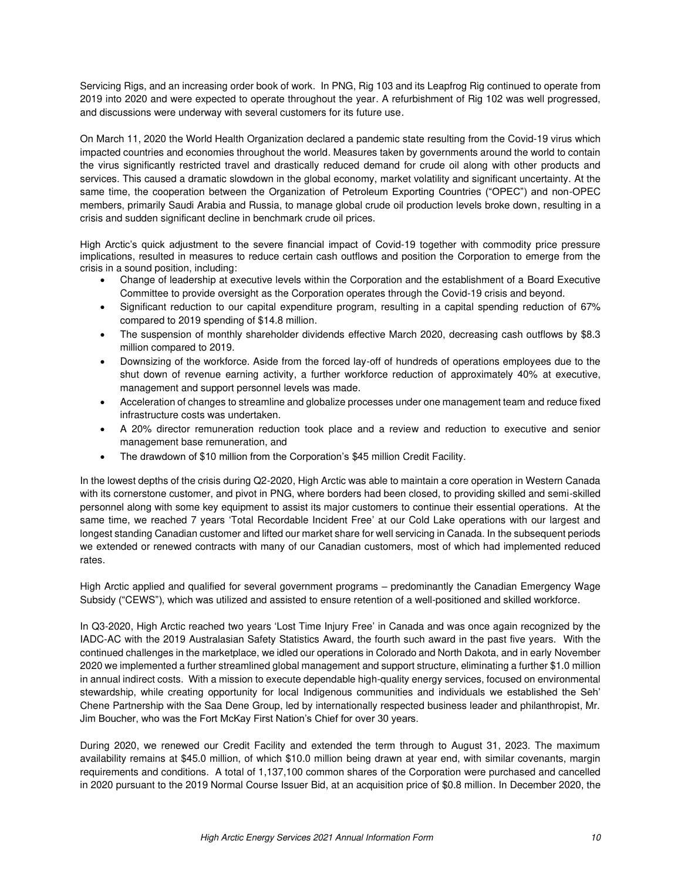Servicing Rigs, and an increasing order book of work. In PNG, Rig 103 and its Leapfrog Rig continued to operate from 2019 into 2020 and were expected to operate throughout the year. A refurbishment of Rig 102 was well progressed, and discussions were underway with several customers for its future use.

On March 11, 2020 the World Health Organization declared a pandemic state resulting from the Covid-19 virus which impacted countries and economies throughout the world. Measures taken by governments around the world to contain the virus significantly restricted travel and drastically reduced demand for crude oil along with other products and services. This caused a dramatic slowdown in the global economy, market volatility and significant uncertainty. At the same time, the cooperation between the Organization of Petroleum Exporting Countries ("OPEC") and non-OPEC members, primarily Saudi Arabia and Russia, to manage global crude oil production levels broke down, resulting in a crisis and sudden significant decline in benchmark crude oil prices.

High Arctic's quick adjustment to the severe financial impact of Covid-19 together with commodity price pressure implications, resulted in measures to reduce certain cash outflows and position the Corporation to emerge from the crisis in a sound position, including:

- Change of leadership at executive levels within the Corporation and the establishment of a Board Executive Committee to provide oversight as the Corporation operates through the Covid-19 crisis and beyond.
- Significant reduction to our capital expenditure program, resulting in a capital spending reduction of 67% compared to 2019 spending of $14.8 million.
- The suspension of monthly shareholder dividends effective March 2020, decreasing cash outflows by $8.3 million compared to 2019.
- Downsizing of the workforce. Aside from the forced lay-off of hundreds of operations employees due to the shut down of revenue earning activity, a further workforce reduction of approximately 40% at executive, management and support personnel levels was made.
- Acceleration of changes to streamline and globalize processes under one management team and reduce fixed infrastructure costs was undertaken.
- A 20% director remuneration reduction took place and a review and reduction to executive and senior management base remuneration, and
- The drawdown of $10 million from the Corporation's $45 million Credit Facility.

In the lowest depths of the crisis during Q2-2020, High Arctic was able to maintain a core operation in Western Canada with its cornerstone customer, and pivot in PNG, where borders had been closed, to providing skilled and semi-skilled personnel along with some key equipment to assist its major customers to continue their essential operations. At the same time, we reached 7 years 'Total Recordable Incident Free' at our Cold Lake operations with our largest and longest standing Canadian customer and lifted our market share for well servicing in Canada. In the subsequent periods we extended or renewed contracts with many of our Canadian customers, most of which had implemented reduced rates.

High Arctic applied and qualified for several government programs – predominantly the Canadian Emergency Wage Subsidy ("CEWS"), which was utilized and assisted to ensure retention of a well-positioned and skilled workforce.

In Q3-2020, High Arctic reached two years 'Lost Time Injury Free' in Canada and was once again recognized by the IADC-AC with the 2019 Australasian Safety Statistics Award, the fourth such award in the past five years. With the continued challenges in the marketplace, we idled our operations in Colorado and North Dakota, and in early November 2020 we implemented a further streamlined global management and support structure, eliminating a further $1.0 million in annual indirect costs. With a mission to execute dependable high-quality energy services, focused on environmental stewardship, while creating opportunity for local Indigenous communities and individuals we established the Seh' Chene Partnership with the Saa Dene Group, led by internationally respected business leader and philanthropist, Mr. Jim Boucher, who was the Fort McKay First Nation's Chief for over 30 years.

During 2020, we renewed our Credit Facility and extended the term through to August 31, 2023. The maximum availability remains at $45.0 million, of which $10.0 million being drawn at year end, with similar covenants, margin requirements and conditions. A total of 1,137,100 common shares of the Corporation were purchased and cancelled in 2020 pursuant to the 2019 Normal Course Issuer Bid, at an acquisition price of $0.8 million. In December 2020, the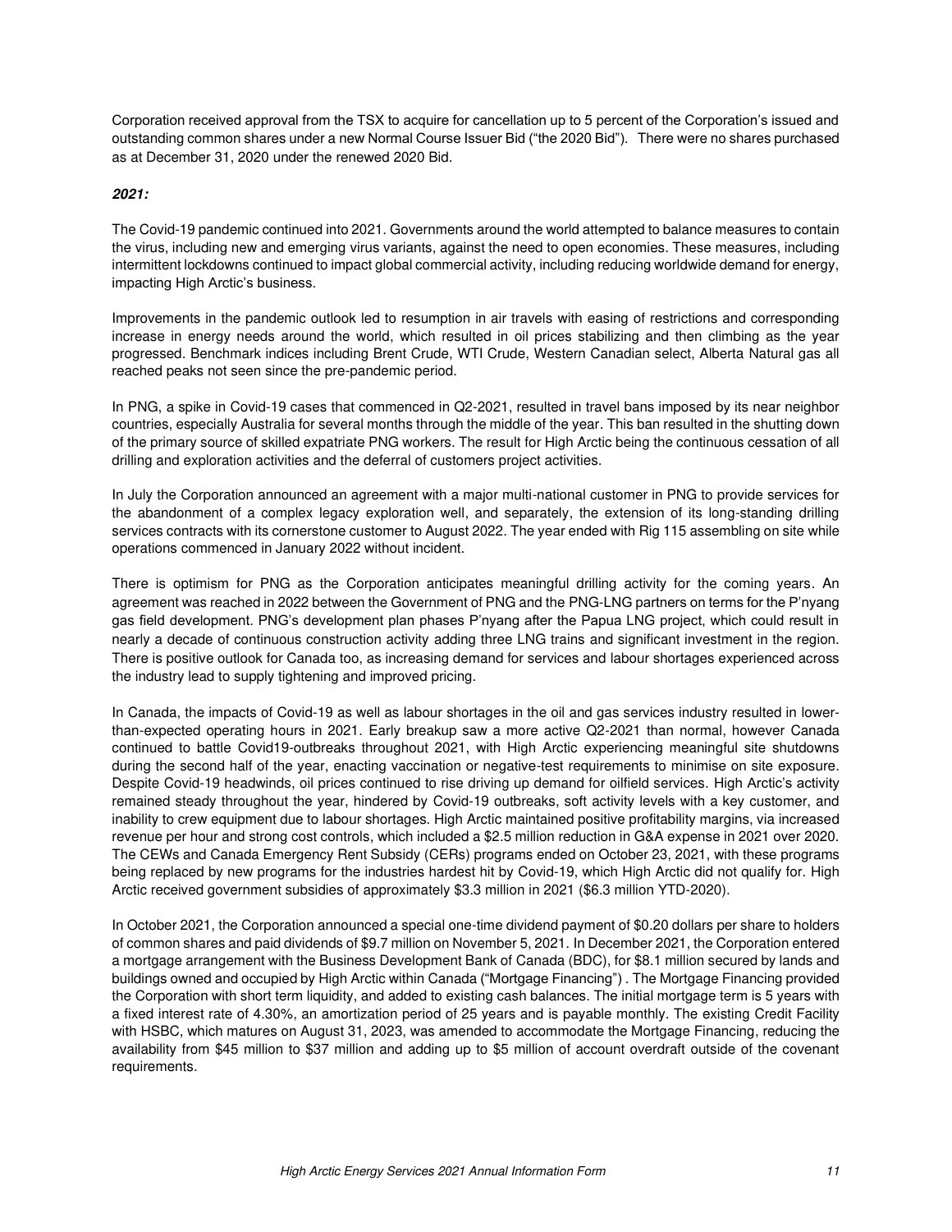Corporation received approval from the TSX to acquire for cancellation up to 5 percent of the Corporation's issued and outstanding common shares under a new Normal Course Issuer Bid ("the 2020 Bid"). There were no shares purchased as at December 31, 2020 under the renewed 2020 Bid.

***2021:***

The Covid-19 pandemic continued into 2021. Governments around the world attempted to balance measures to contain the virus, including new and emerging virus variants, against the need to open economies. These measures, including intermittent lockdowns continued to impact global commercial activity, including reducing worldwide demand for energy, impacting High Arctic's business.

Improvements in the pandemic outlook led to resumption in air travels with easing of restrictions and corresponding increase in energy needs around the world, which resulted in oil prices stabilizing and then climbing as the year progressed. Benchmark indices including Brent Crude, WTI Crude, Western Canadian select, Alberta Natural gas all reached peaks not seen since the pre-pandemic period.

In PNG, a spike in Covid-19 cases that commenced in Q2-2021, resulted in travel bans imposed by its near neighbor countries, especially Australia for several months through the middle of the year. This ban resulted in the shutting down of the primary source of skilled expatriate PNG workers. The result for High Arctic being the continuous cessation of all drilling and exploration activities and the deferral of customers project activities.

In July the Corporation announced an agreement with a major multi-national customer in PNG to provide services for the abandonment of a complex legacy exploration well, and separately, the extension of its long-standing drilling services contracts with its cornerstone customer to August 2022. The year ended with Rig 115 assembling on site while operations commenced in January 2022 without incident.

There is optimism for PNG as the Corporation anticipates meaningful drilling activity for the coming years. An agreement was reached in 2022 between the Government of PNG and the PNG-LNG partners on terms for the P'nyang gas field development. PNG's development plan phases P'nyang after the Papua LNG project, which could result in nearly a decade of continuous construction activity adding three LNG trains and significant investment in the region. There is positive outlook for Canada too, as increasing demand for services and labour shortages experienced across the industry lead to supply tightening and improved pricing.

In Canada, the impacts of Covid-19 as well as labour shortages in the oil and gas services industry resulted in lower-than-expected operating hours in 2021. Early breakup saw a more active Q2-2021 than normal, however Canada continued to battle Covid19-outbreaks throughout 2021, with High Arctic experiencing meaningful site shutdowns during the second half of the year, enacting vaccination or negative-test requirements to minimise on site exposure. Despite Covid-19 headwinds, oil prices continued to rise driving up demand for oilfield services. High Arctic's activity remained steady throughout the year, hindered by Covid-19 outbreaks, soft activity levels with a key customer, and inability to crew equipment due to labour shortages. High Arctic maintained positive profitability margins, via increased revenue per hour and strong cost controls, which included a $2.5 million reduction in G&A expense in 2021 over 2020. The CEWs and Canada Emergency Rent Subsidy (CERs) programs ended on October 23, 2021, with these programs being replaced by new programs for the industries hardest hit by Covid-19, which High Arctic did not qualify for. High Arctic received government subsidies of approximately $3.3 million in 2021 ($6.3 million YTD-2020).

In October 2021, the Corporation announced a special one-time dividend payment of $0.20 dollars per share to holders of common shares and paid dividends of $9.7 million on November 5, 2021. In December 2021, the Corporation entered a mortgage arrangement with the Business Development Bank of Canada (BDC), for $8.1 million secured by lands and buildings owned and occupied by High Arctic within Canada ("Mortgage Financing") . The Mortgage Financing provided the Corporation with short term liquidity, and added to existing cash balances. The initial mortgage term is 5 years with a fixed interest rate of 4.30%, an amortization period of 25 years and is payable monthly. The existing Credit Facility with HSBC, which matures on August 31, 2023, was amended to accommodate the Mortgage Financing, reducing the availability from $45 million to $37 million and adding up to $5 million of account overdraft outside of the covenant requirements.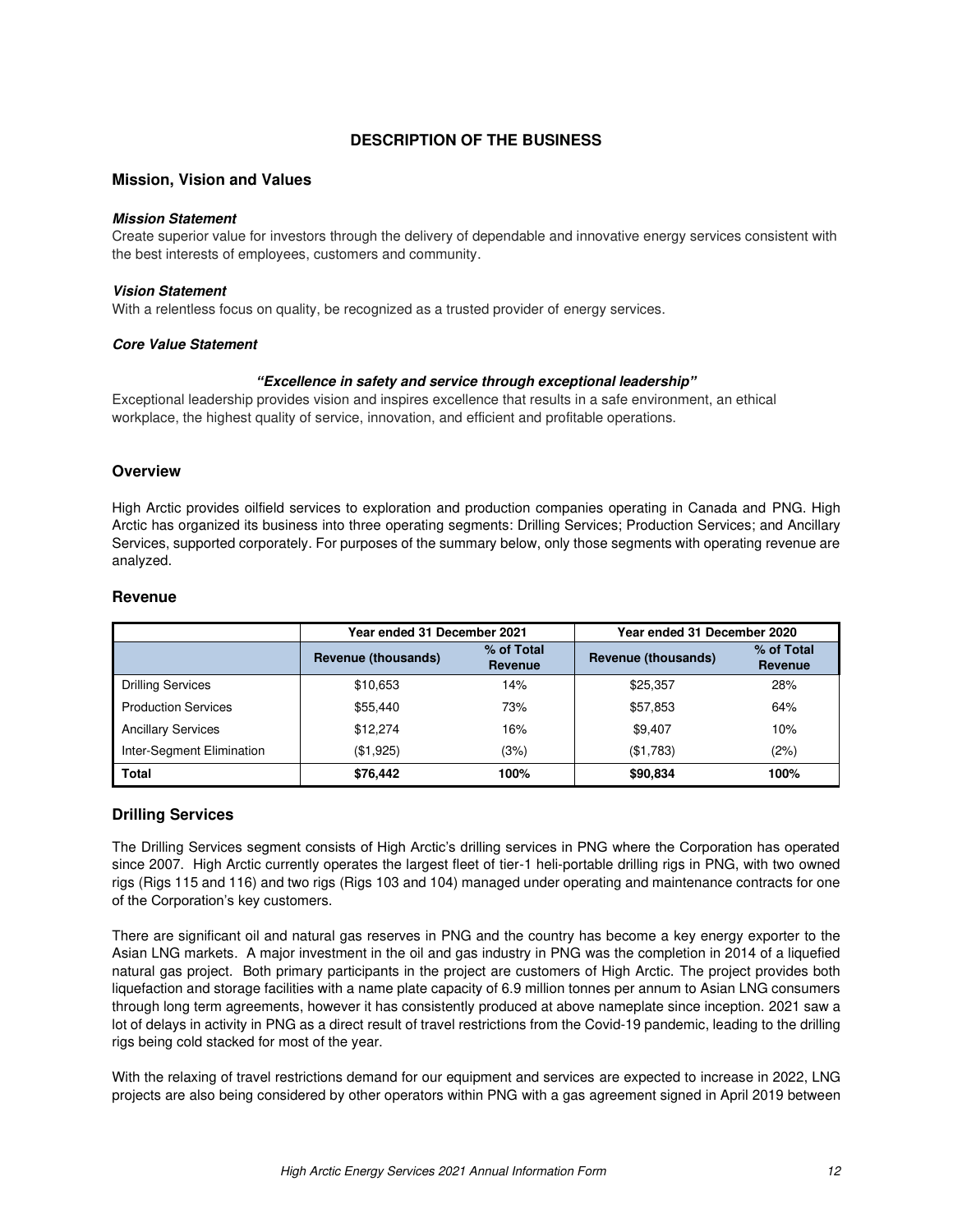# DESCRIPTION OF THE BUSINESS

## Mission, Vision and Values

***Mission Statement***

Create superior value for investors through the delivery of dependable and innovative energy services consistent with the best interests of employees, customers and community.

***Vision Statement***

With a relentless focus on quality, be recognized as a trusted provider of energy services.

***Core Value Statement***

***"Excellence in safety and service through exceptional leadership"***

Exceptional leadership provides vision and inspires excellence that results in a safe environment, an ethical workplace, the highest quality of service, innovation, and efficient and profitable operations.

## Overview

High Arctic provides oilfield services to exploration and production companies operating in Canada and PNG. High Arctic has organized its business into three operating segments: Drilling Services; Production Services; and Ancillary Services, supported corporately. For purposes of the summary below, only those segments with operating revenue are analyzed.

## Revenue

| | Year ended 31 December 2021 | | Year ended 31 December 2020 | |
|---|---|---|---|---|
| | **Revenue (thousands)** | **% of Total Revenue** | **Revenue (thousands)** | **% of Total Revenue** |
| Drilling Services | $10,653 | 14% | $25,357 | 28% |
| Production Services | $55,440 | 73% | $57,853 | 64% |
| Ancillary Services | $12,274 | 16% | $9,407 | 10% |
| Inter-Segment Elimination | ($1,925) | (3%) | ($1,783) | (2%) |
| **Total** | **$76,442** | **100%** | **$90,834** | **100%** |

## Drilling Services

The Drilling Services segment consists of High Arctic's drilling services in PNG where the Corporation has operated since 2007. High Arctic currently operates the largest fleet of tier-1 heli-portable drilling rigs in PNG, with two owned rigs (Rigs 115 and 116) and two rigs (Rigs 103 and 104) managed under operating and maintenance contracts for one of the Corporation's key customers.

There are significant oil and natural gas reserves in PNG and the country has become a key energy exporter to the Asian LNG markets. A major investment in the oil and gas industry in PNG was the completion in 2014 of a liquefied natural gas project. Both primary participants in the project are customers of High Arctic. The project provides both liquefaction and storage facilities with a name plate capacity of 6.9 million tonnes per annum to Asian LNG consumers through long term agreements, however it has consistently produced at above nameplate since inception. 2021 saw a lot of delays in activity in PNG as a direct result of travel restrictions from the Covid-19 pandemic, leading to the drilling rigs being cold stacked for most of the year.

With the relaxing of travel restrictions demand for our equipment and services are expected to increase in 2022, LNG projects are also being considered by other operators within PNG with a gas agreement signed in April 2019 between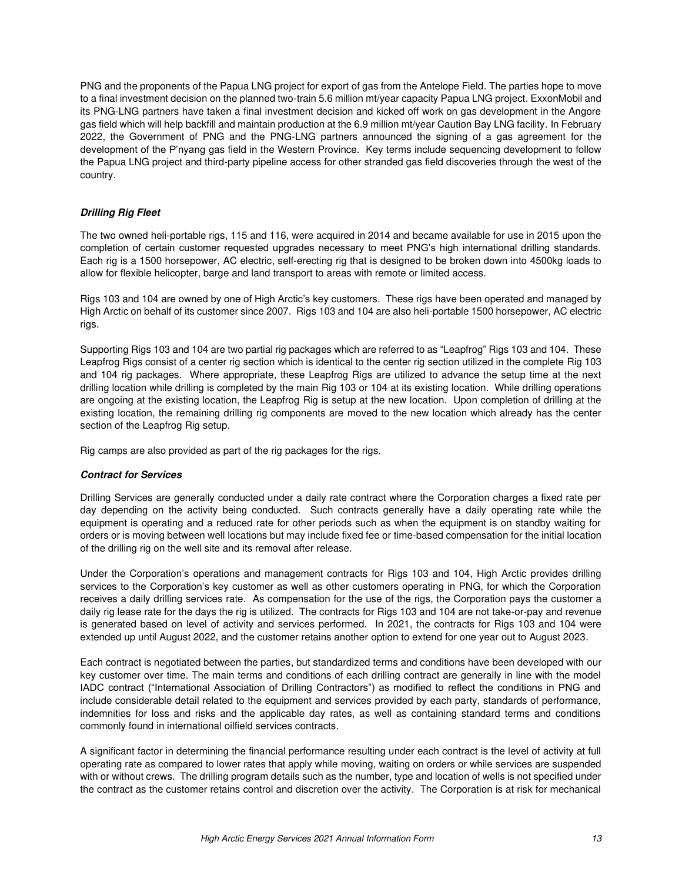PNG and the proponents of the Papua LNG project for export of gas from the Antelope Field. The parties hope to move to a final investment decision on the planned two-train 5.6 million mt/year capacity Papua LNG project. ExxonMobil and its PNG-LNG partners have taken a final investment decision and kicked off work on gas development in the Angore gas field which will help backfill and maintain production at the 6.9 million mt/year Caution Bay LNG facility. In February 2022, the Government of PNG and the PNG-LNG partners announced the signing of a gas agreement for the development of the P'nyang gas field in the Western Province. Key terms include sequencing development to follow the Papua LNG project and third-party pipeline access for other stranded gas field discoveries through the west of the country.

***Drilling Rig Fleet***

The two owned heli-portable rigs, 115 and 116, were acquired in 2014 and became available for use in 2015 upon the completion of certain customer requested upgrades necessary to meet PNG's high international drilling standards. Each rig is a 1500 horsepower, AC electric, self-erecting rig that is designed to be broken down into 4500kg loads to allow for flexible helicopter, barge and land transport to areas with remote or limited access.

Rigs 103 and 104 are owned by one of High Arctic's key customers. These rigs have been operated and managed by High Arctic on behalf of its customer since 2007. Rigs 103 and 104 are also heli-portable 1500 horsepower, AC electric rigs.

Supporting Rigs 103 and 104 are two partial rig packages which are referred to as "Leapfrog" Rigs 103 and 104. These Leapfrog Rigs consist of a center rig section which is identical to the center rig section utilized in the complete Rig 103 and 104 rig packages. Where appropriate, these Leapfrog Rigs are utilized to advance the setup time at the next drilling location while drilling is completed by the main Rig 103 or 104 at its existing location. While drilling operations are ongoing at the existing location, the Leapfrog Rig is setup at the new location. Upon completion of drilling at the existing location, the remaining drilling rig components are moved to the new location which already has the center section of the Leapfrog Rig setup.

Rig camps are also provided as part of the rig packages for the rigs.

***Contract for Services***

Drilling Services are generally conducted under a daily rate contract where the Corporation charges a fixed rate per day depending on the activity being conducted. Such contracts generally have a daily operating rate while the equipment is operating and a reduced rate for other periods such as when the equipment is on standby waiting for orders or is moving between well locations but may include fixed fee or time-based compensation for the initial location of the drilling rig on the well site and its removal after release.

Under the Corporation's operations and management contracts for Rigs 103 and 104, High Arctic provides drilling services to the Corporation's key customer as well as other customers operating in PNG, for which the Corporation receives a daily drilling services rate. As compensation for the use of the rigs, the Corporation pays the customer a daily rig lease rate for the days the rig is utilized. The contracts for Rigs 103 and 104 are not take-or-pay and revenue is generated based on level of activity and services performed. In 2021, the contracts for Rigs 103 and 104 were extended up until August 2022, and the customer retains another option to extend for one year out to August 2023.

Each contract is negotiated between the parties, but standardized terms and conditions have been developed with our key customer over time. The main terms and conditions of each drilling contract are generally in line with the model IADC contract ("International Association of Drilling Contractors") as modified to reflect the conditions in PNG and include considerable detail related to the equipment and services provided by each party, standards of performance, indemnities for loss and risks and the applicable day rates, as well as containing standard terms and conditions commonly found in international oilfield services contracts.

A significant factor in determining the financial performance resulting under each contract is the level of activity at full operating rate as compared to lower rates that apply while moving, waiting on orders or while services are suspended with or without crews. The drilling program details such as the number, type and location of wells is not specified under the contract as the customer retains control and discretion over the activity. The Corporation is at risk for mechanical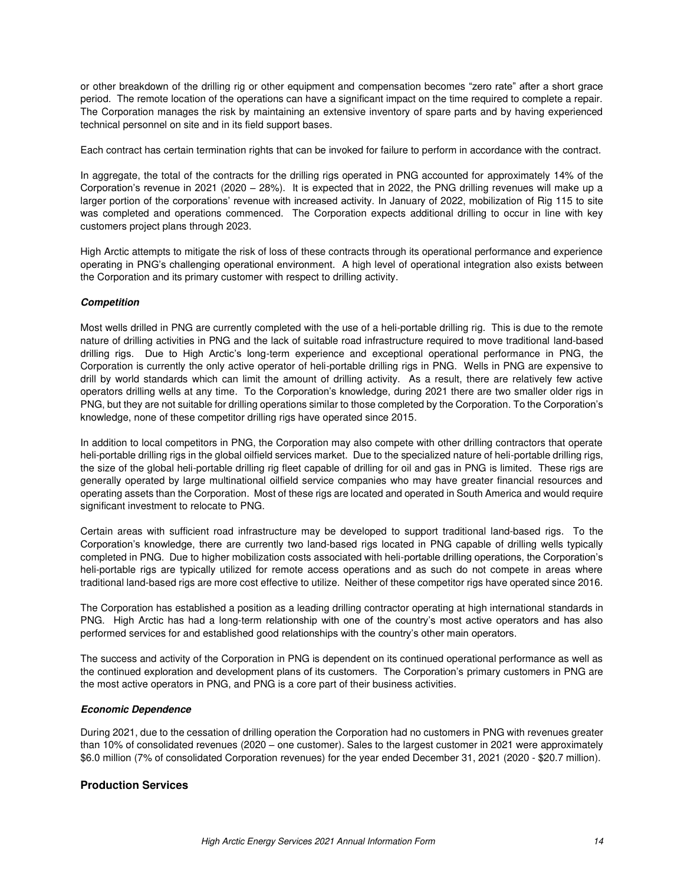or other breakdown of the drilling rig or other equipment and compensation becomes "zero rate" after a short grace period. The remote location of the operations can have a significant impact on the time required to complete a repair. The Corporation manages the risk by maintaining an extensive inventory of spare parts and by having experienced technical personnel on site and in its field support bases.

Each contract has certain termination rights that can be invoked for failure to perform in accordance with the contract.

In aggregate, the total of the contracts for the drilling rigs operated in PNG accounted for approximately 14% of the Corporation's revenue in 2021 (2020 – 28%). It is expected that in 2022, the PNG drilling revenues will make up a larger portion of the corporations' revenue with increased activity. In January of 2022, mobilization of Rig 115 to site was completed and operations commenced. The Corporation expects additional drilling to occur in line with key customers project plans through 2023.

High Arctic attempts to mitigate the risk of loss of these contracts through its operational performance and experience operating in PNG's challenging operational environment. A high level of operational integration also exists between the Corporation and its primary customer with respect to drilling activity.

***Competition***

Most wells drilled in PNG are currently completed with the use of a heli-portable drilling rig. This is due to the remote nature of drilling activities in PNG and the lack of suitable road infrastructure required to move traditional land-based drilling rigs. Due to High Arctic's long-term experience and exceptional operational performance in PNG, the Corporation is currently the only active operator of heli-portable drilling rigs in PNG. Wells in PNG are expensive to drill by world standards which can limit the amount of drilling activity. As a result, there are relatively few active operators drilling wells at any time. To the Corporation's knowledge, during 2021 there are two smaller older rigs in PNG, but they are not suitable for drilling operations similar to those completed by the Corporation. To the Corporation's knowledge, none of these competitor drilling rigs have operated since 2015.

In addition to local competitors in PNG, the Corporation may also compete with other drilling contractors that operate heli-portable drilling rigs in the global oilfield services market. Due to the specialized nature of heli-portable drilling rigs, the size of the global heli-portable drilling rig fleet capable of drilling for oil and gas in PNG is limited. These rigs are generally operated by large multinational oilfield service companies who may have greater financial resources and operating assets than the Corporation. Most of these rigs are located and operated in South America and would require significant investment to relocate to PNG.

Certain areas with sufficient road infrastructure may be developed to support traditional land-based rigs. To the Corporation's knowledge, there are currently two land-based rigs located in PNG capable of drilling wells typically completed in PNG. Due to higher mobilization costs associated with heli-portable drilling operations, the Corporation's heli-portable rigs are typically utilized for remote access operations and as such do not compete in areas where traditional land-based rigs are more cost effective to utilize. Neither of these competitor rigs have operated since 2016.

The Corporation has established a position as a leading drilling contractor operating at high international standards in PNG. High Arctic has had a long-term relationship with one of the country's most active operators and has also performed services for and established good relationships with the country's other main operators.

The success and activity of the Corporation in PNG is dependent on its continued operational performance as well as the continued exploration and development plans of its customers. The Corporation's primary customers in PNG are the most active operators in PNG, and PNG is a core part of their business activities.

***Economic Dependence***

During 2021, due to the cessation of drilling operation the Corporation had no customers in PNG with revenues greater than 10% of consolidated revenues (2020 – one customer). Sales to the largest customer in 2021 were approximately $6.0 million (7% of consolidated Corporation revenues) for the year ended December 31, 2021 (2020 - $20.7 million).

## Production Services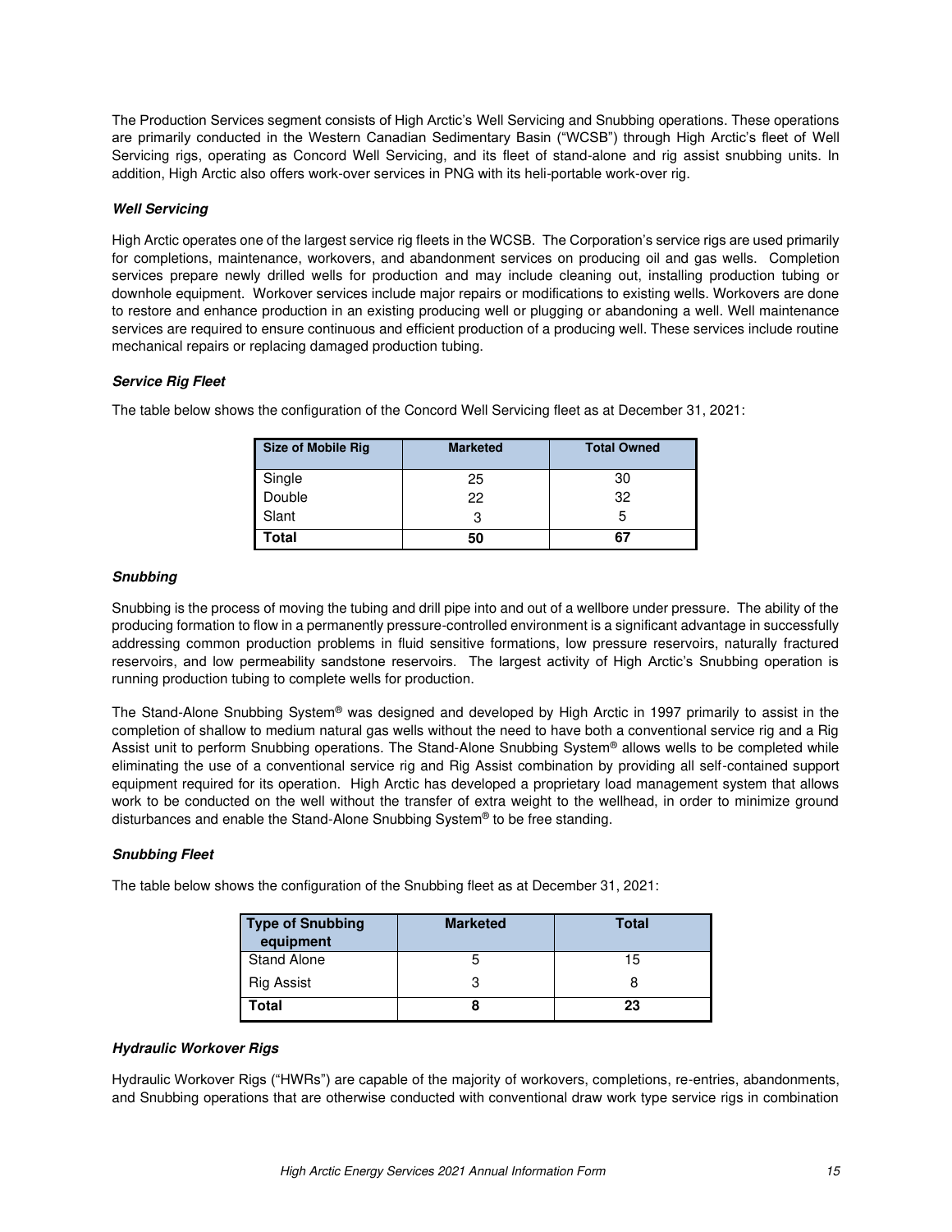The Production Services segment consists of High Arctic's Well Servicing and Snubbing operations. These operations are primarily conducted in the Western Canadian Sedimentary Basin ("WCSB") through High Arctic's fleet of Well Servicing rigs, operating as Concord Well Servicing, and its fleet of stand-alone and rig assist snubbing units. In addition, High Arctic also offers work-over services in PNG with its heli-portable work-over rig.

***Well Servicing***

High Arctic operates one of the largest service rig fleets in the WCSB. The Corporation's service rigs are used primarily for completions, maintenance, workovers, and abandonment services on producing oil and gas wells. Completion services prepare newly drilled wells for production and may include cleaning out, installing production tubing or downhole equipment. Workover services include major repairs or modifications to existing wells. Workovers are done to restore and enhance production in an existing producing well or plugging or abandoning a well. Well maintenance services are required to ensure continuous and efficient production of a producing well. These services include routine mechanical repairs or replacing damaged production tubing.

***Service Rig Fleet***

The table below shows the configuration of the Concord Well Servicing fleet as at December 31, 2021:

| Size of Mobile Rig | Marketed | Total Owned |
|---|---|---|
| Single | 25 | 30 |
| Double | 22 | 32 |
| Slant | 3 | 5 |
| **Total** | **50** | **67** |

***Snubbing***

Snubbing is the process of moving the tubing and drill pipe into and out of a wellbore under pressure. The ability of the producing formation to flow in a permanently pressure-controlled environment is a significant advantage in successfully addressing common production problems in fluid sensitive formations, low pressure reservoirs, naturally fractured reservoirs, and low permeability sandstone reservoirs. The largest activity of High Arctic's Snubbing operation is running production tubing to complete wells for production.

The Stand-Alone Snubbing System® was designed and developed by High Arctic in 1997 primarily to assist in the completion of shallow to medium natural gas wells without the need to have both a conventional service rig and a Rig Assist unit to perform Snubbing operations. The Stand-Alone Snubbing System® allows wells to be completed while eliminating the use of a conventional service rig and Rig Assist combination by providing all self-contained support equipment required for its operation. High Arctic has developed a proprietary load management system that allows work to be conducted on the well without the transfer of extra weight to the wellhead, in order to minimize ground disturbances and enable the Stand-Alone Snubbing System® to be free standing.

***Snubbing Fleet***

The table below shows the configuration of the Snubbing fleet as at December 31, 2021:

| Type of Snubbing equipment | Marketed | Total |
|---|---|---|
| Stand Alone | 5 | 15 |
| Rig Assist | 3 | 8 |
| **Total** | **8** | **23** |

***Hydraulic Workover Rigs***

Hydraulic Workover Rigs ("HWRs") are capable of the majority of workovers, completions, re-entries, abandonments, and Snubbing operations that are otherwise conducted with conventional draw work type service rigs in combination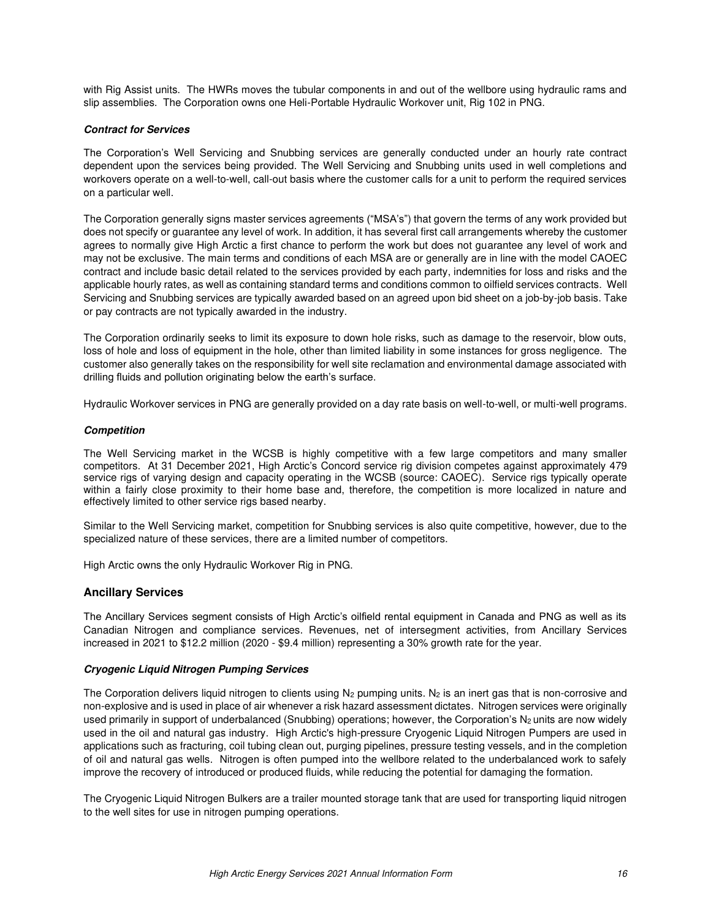with Rig Assist units. The HWRs moves the tubular components in and out of the wellbore using hydraulic rams and slip assemblies. The Corporation owns one Heli-Portable Hydraulic Workover unit, Rig 102 in PNG.

#### *Contract for Services*

The Corporation's Well Servicing and Snubbing services are generally conducted under an hourly rate contract dependent upon the services being provided. The Well Servicing and Snubbing units used in well completions and workovers operate on a well-to-well, call-out basis where the customer calls for a unit to perform the required services on a particular well.

The Corporation generally signs master services agreements ("MSA's") that govern the terms of any work provided but does not specify or guarantee any level of work. In addition, it has several first call arrangements whereby the customer agrees to normally give High Arctic a first chance to perform the work but does not guarantee any level of work and may not be exclusive. The main terms and conditions of each MSA are or generally are in line with the model CAOEC contract and include basic detail related to the services provided by each party, indemnities for loss and risks and the applicable hourly rates, as well as containing standard terms and conditions common to oilfield services contracts. Well Servicing and Snubbing services are typically awarded based on an agreed upon bid sheet on a job-by-job basis. Take or pay contracts are not typically awarded in the industry.

The Corporation ordinarily seeks to limit its exposure to down hole risks, such as damage to the reservoir, blow outs, loss of hole and loss of equipment in the hole, other than limited liability in some instances for gross negligence. The customer also generally takes on the responsibility for well site reclamation and environmental damage associated with drilling fluids and pollution originating below the earth's surface.

Hydraulic Workover services in PNG are generally provided on a day rate basis on well-to-well, or multi-well programs.

#### *Competition*

The Well Servicing market in the WCSB is highly competitive with a few large competitors and many smaller competitors. At 31 December 2021, High Arctic's Concord service rig division competes against approximately 479 service rigs of varying design and capacity operating in the WCSB (source: CAOEC). Service rigs typically operate within a fairly close proximity to their home base and, therefore, the competition is more localized in nature and effectively limited to other service rigs based nearby.

Similar to the Well Servicing market, competition for Snubbing services is also quite competitive, however, due to the specialized nature of these services, there are a limited number of competitors.

High Arctic owns the only Hydraulic Workover Rig in PNG.

### Ancillary Services

The Ancillary Services segment consists of High Arctic's oilfield rental equipment in Canada and PNG as well as its Canadian Nitrogen and compliance services. Revenues, net of intersegment activities, from Ancillary Services increased in 2021 to $12.2 million (2020 - $9.4 million) representing a 30% growth rate for the year.

#### *Cryogenic Liquid Nitrogen Pumping Services*

The Corporation delivers liquid nitrogen to clients using $N_2$ pumping units. $N_2$ is an inert gas that is non-corrosive and non-explosive and is used in place of air whenever a risk hazard assessment dictates. Nitrogen services were originally used primarily in support of underbalanced (Snubbing) operations; however, the Corporation's $N_2$ units are now widely used in the oil and natural gas industry. High Arctic's high-pressure Cryogenic Liquid Nitrogen Pumpers are used in applications such as fracturing, coil tubing clean out, purging pipelines, pressure testing vessels, and in the completion of oil and natural gas wells. Nitrogen is often pumped into the wellbore related to the underbalanced work to safely improve the recovery of introduced or produced fluids, while reducing the potential for damaging the formation.

The Cryogenic Liquid Nitrogen Bulkers are a trailer mounted storage tank that are used for transporting liquid nitrogen to the well sites for use in nitrogen pumping operations.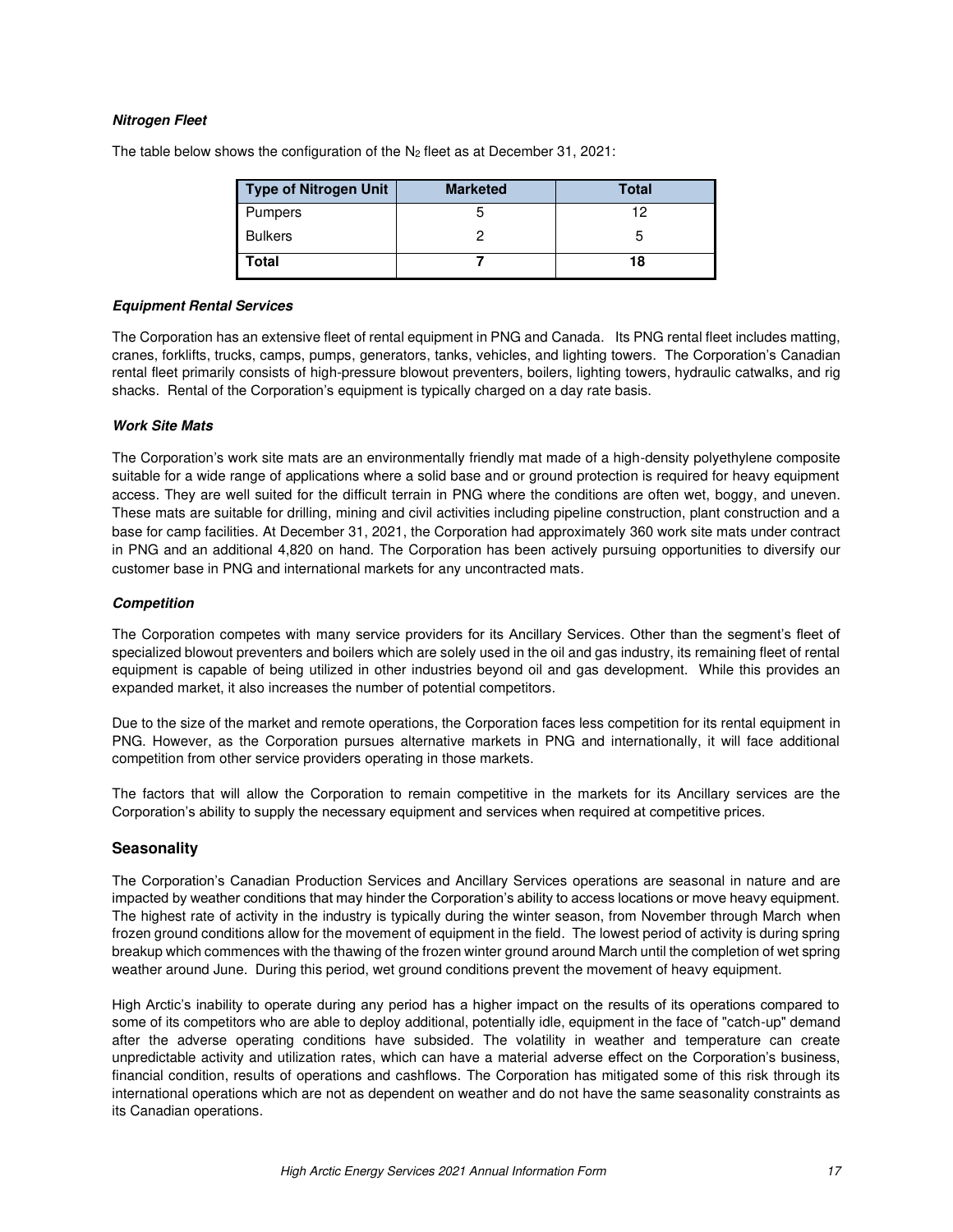***Nitrogen Fleet***

The table below shows the configuration of the $N_2$ fleet as at December 31, 2021:

| Type of Nitrogen Unit | Marketed | Total |
|---|---|---|
| Pumpers | 5 | 12 |
| Bulkers | 2 | 5 |
| **Total** | **7** | **18** |

***Equipment Rental Services***

The Corporation has an extensive fleet of rental equipment in PNG and Canada. Its PNG rental fleet includes matting, cranes, forklifts, trucks, camps, pumps, generators, tanks, vehicles, and lighting towers. The Corporation's Canadian rental fleet primarily consists of high-pressure blowout preventers, boilers, lighting towers, hydraulic catwalks, and rig shacks. Rental of the Corporation's equipment is typically charged on a day rate basis.

***Work Site Mats***

The Corporation's work site mats are an environmentally friendly mat made of a high-density polyethylene composite suitable for a wide range of applications where a solid base and or ground protection is required for heavy equipment access. They are well suited for the difficult terrain in PNG where the conditions are often wet, boggy, and uneven. These mats are suitable for drilling, mining and civil activities including pipeline construction, plant construction and a base for camp facilities. At December 31, 2021, the Corporation had approximately 360 work site mats under contract in PNG and an additional 4,820 on hand. The Corporation has been actively pursuing opportunities to diversify our customer base in PNG and international markets for any uncontracted mats.

***Competition***

The Corporation competes with many service providers for its Ancillary Services. Other than the segment's fleet of specialized blowout preventers and boilers which are solely used in the oil and gas industry, its remaining fleet of rental equipment is capable of being utilized in other industries beyond oil and gas development. While this provides an expanded market, it also increases the number of potential competitors.

Due to the size of the market and remote operations, the Corporation faces less competition for its rental equipment in PNG. However, as the Corporation pursues alternative markets in PNG and internationally, it will face additional competition from other service providers operating in those markets.

The factors that will allow the Corporation to remain competitive in the markets for its Ancillary services are the Corporation's ability to supply the necessary equipment and services when required at competitive prices.

## Seasonality

The Corporation's Canadian Production Services and Ancillary Services operations are seasonal in nature and are impacted by weather conditions that may hinder the Corporation's ability to access locations or move heavy equipment. The highest rate of activity in the industry is typically during the winter season, from November through March when frozen ground conditions allow for the movement of equipment in the field. The lowest period of activity is during spring breakup which commences with the thawing of the frozen winter ground around March until the completion of wet spring weather around June. During this period, wet ground conditions prevent the movement of heavy equipment.

High Arctic's inability to operate during any period has a higher impact on the results of its operations compared to some of its competitors who are able to deploy additional, potentially idle, equipment in the face of "catch-up" demand after the adverse operating conditions have subsided. The volatility in weather and temperature can create unpredictable activity and utilization rates, which can have a material adverse effect on the Corporation's business, financial condition, results of operations and cashflows. The Corporation has mitigated some of this risk through its international operations which are not as dependent on weather and do not have the same seasonality constraints as its Canadian operations.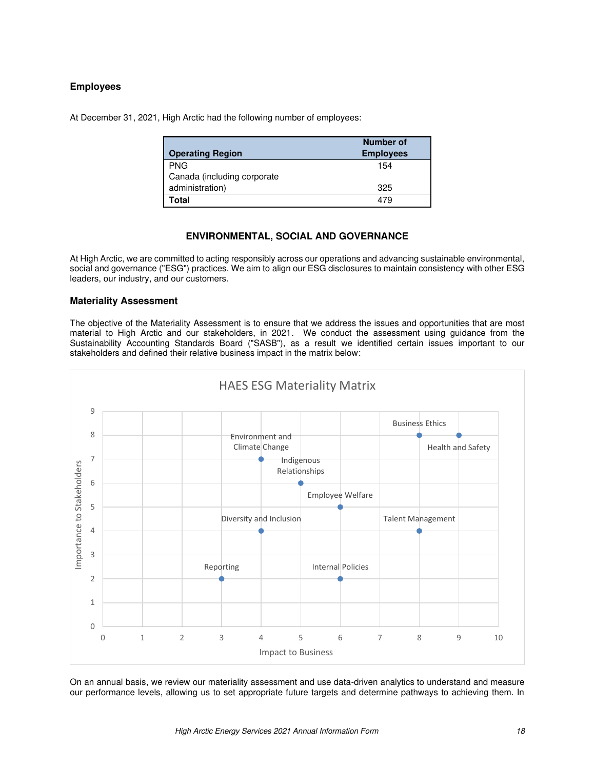### Employees

At December 31, 2021, High Arctic had the following number of employees:

| Operating Region | Number of Employees |
|---|---|
| PNG | 154 |
| Canada (including corporate administration) | 325 |
| **Total** | 479 |

## ENVIRONMENTAL, SOCIAL AND GOVERNANCE

At High Arctic, we are committed to acting responsibly across our operations and advancing sustainable environmental, social and governance ("ESG") practices. We aim to align our ESG disclosures to maintain consistency with other ESG leaders, our industry, and our customers.

### Materiality Assessment

The objective of the Materiality Assessment is to ensure that we address the issues and opportunities that are most material to High Arctic and our stakeholders, in 2021. We conduct the assessment using guidance from the Sustainability Accounting Standards Board ("SASB"), as a result we identified certain issues important to our stakeholders and defined their relative business impact in the matrix below:

HAES ESG Materiality Matrix

| Issue | Impact to Business | Importance to Stakeholders |
|---|---|---|
| Business Ethics | 8 | 8 |
| Health and Safety | 9 | 8 |
| Environment and Climate Change | 4 | 7 |
| Indigenous Relationships | 5 | 6 |
| Employee Welfare | 6 | 5 |
| Diversity and Inclusion | 4 | 4 |
| Talent Management | 8 | 4 |
| Reporting | 3 | 2 |
| Internal Policies | 6 | 2 |

On an annual basis, we review our materiality assessment and use data-driven analytics to understand and measure our performance levels, allowing us to set appropriate future targets and determine pathways to achieving them. In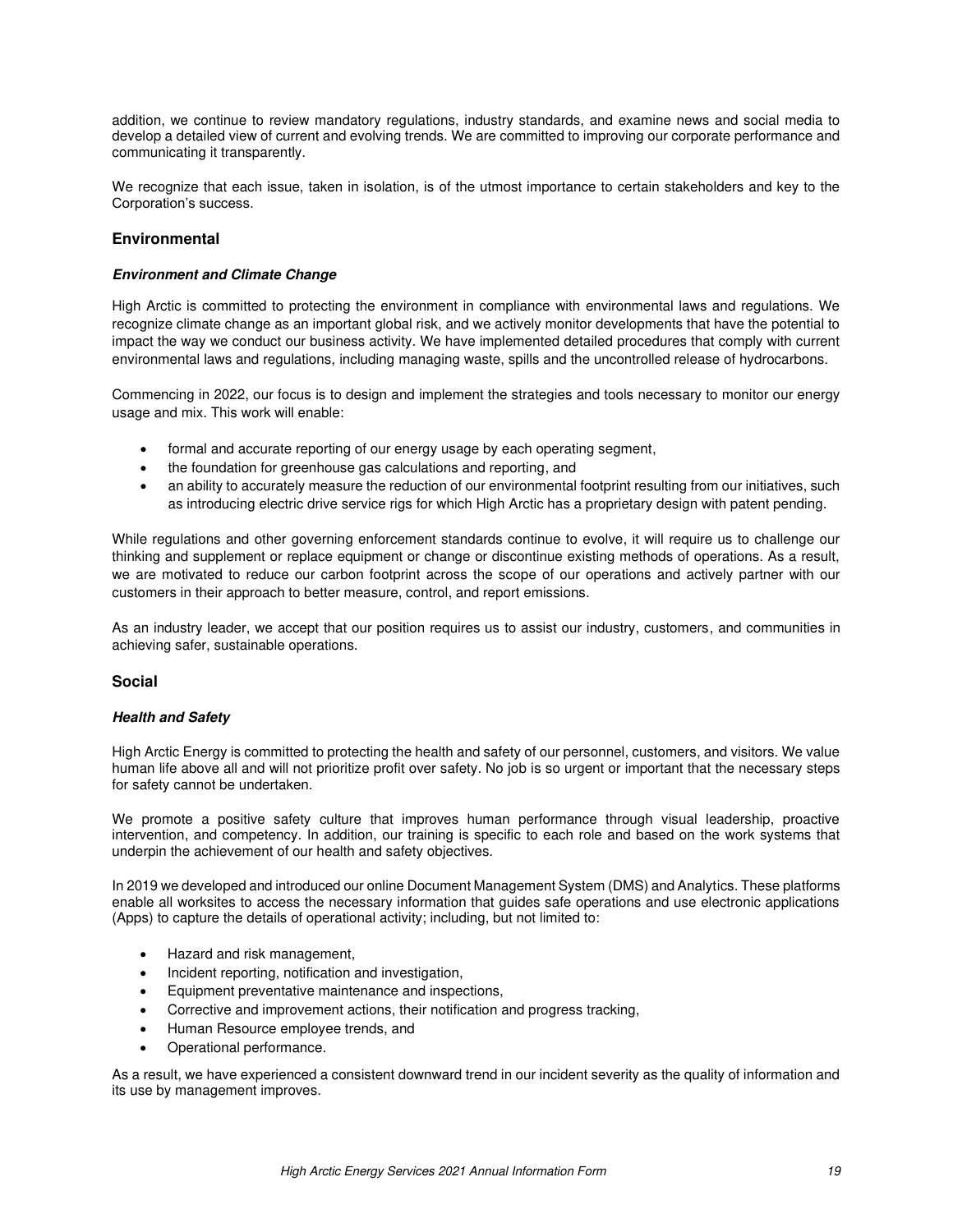addition, we continue to review mandatory regulations, industry standards, and examine news and social media to develop a detailed view of current and evolving trends. We are committed to improving our corporate performance and communicating it transparently.

We recognize that each issue, taken in isolation, is of the utmost importance to certain stakeholders and key to the Corporation's success.

## Environmental

### *Environment and Climate Change*

High Arctic is committed to protecting the environment in compliance with environmental laws and regulations. We recognize climate change as an important global risk, and we actively monitor developments that have the potential to impact the way we conduct our business activity. We have implemented detailed procedures that comply with current environmental laws and regulations, including managing waste, spills and the uncontrolled release of hydrocarbons.

Commencing in 2022, our focus is to design and implement the strategies and tools necessary to monitor our energy usage and mix. This work will enable:

- formal and accurate reporting of our energy usage by each operating segment,
- the foundation for greenhouse gas calculations and reporting, and
- an ability to accurately measure the reduction of our environmental footprint resulting from our initiatives, such as introducing electric drive service rigs for which High Arctic has a proprietary design with patent pending.

While regulations and other governing enforcement standards continue to evolve, it will require us to challenge our thinking and supplement or replace equipment or change or discontinue existing methods of operations. As a result, we are motivated to reduce our carbon footprint across the scope of our operations and actively partner with our customers in their approach to better measure, control, and report emissions.

As an industry leader, we accept that our position requires us to assist our industry, customers, and communities in achieving safer, sustainable operations.

## Social

### *Health and Safety*

High Arctic Energy is committed to protecting the health and safety of our personnel, customers, and visitors. We value human life above all and will not prioritize profit over safety. No job is so urgent or important that the necessary steps for safety cannot be undertaken.

We promote a positive safety culture that improves human performance through visual leadership, proactive intervention, and competency. In addition, our training is specific to each role and based on the work systems that underpin the achievement of our health and safety objectives.

In 2019 we developed and introduced our online Document Management System (DMS) and Analytics. These platforms enable all worksites to access the necessary information that guides safe operations and use electronic applications (Apps) to capture the details of operational activity; including, but not limited to:

- Hazard and risk management,
- Incident reporting, notification and investigation,
- Equipment preventative maintenance and inspections,
- Corrective and improvement actions, their notification and progress tracking,
- Human Resource employee trends, and
- Operational performance.

As a result, we have experienced a consistent downward trend in our incident severity as the quality of information and its use by management improves.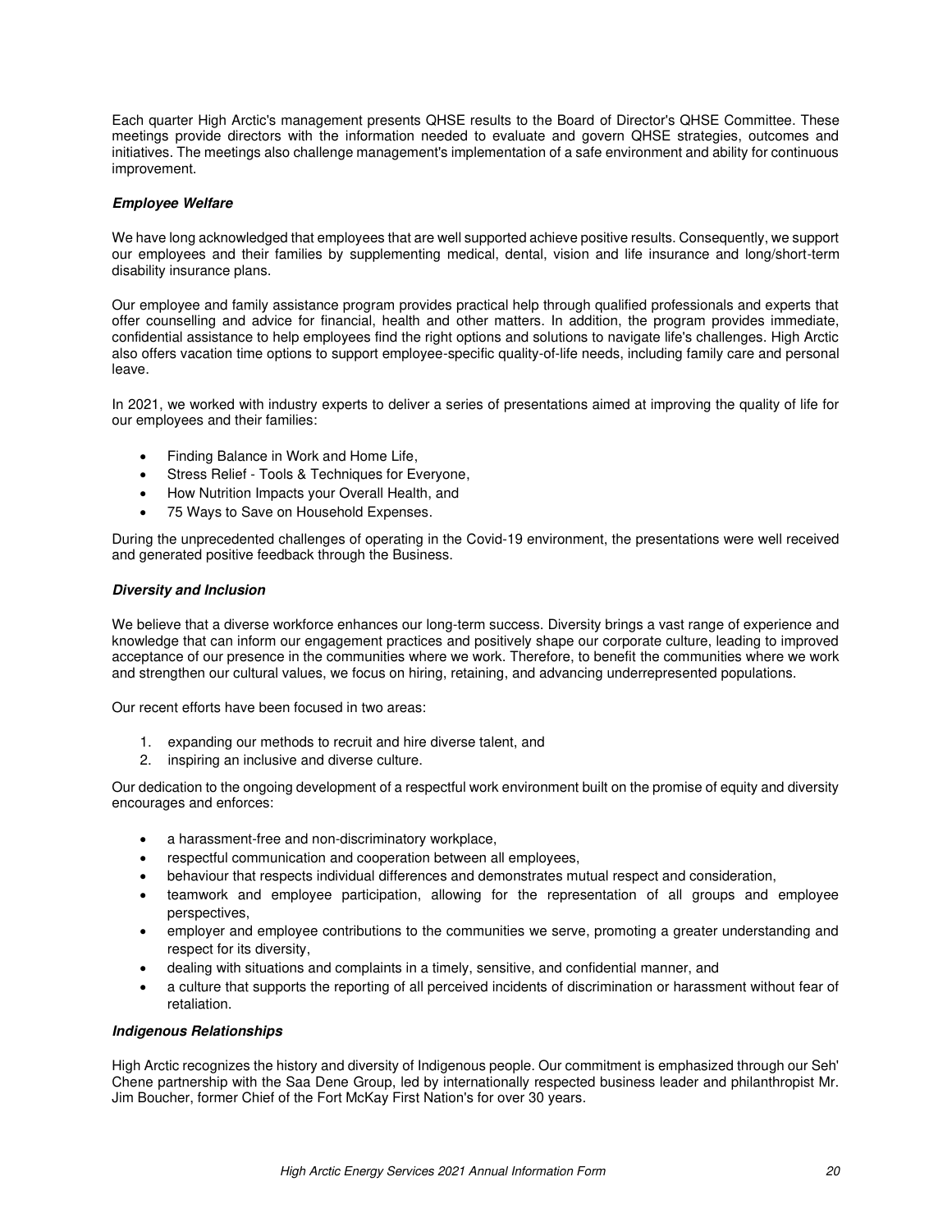Each quarter High Arctic's management presents QHSE results to the Board of Director's QHSE Committee. These meetings provide directors with the information needed to evaluate and govern QHSE strategies, outcomes and initiatives. The meetings also challenge management's implementation of a safe environment and ability for continuous improvement.

***Employee Welfare***

We have long acknowledged that employees that are well supported achieve positive results. Consequently, we support our employees and their families by supplementing medical, dental, vision and life insurance and long/short-term disability insurance plans.

Our employee and family assistance program provides practical help through qualified professionals and experts that offer counselling and advice for financial, health and other matters. In addition, the program provides immediate, confidential assistance to help employees find the right options and solutions to navigate life's challenges. High Arctic also offers vacation time options to support employee-specific quality-of-life needs, including family care and personal leave.

In 2021, we worked with industry experts to deliver a series of presentations aimed at improving the quality of life for our employees and their families:

- Finding Balance in Work and Home Life,
- Stress Relief - Tools & Techniques for Everyone,
- How Nutrition Impacts your Overall Health, and
- 75 Ways to Save on Household Expenses.

During the unprecedented challenges of operating in the Covid-19 environment, the presentations were well received and generated positive feedback through the Business.

***Diversity and Inclusion***

We believe that a diverse workforce enhances our long-term success. Diversity brings a vast range of experience and knowledge that can inform our engagement practices and positively shape our corporate culture, leading to improved acceptance of our presence in the communities where we work. Therefore, to benefit the communities where we work and strengthen our cultural values, we focus on hiring, retaining, and advancing underrepresented populations.

Our recent efforts have been focused in two areas:

1. expanding our methods to recruit and hire diverse talent, and
2. inspiring an inclusive and diverse culture.

Our dedication to the ongoing development of a respectful work environment built on the promise of equity and diversity encourages and enforces:

- a harassment-free and non-discriminatory workplace,
- respectful communication and cooperation between all employees,
- behaviour that respects individual differences and demonstrates mutual respect and consideration,
- teamwork and employee participation, allowing for the representation of all groups and employee perspectives,
- employer and employee contributions to the communities we serve, promoting a greater understanding and respect for its diversity,
- dealing with situations and complaints in a timely, sensitive, and confidential manner, and
- a culture that supports the reporting of all perceived incidents of discrimination or harassment without fear of retaliation.

***Indigenous Relationships***

High Arctic recognizes the history and diversity of Indigenous people. Our commitment is emphasized through our Seh' Chene partnership with the Saa Dene Group, led by internationally respected business leader and philanthropist Mr. Jim Boucher, former Chief of the Fort McKay First Nation's for over 30 years.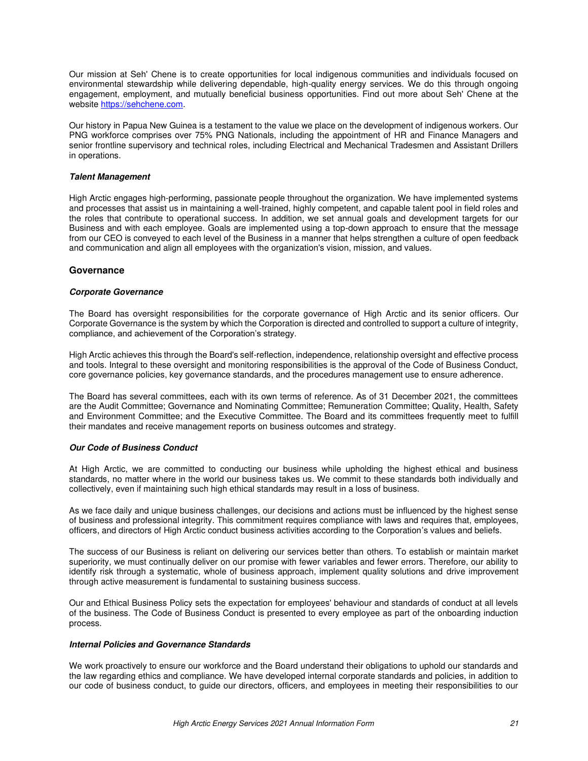Our mission at Seh' Chene is to create opportunities for local indigenous communities and individuals focused on environmental stewardship while delivering dependable, high-quality energy services. We do this through ongoing engagement, employment, and mutually beneficial business opportunities. Find out more about Seh' Chene at the website https://sehchene.com.

Our history in Papua New Guinea is a testament to the value we place on the development of indigenous workers. Our PNG workforce comprises over 75% PNG Nationals, including the appointment of HR and Finance Managers and senior frontline supervisory and technical roles, including Electrical and Mechanical Tradesmen and Assistant Drillers in operations.

#### ***Talent Management***

High Arctic engages high-performing, passionate people throughout the organization. We have implemented systems and processes that assist us in maintaining a well-trained, highly competent, and capable talent pool in field roles and the roles that contribute to operational success. In addition, we set annual goals and development targets for our Business and with each employee. Goals are implemented using a top-down approach to ensure that the message from our CEO is conveyed to each level of the Business in a manner that helps strengthen a culture of open feedback and communication and align all employees with the organization's vision, mission, and values.

### Governance

#### ***Corporate Governance***

The Board has oversight responsibilities for the corporate governance of High Arctic and its senior officers. Our Corporate Governance is the system by which the Corporation is directed and controlled to support a culture of integrity, compliance, and achievement of the Corporation's strategy.

High Arctic achieves this through the Board's self-reflection, independence, relationship oversight and effective process and tools. Integral to these oversight and monitoring responsibilities is the approval of the Code of Business Conduct, core governance policies, key governance standards, and the procedures management use to ensure adherence.

The Board has several committees, each with its own terms of reference. As of 31 December 2021, the committees are the Audit Committee; Governance and Nominating Committee; Remuneration Committee; Quality, Health, Safety and Environment Committee; and the Executive Committee. The Board and its committees frequently meet to fulfill their mandates and receive management reports on business outcomes and strategy.

#### ***Our Code of Business Conduct***

At High Arctic, we are committed to conducting our business while upholding the highest ethical and business standards, no matter where in the world our business takes us. We commit to these standards both individually and collectively, even if maintaining such high ethical standards may result in a loss of business.

As we face daily and unique business challenges, our decisions and actions must be influenced by the highest sense of business and professional integrity. This commitment requires compliance with laws and requires that, employees, officers, and directors of High Arctic conduct business activities according to the Corporation's values and beliefs.

The success of our Business is reliant on delivering our services better than others. To establish or maintain market superiority, we must continually deliver on our promise with fewer variables and fewer errors. Therefore, our ability to identify risk through a systematic, whole of business approach, implement quality solutions and drive improvement through active measurement is fundamental to sustaining business success.

Our and Ethical Business Policy sets the expectation for employees' behaviour and standards of conduct at all levels of the business. The Code of Business Conduct is presented to every employee as part of the onboarding induction process.

#### ***Internal Policies and Governance Standards***

We work proactively to ensure our workforce and the Board understand their obligations to uphold our standards and the law regarding ethics and compliance. We have developed internal corporate standards and policies, in addition to our code of business conduct, to guide our directors, officers, and employees in meeting their responsibilities to our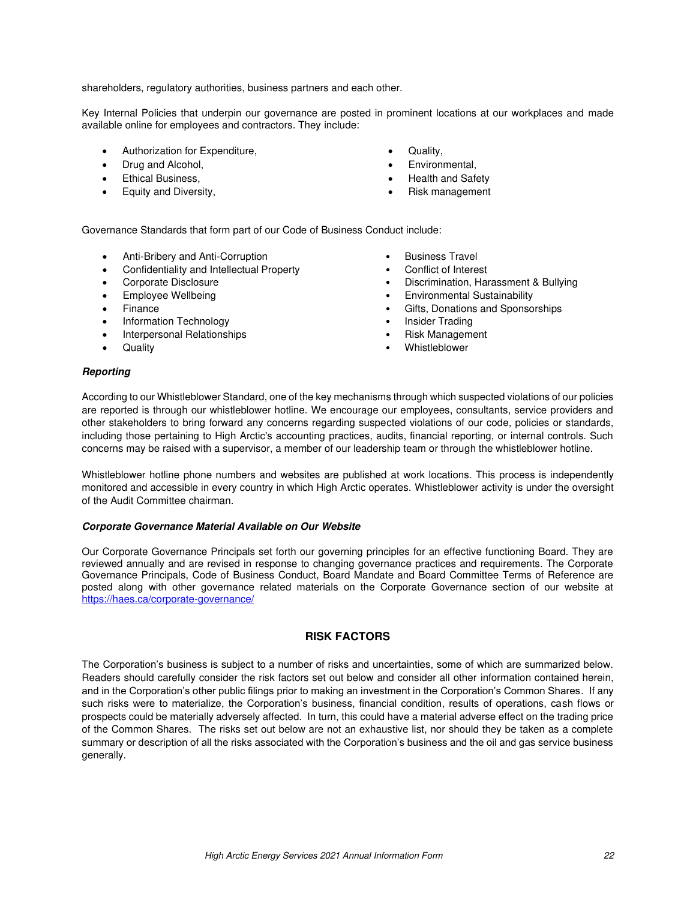shareholders, regulatory authorities, business partners and each other.

Key Internal Policies that underpin our governance are posted in prominent locations at our workplaces and made available online for employees and contractors. They include:

- Authorization for Expenditure,
- Drug and Alcohol,
- Ethical Business,
- Equity and Diversity,
- Quality,
- Environmental,
- Health and Safety
- Risk management

Governance Standards that form part of our Code of Business Conduct include:

- Anti-Bribery and Anti-Corruption
- Confidentiality and Intellectual Property
- Corporate Disclosure
- Employee Wellbeing
- Finance
- Information Technology
- Interpersonal Relationships
- Quality
- Business Travel
- Conflict of Interest
- Discrimination, Harassment & Bullying
- Environmental Sustainability
- Gifts, Donations and Sponsorships
- Insider Trading
- Risk Management
- Whistleblower

***Reporting***

According to our Whistleblower Standard, one of the key mechanisms through which suspected violations of our policies are reported is through our whistleblower hotline. We encourage our employees, consultants, service providers and other stakeholders to bring forward any concerns regarding suspected violations of our code, policies or standards, including those pertaining to High Arctic's accounting practices, audits, financial reporting, or internal controls. Such concerns may be raised with a supervisor, a member of our leadership team or through the whistleblower hotline.

Whistleblower hotline phone numbers and websites are published at work locations. This process is independently monitored and accessible in every country in which High Arctic operates. Whistleblower activity is under the oversight of the Audit Committee chairman.

***Corporate Governance Material Available on Our Website***

Our Corporate Governance Principals set forth our governing principles for an effective functioning Board. They are reviewed annually and are revised in response to changing governance practices and requirements. The Corporate Governance Principals, Code of Business Conduct, Board Mandate and Board Committee Terms of Reference are posted along with other governance related materials on the Corporate Governance section of our website at https://haes.ca/corporate-governance/

## RISK FACTORS

The Corporation's business is subject to a number of risks and uncertainties, some of which are summarized below. Readers should carefully consider the risk factors set out below and consider all other information contained herein, and in the Corporation's other public filings prior to making an investment in the Corporation's Common Shares. If any such risks were to materialize, the Corporation's business, financial condition, results of operations, cash flows or prospects could be materially adversely affected. In turn, this could have a material adverse effect on the trading price of the Common Shares. The risks set out below are not an exhaustive list, nor should they be taken as a complete summary or description of all the risks associated with the Corporation's business and the oil and gas service business generally.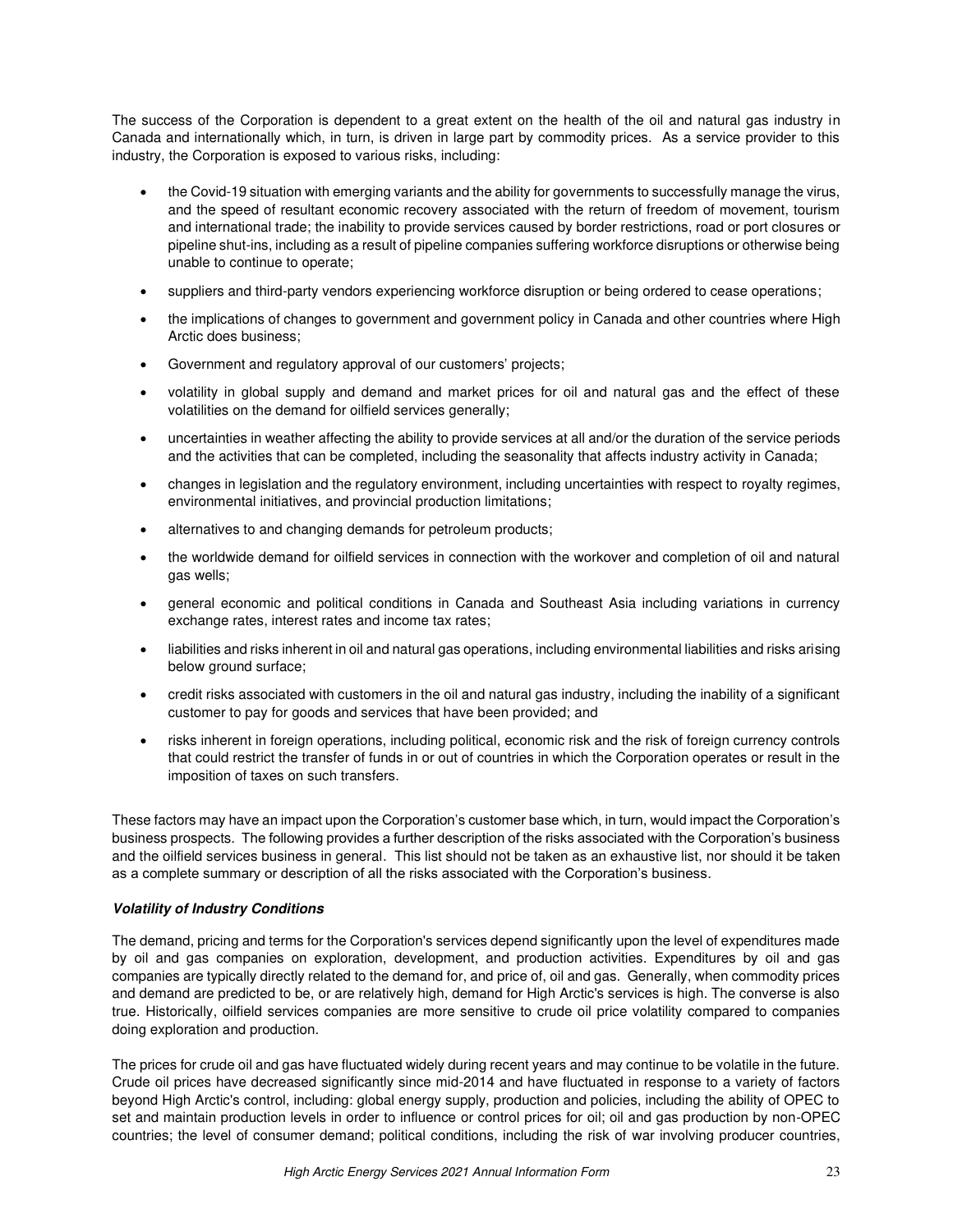The success of the Corporation is dependent to a great extent on the health of the oil and natural gas industry in Canada and internationally which, in turn, is driven in large part by commodity prices. As a service provider to this industry, the Corporation is exposed to various risks, including:

- the Covid-19 situation with emerging variants and the ability for governments to successfully manage the virus, and the speed of resultant economic recovery associated with the return of freedom of movement, tourism and international trade; the inability to provide services caused by border restrictions, road or port closures or pipeline shut-ins, including as a result of pipeline companies suffering workforce disruptions or otherwise being unable to continue to operate;
- suppliers and third-party vendors experiencing workforce disruption or being ordered to cease operations;
- the implications of changes to government and government policy in Canada and other countries where High Arctic does business;
- Government and regulatory approval of our customers' projects;
- volatility in global supply and demand and market prices for oil and natural gas and the effect of these volatilities on the demand for oilfield services generally;
- uncertainties in weather affecting the ability to provide services at all and/or the duration of the service periods and the activities that can be completed, including the seasonality that affects industry activity in Canada;
- changes in legislation and the regulatory environment, including uncertainties with respect to royalty regimes, environmental initiatives, and provincial production limitations;
- alternatives to and changing demands for petroleum products;
- the worldwide demand for oilfield services in connection with the workover and completion of oil and natural gas wells;
- general economic and political conditions in Canada and Southeast Asia including variations in currency exchange rates, interest rates and income tax rates;
- liabilities and risks inherent in oil and natural gas operations, including environmental liabilities and risks arising below ground surface;
- credit risks associated with customers in the oil and natural gas industry, including the inability of a significant customer to pay for goods and services that have been provided; and
- risks inherent in foreign operations, including political, economic risk and the risk of foreign currency controls that could restrict the transfer of funds in or out of countries in which the Corporation operates or result in the imposition of taxes on such transfers.

These factors may have an impact upon the Corporation's customer base which, in turn, would impact the Corporation's business prospects. The following provides a further description of the risks associated with the Corporation's business and the oilfield services business in general. This list should not be taken as an exhaustive list, nor should it be taken as a complete summary or description of all the risks associated with the Corporation's business.

***Volatility of Industry Conditions***

The demand, pricing and terms for the Corporation's services depend significantly upon the level of expenditures made by oil and gas companies on exploration, development, and production activities. Expenditures by oil and gas companies are typically directly related to the demand for, and price of, oil and gas. Generally, when commodity prices and demand are predicted to be, or are relatively high, demand for High Arctic's services is high. The converse is also true. Historically, oilfield services companies are more sensitive to crude oil price volatility compared to companies doing exploration and production.

The prices for crude oil and gas have fluctuated widely during recent years and may continue to be volatile in the future. Crude oil prices have decreased significantly since mid-2014 and have fluctuated in response to a variety of factors beyond High Arctic's control, including: global energy supply, production and policies, including the ability of OPEC to set and maintain production levels in order to influence or control prices for oil; oil and gas production by non-OPEC countries; the level of consumer demand; political conditions, including the risk of war involving producer countries,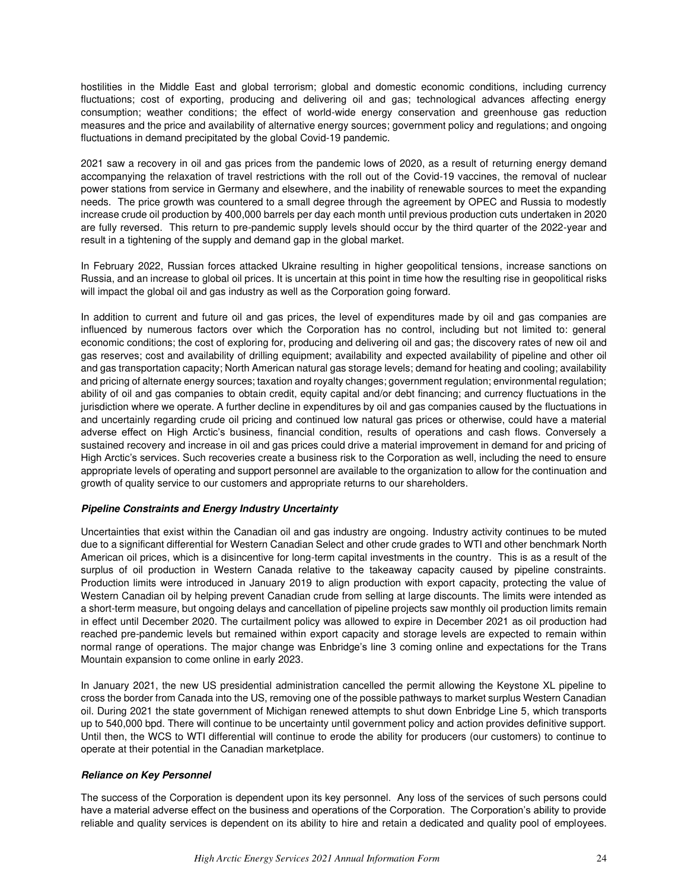hostilities in the Middle East and global terrorism; global and domestic economic conditions, including currency fluctuations; cost of exporting, producing and delivering oil and gas; technological advances affecting energy consumption; weather conditions; the effect of world-wide energy conservation and greenhouse gas reduction measures and the price and availability of alternative energy sources; government policy and regulations; and ongoing fluctuations in demand precipitated by the global Covid-19 pandemic.

2021 saw a recovery in oil and gas prices from the pandemic lows of 2020, as a result of returning energy demand accompanying the relaxation of travel restrictions with the roll out of the Covid-19 vaccines, the removal of nuclear power stations from service in Germany and elsewhere, and the inability of renewable sources to meet the expanding needs. The price growth was countered to a small degree through the agreement by OPEC and Russia to modestly increase crude oil production by 400,000 barrels per day each month until previous production cuts undertaken in 2020 are fully reversed. This return to pre-pandemic supply levels should occur by the third quarter of the 2022-year and result in a tightening of the supply and demand gap in the global market.

In February 2022, Russian forces attacked Ukraine resulting in higher geopolitical tensions, increase sanctions on Russia, and an increase to global oil prices. It is uncertain at this point in time how the resulting rise in geopolitical risks will impact the global oil and gas industry as well as the Corporation going forward.

In addition to current and future oil and gas prices, the level of expenditures made by oil and gas companies are influenced by numerous factors over which the Corporation has no control, including but not limited to: general economic conditions; the cost of exploring for, producing and delivering oil and gas; the discovery rates of new oil and gas reserves; cost and availability of drilling equipment; availability and expected availability of pipeline and other oil and gas transportation capacity; North American natural gas storage levels; demand for heating and cooling; availability and pricing of alternate energy sources; taxation and royalty changes; government regulation; environmental regulation; ability of oil and gas companies to obtain credit, equity capital and/or debt financing; and currency fluctuations in the jurisdiction where we operate. A further decline in expenditures by oil and gas companies caused by the fluctuations in and uncertainly regarding crude oil pricing and continued low natural gas prices or otherwise, could have a material adverse effect on High Arctic's business, financial condition, results of operations and cash flows. Conversely a sustained recovery and increase in oil and gas prices could drive a material improvement in demand for and pricing of High Arctic's services. Such recoveries create a business risk to the Corporation as well, including the need to ensure appropriate levels of operating and support personnel are available to the organization to allow for the continuation and growth of quality service to our customers and appropriate returns to our shareholders.

***Pipeline Constraints and Energy Industry Uncertainty***

Uncertainties that exist within the Canadian oil and gas industry are ongoing. Industry activity continues to be muted due to a significant differential for Western Canadian Select and other crude grades to WTI and other benchmark North American oil prices, which is a disincentive for long-term capital investments in the country. This is as a result of the surplus of oil production in Western Canada relative to the takeaway capacity caused by pipeline constraints. Production limits were introduced in January 2019 to align production with export capacity, protecting the value of Western Canadian oil by helping prevent Canadian crude from selling at large discounts. The limits were intended as a short-term measure, but ongoing delays and cancellation of pipeline projects saw monthly oil production limits remain in effect until December 2020. The curtailment policy was allowed to expire in December 2021 as oil production had reached pre-pandemic levels but remained within export capacity and storage levels are expected to remain within normal range of operations. The major change was Enbridge's line 3 coming online and expectations for the Trans Mountain expansion to come online in early 2023.

In January 2021, the new US presidential administration cancelled the permit allowing the Keystone XL pipeline to cross the border from Canada into the US, removing one of the possible pathways to market surplus Western Canadian oil. During 2021 the state government of Michigan renewed attempts to shut down Enbridge Line 5, which transports up to 540,000 bpd. There will continue to be uncertainty until government policy and action provides definitive support. Until then, the WCS to WTI differential will continue to erode the ability for producers (our customers) to continue to operate at their potential in the Canadian marketplace.

***Reliance on Key Personnel***

The success of the Corporation is dependent upon its key personnel. Any loss of the services of such persons could have a material adverse effect on the business and operations of the Corporation. The Corporation's ability to provide reliable and quality services is dependent on its ability to hire and retain a dedicated and quality pool of employees.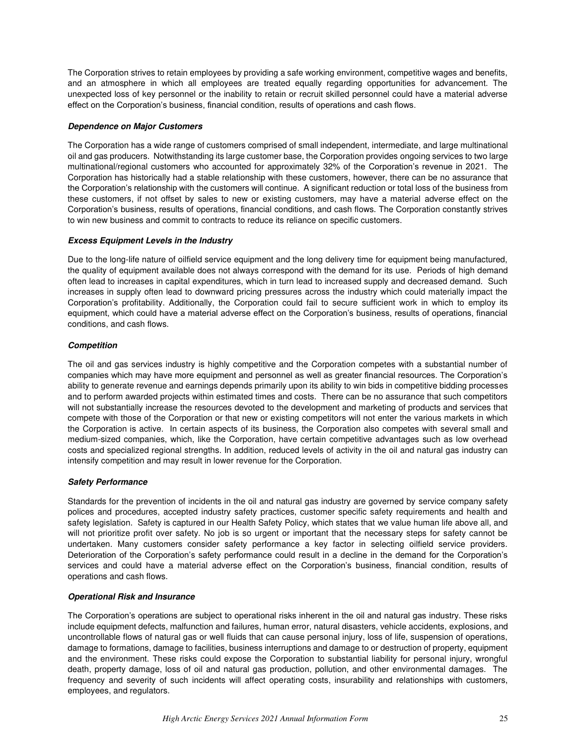The Corporation strives to retain employees by providing a safe working environment, competitive wages and benefits, and an atmosphere in which all employees are treated equally regarding opportunities for advancement. The unexpected loss of key personnel or the inability to retain or recruit skilled personnel could have a material adverse effect on the Corporation's business, financial condition, results of operations and cash flows.

***Dependence on Major Customers***

The Corporation has a wide range of customers comprised of small independent, intermediate, and large multinational oil and gas producers. Notwithstanding its large customer base, the Corporation provides ongoing services to two large multinational/regional customers who accounted for approximately 32% of the Corporation's revenue in 2021. The Corporation has historically had a stable relationship with these customers, however, there can be no assurance that the Corporation's relationship with the customers will continue. A significant reduction or total loss of the business from these customers, if not offset by sales to new or existing customers, may have a material adverse effect on the Corporation's business, results of operations, financial conditions, and cash flows. The Corporation constantly strives to win new business and commit to contracts to reduce its reliance on specific customers.

***Excess Equipment Levels in the Industry***

Due to the long-life nature of oilfield service equipment and the long delivery time for equipment being manufactured, the quality of equipment available does not always correspond with the demand for its use. Periods of high demand often lead to increases in capital expenditures, which in turn lead to increased supply and decreased demand. Such increases in supply often lead to downward pricing pressures across the industry which could materially impact the Corporation's profitability. Additionally, the Corporation could fail to secure sufficient work in which to employ its equipment, which could have a material adverse effect on the Corporation's business, results of operations, financial conditions, and cash flows.

***Competition***

The oil and gas services industry is highly competitive and the Corporation competes with a substantial number of companies which may have more equipment and personnel as well as greater financial resources. The Corporation's ability to generate revenue and earnings depends primarily upon its ability to win bids in competitive bidding processes and to perform awarded projects within estimated times and costs. There can be no assurance that such competitors will not substantially increase the resources devoted to the development and marketing of products and services that compete with those of the Corporation or that new or existing competitors will not enter the various markets in which the Corporation is active. In certain aspects of its business, the Corporation also competes with several small and medium-sized companies, which, like the Corporation, have certain competitive advantages such as low overhead costs and specialized regional strengths. In addition, reduced levels of activity in the oil and natural gas industry can intensify competition and may result in lower revenue for the Corporation.

***Safety Performance***

Standards for the prevention of incidents in the oil and natural gas industry are governed by service company safety polices and procedures, accepted industry safety practices, customer specific safety requirements and health and safety legislation. Safety is captured in our Health Safety Policy, which states that we value human life above all, and will not prioritize profit over safety. No job is so urgent or important that the necessary steps for safety cannot be undertaken. Many customers consider safety performance a key factor in selecting oilfield service providers. Deterioration of the Corporation's safety performance could result in a decline in the demand for the Corporation's services and could have a material adverse effect on the Corporation's business, financial condition, results of operations and cash flows.

***Operational Risk and Insurance***

The Corporation's operations are subject to operational risks inherent in the oil and natural gas industry. These risks include equipment defects, malfunction and failures, human error, natural disasters, vehicle accidents, explosions, and uncontrollable flows of natural gas or well fluids that can cause personal injury, loss of life, suspension of operations, damage to formations, damage to facilities, business interruptions and damage to or destruction of property, equipment and the environment. These risks could expose the Corporation to substantial liability for personal injury, wrongful death, property damage, loss of oil and natural gas production, pollution, and other environmental damages. The frequency and severity of such incidents will affect operating costs, insurability and relationships with customers, employees, and regulators.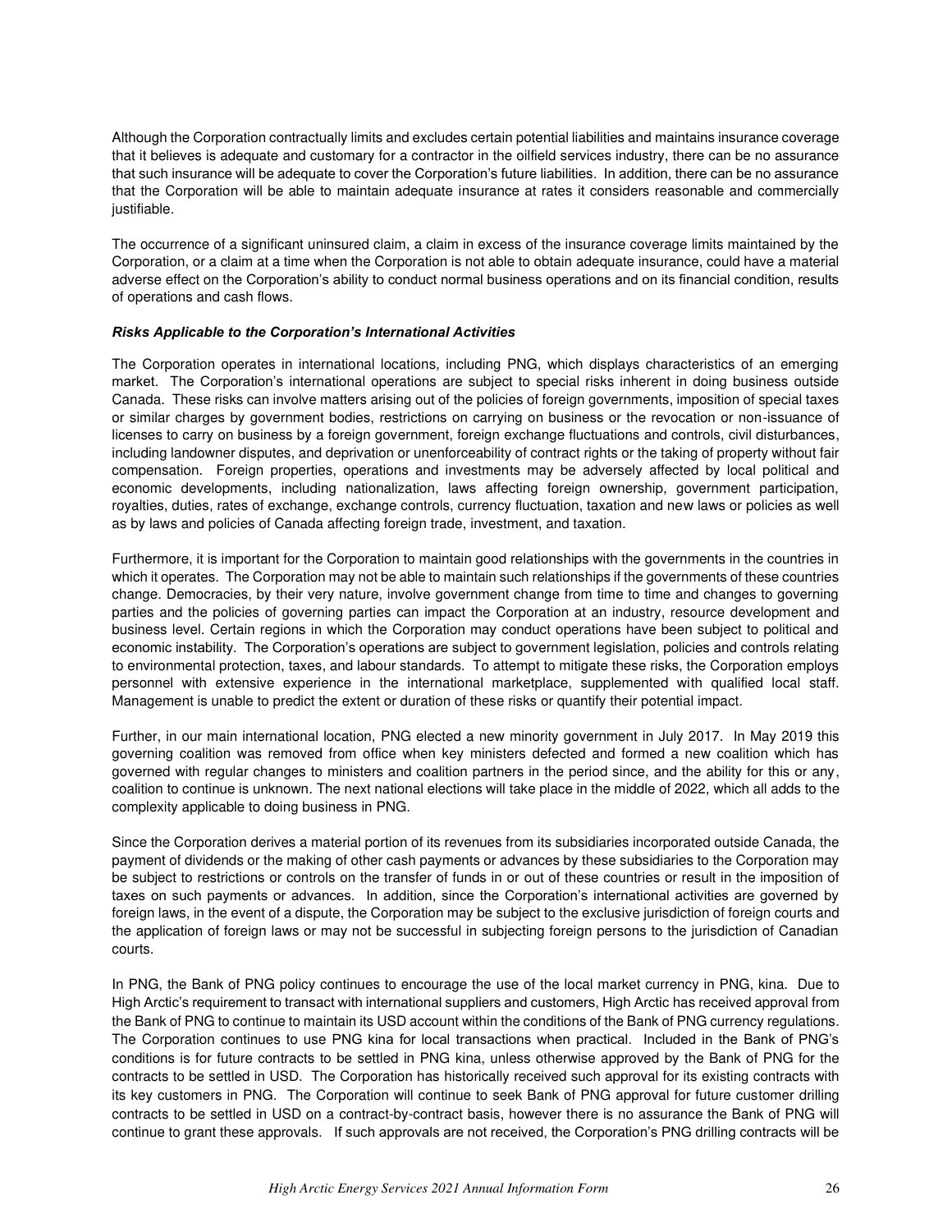Although the Corporation contractually limits and excludes certain potential liabilities and maintains insurance coverage that it believes is adequate and customary for a contractor in the oilfield services industry, there can be no assurance that such insurance will be adequate to cover the Corporation's future liabilities. In addition, there can be no assurance that the Corporation will be able to maintain adequate insurance at rates it considers reasonable and commercially justifiable.

The occurrence of a significant uninsured claim, a claim in excess of the insurance coverage limits maintained by the Corporation, or a claim at a time when the Corporation is not able to obtain adequate insurance, could have a material adverse effect on the Corporation's ability to conduct normal business operations and on its financial condition, results of operations and cash flows.

***Risks Applicable to the Corporation's International Activities***

The Corporation operates in international locations, including PNG, which displays characteristics of an emerging market. The Corporation's international operations are subject to special risks inherent in doing business outside Canada. These risks can involve matters arising out of the policies of foreign governments, imposition of special taxes or similar charges by government bodies, restrictions on carrying on business or the revocation or non-issuance of licenses to carry on business by a foreign government, foreign exchange fluctuations and controls, civil disturbances, including landowner disputes, and deprivation or unenforceability of contract rights or the taking of property without fair compensation. Foreign properties, operations and investments may be adversely affected by local political and economic developments, including nationalization, laws affecting foreign ownership, government participation, royalties, duties, rates of exchange, exchange controls, currency fluctuation, taxation and new laws or policies as well as by laws and policies of Canada affecting foreign trade, investment, and taxation.

Furthermore, it is important for the Corporation to maintain good relationships with the governments in the countries in which it operates. The Corporation may not be able to maintain such relationships if the governments of these countries change. Democracies, by their very nature, involve government change from time to time and changes to governing parties and the policies of governing parties can impact the Corporation at an industry, resource development and business level. Certain regions in which the Corporation may conduct operations have been subject to political and economic instability. The Corporation's operations are subject to government legislation, policies and controls relating to environmental protection, taxes, and labour standards. To attempt to mitigate these risks, the Corporation employs personnel with extensive experience in the international marketplace, supplemented with qualified local staff. Management is unable to predict the extent or duration of these risks or quantify their potential impact.

Further, in our main international location, PNG elected a new minority government in July 2017. In May 2019 this governing coalition was removed from office when key ministers defected and formed a new coalition which has governed with regular changes to ministers and coalition partners in the period since, and the ability for this or any, coalition to continue is unknown. The next national elections will take place in the middle of 2022, which all adds to the complexity applicable to doing business in PNG.

Since the Corporation derives a material portion of its revenues from its subsidiaries incorporated outside Canada, the payment of dividends or the making of other cash payments or advances by these subsidiaries to the Corporation may be subject to restrictions or controls on the transfer of funds in or out of these countries or result in the imposition of taxes on such payments or advances. In addition, since the Corporation's international activities are governed by foreign laws, in the event of a dispute, the Corporation may be subject to the exclusive jurisdiction of foreign courts and the application of foreign laws or may not be successful in subjecting foreign persons to the jurisdiction of Canadian courts.

In PNG, the Bank of PNG policy continues to encourage the use of the local market currency in PNG, kina. Due to High Arctic's requirement to transact with international suppliers and customers, High Arctic has received approval from the Bank of PNG to continue to maintain its USD account within the conditions of the Bank of PNG currency regulations. The Corporation continues to use PNG kina for local transactions when practical. Included in the Bank of PNG's conditions is for future contracts to be settled in PNG kina, unless otherwise approved by the Bank of PNG for the contracts to be settled in USD. The Corporation has historically received such approval for its existing contracts with its key customers in PNG. The Corporation will continue to seek Bank of PNG approval for future customer drilling contracts to be settled in USD on a contract-by-contract basis, however there is no assurance the Bank of PNG will continue to grant these approvals. If such approvals are not received, the Corporation's PNG drilling contracts will be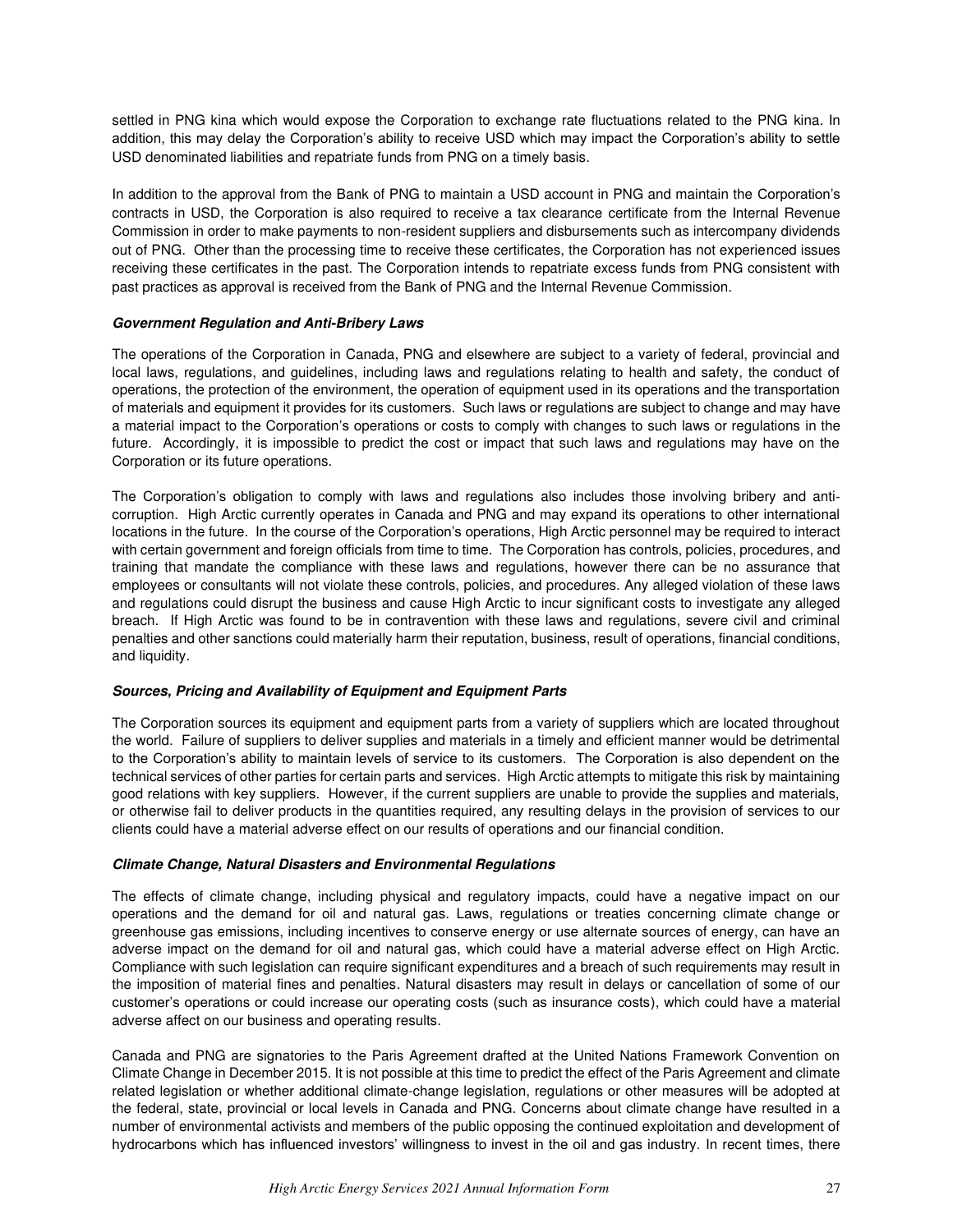settled in PNG kina which would expose the Corporation to exchange rate fluctuations related to the PNG kina. In addition, this may delay the Corporation's ability to receive USD which may impact the Corporation's ability to settle USD denominated liabilities and repatriate funds from PNG on a timely basis.

In addition to the approval from the Bank of PNG to maintain a USD account in PNG and maintain the Corporation's contracts in USD, the Corporation is also required to receive a tax clearance certificate from the Internal Revenue Commission in order to make payments to non-resident suppliers and disbursements such as intercompany dividends out of PNG. Other than the processing time to receive these certificates, the Corporation has not experienced issues receiving these certificates in the past. The Corporation intends to repatriate excess funds from PNG consistent with past practices as approval is received from the Bank of PNG and the Internal Revenue Commission.

***Government Regulation and Anti-Bribery Laws***

The operations of the Corporation in Canada, PNG and elsewhere are subject to a variety of federal, provincial and local laws, regulations, and guidelines, including laws and regulations relating to health and safety, the conduct of operations, the protection of the environment, the operation of equipment used in its operations and the transportation of materials and equipment it provides for its customers. Such laws or regulations are subject to change and may have a material impact to the Corporation's operations or costs to comply with changes to such laws or regulations in the future. Accordingly, it is impossible to predict the cost or impact that such laws and regulations may have on the Corporation or its future operations.

The Corporation's obligation to comply with laws and regulations also includes those involving bribery and anti-corruption. High Arctic currently operates in Canada and PNG and may expand its operations to other international locations in the future. In the course of the Corporation's operations, High Arctic personnel may be required to interact with certain government and foreign officials from time to time. The Corporation has controls, policies, procedures, and training that mandate the compliance with these laws and regulations, however there can be no assurance that employees or consultants will not violate these controls, policies, and procedures. Any alleged violation of these laws and regulations could disrupt the business and cause High Arctic to incur significant costs to investigate any alleged breach. If High Arctic was found to be in contravention with these laws and regulations, severe civil and criminal penalties and other sanctions could materially harm their reputation, business, result of operations, financial conditions, and liquidity.

***Sources, Pricing and Availability of Equipment and Equipment Parts***

The Corporation sources its equipment and equipment parts from a variety of suppliers which are located throughout the world. Failure of suppliers to deliver supplies and materials in a timely and efficient manner would be detrimental to the Corporation's ability to maintain levels of service to its customers. The Corporation is also dependent on the technical services of other parties for certain parts and services. High Arctic attempts to mitigate this risk by maintaining good relations with key suppliers. However, if the current suppliers are unable to provide the supplies and materials, or otherwise fail to deliver products in the quantities required, any resulting delays in the provision of services to our clients could have a material adverse effect on our results of operations and our financial condition.

***Climate Change, Natural Disasters and Environmental Regulations***

The effects of climate change, including physical and regulatory impacts, could have a negative impact on our operations and the demand for oil and natural gas. Laws, regulations or treaties concerning climate change or greenhouse gas emissions, including incentives to conserve energy or use alternate sources of energy, can have an adverse impact on the demand for oil and natural gas, which could have a material adverse effect on High Arctic. Compliance with such legislation can require significant expenditures and a breach of such requirements may result in the imposition of material fines and penalties. Natural disasters may result in delays or cancellation of some of our customer's operations or could increase our operating costs (such as insurance costs), which could have a material adverse affect on our business and operating results.

Canada and PNG are signatories to the Paris Agreement drafted at the United Nations Framework Convention on Climate Change in December 2015. It is not possible at this time to predict the effect of the Paris Agreement and climate related legislation or whether additional climate-change legislation, regulations or other measures will be adopted at the federal, state, provincial or local levels in Canada and PNG. Concerns about climate change have resulted in a number of environmental activists and members of the public opposing the continued exploitation and development of hydrocarbons which has influenced investors' willingness to invest in the oil and gas industry. In recent times, there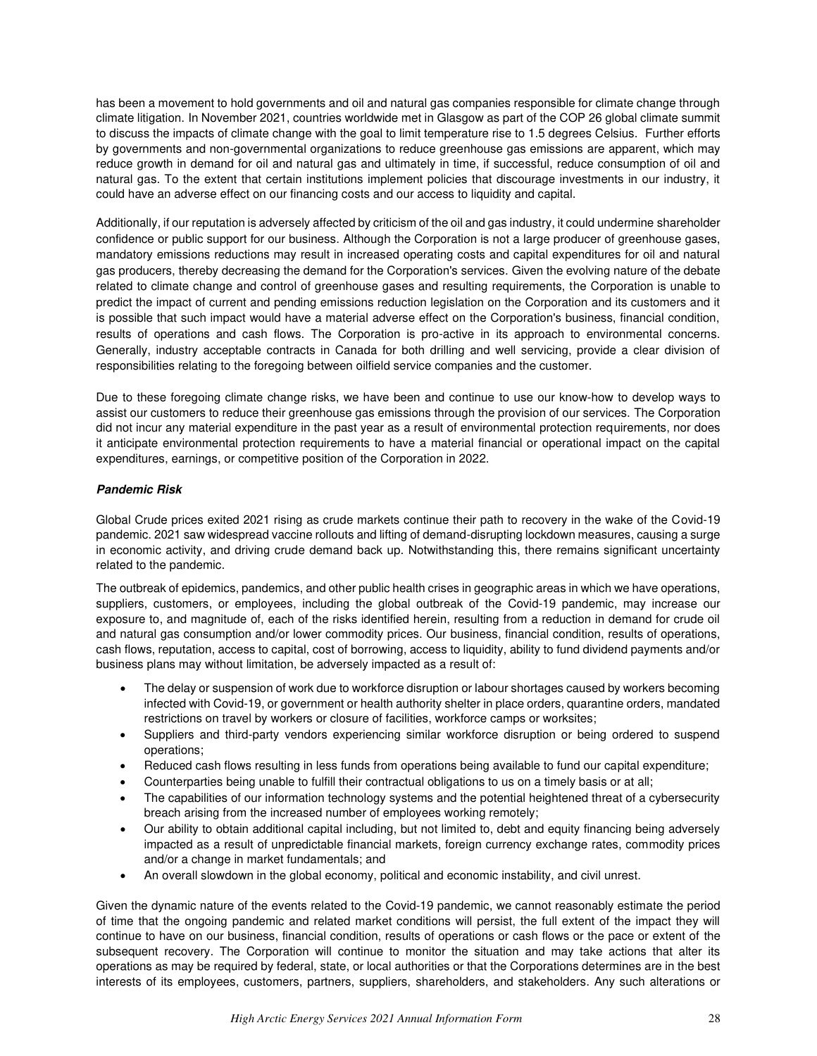has been a movement to hold governments and oil and natural gas companies responsible for climate change through climate litigation. In November 2021, countries worldwide met in Glasgow as part of the COP 26 global climate summit to discuss the impacts of climate change with the goal to limit temperature rise to 1.5 degrees Celsius. Further efforts by governments and non-governmental organizations to reduce greenhouse gas emissions are apparent, which may reduce growth in demand for oil and natural gas and ultimately in time, if successful, reduce consumption of oil and natural gas. To the extent that certain institutions implement policies that discourage investments in our industry, it could have an adverse effect on our financing costs and our access to liquidity and capital.

Additionally, if our reputation is adversely affected by criticism of the oil and gas industry, it could undermine shareholder confidence or public support for our business. Although the Corporation is not a large producer of greenhouse gases, mandatory emissions reductions may result in increased operating costs and capital expenditures for oil and natural gas producers, thereby decreasing the demand for the Corporation's services. Given the evolving nature of the debate related to climate change and control of greenhouse gases and resulting requirements, the Corporation is unable to predict the impact of current and pending emissions reduction legislation on the Corporation and its customers and it is possible that such impact would have a material adverse effect on the Corporation's business, financial condition, results of operations and cash flows. The Corporation is pro-active in its approach to environmental concerns. Generally, industry acceptable contracts in Canada for both drilling and well servicing, provide a clear division of responsibilities relating to the foregoing between oilfield service companies and the customer.

Due to these foregoing climate change risks, we have been and continue to use our know-how to develop ways to assist our customers to reduce their greenhouse gas emissions through the provision of our services. The Corporation did not incur any material expenditure in the past year as a result of environmental protection requirements, nor does it anticipate environmental protection requirements to have a material financial or operational impact on the capital expenditures, earnings, or competitive position of the Corporation in 2022.

***Pandemic Risk***

Global Crude prices exited 2021 rising as crude markets continue their path to recovery in the wake of the Covid-19 pandemic. 2021 saw widespread vaccine rollouts and lifting of demand-disrupting lockdown measures, causing a surge in economic activity, and driving crude demand back up. Notwithstanding this, there remains significant uncertainty related to the pandemic.

The outbreak of epidemics, pandemics, and other public health crises in geographic areas in which we have operations, suppliers, customers, or employees, including the global outbreak of the Covid-19 pandemic, may increase our exposure to, and magnitude of, each of the risks identified herein, resulting from a reduction in demand for crude oil and natural gas consumption and/or lower commodity prices. Our business, financial condition, results of operations, cash flows, reputation, access to capital, cost of borrowing, access to liquidity, ability to fund dividend payments and/or business plans may without limitation, be adversely impacted as a result of:

- The delay or suspension of work due to workforce disruption or labour shortages caused by workers becoming infected with Covid-19, or government or health authority shelter in place orders, quarantine orders, mandated restrictions on travel by workers or closure of facilities, workforce camps or worksites;
- Suppliers and third-party vendors experiencing similar workforce disruption or being ordered to suspend operations;
- Reduced cash flows resulting in less funds from operations being available to fund our capital expenditure;
- Counterparties being unable to fulfill their contractual obligations to us on a timely basis or at all;
- The capabilities of our information technology systems and the potential heightened threat of a cybersecurity breach arising from the increased number of employees working remotely;
- Our ability to obtain additional capital including, but not limited to, debt and equity financing being adversely impacted as a result of unpredictable financial markets, foreign currency exchange rates, commodity prices and/or a change in market fundamentals; and
- An overall slowdown in the global economy, political and economic instability, and civil unrest.

Given the dynamic nature of the events related to the Covid-19 pandemic, we cannot reasonably estimate the period of time that the ongoing pandemic and related market conditions will persist, the full extent of the impact they will continue to have on our business, financial condition, results of operations or cash flows or the pace or extent of the subsequent recovery. The Corporation will continue to monitor the situation and may take actions that alter its operations as may be required by federal, state, or local authorities or that the Corporations determines are in the best interests of its employees, customers, partners, suppliers, shareholders, and stakeholders. Any such alterations or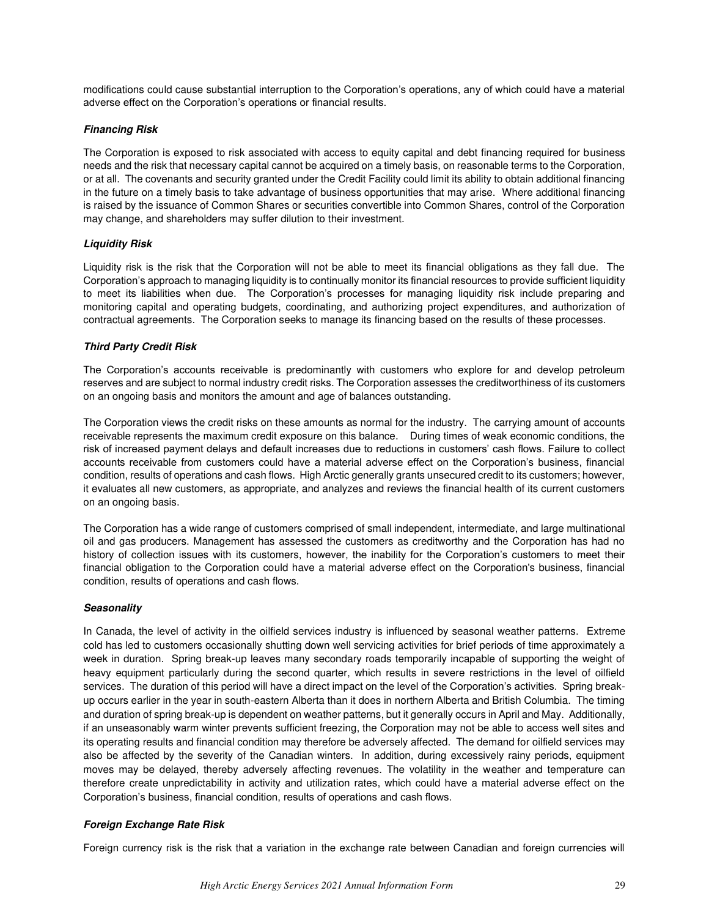modifications could cause substantial interruption to the Corporation's operations, any of which could have a material adverse effect on the Corporation's operations or financial results.

***Financing Risk***

The Corporation is exposed to risk associated with access to equity capital and debt financing required for business needs and the risk that necessary capital cannot be acquired on a timely basis, on reasonable terms to the Corporation, or at all. The covenants and security granted under the Credit Facility could limit its ability to obtain additional financing in the future on a timely basis to take advantage of business opportunities that may arise. Where additional financing is raised by the issuance of Common Shares or securities convertible into Common Shares, control of the Corporation may change, and shareholders may suffer dilution to their investment.

***Liquidity Risk***

Liquidity risk is the risk that the Corporation will not be able to meet its financial obligations as they fall due. The Corporation's approach to managing liquidity is to continually monitor its financial resources to provide sufficient liquidity to meet its liabilities when due. The Corporation's processes for managing liquidity risk include preparing and monitoring capital and operating budgets, coordinating, and authorizing project expenditures, and authorization of contractual agreements. The Corporation seeks to manage its financing based on the results of these processes.

***Third Party Credit Risk***

The Corporation's accounts receivable is predominantly with customers who explore for and develop petroleum reserves and are subject to normal industry credit risks. The Corporation assesses the creditworthiness of its customers on an ongoing basis and monitors the amount and age of balances outstanding.

The Corporation views the credit risks on these amounts as normal for the industry. The carrying amount of accounts receivable represents the maximum credit exposure on this balance. During times of weak economic conditions, the risk of increased payment delays and default increases due to reductions in customers' cash flows. Failure to collect accounts receivable from customers could have a material adverse effect on the Corporation's business, financial condition, results of operations and cash flows. High Arctic generally grants unsecured credit to its customers; however, it evaluates all new customers, as appropriate, and analyzes and reviews the financial health of its current customers on an ongoing basis.

The Corporation has a wide range of customers comprised of small independent, intermediate, and large multinational oil and gas producers. Management has assessed the customers as creditworthy and the Corporation has had no history of collection issues with its customers, however, the inability for the Corporation's customers to meet their financial obligation to the Corporation could have a material adverse effect on the Corporation's business, financial condition, results of operations and cash flows.

***Seasonality***

In Canada, the level of activity in the oilfield services industry is influenced by seasonal weather patterns. Extreme cold has led to customers occasionally shutting down well servicing activities for brief periods of time approximately a week in duration. Spring break-up leaves many secondary roads temporarily incapable of supporting the weight of heavy equipment particularly during the second quarter, which results in severe restrictions in the level of oilfield services. The duration of this period will have a direct impact on the level of the Corporation's activities. Spring break-up occurs earlier in the year in south-eastern Alberta than it does in northern Alberta and British Columbia. The timing and duration of spring break-up is dependent on weather patterns, but it generally occurs in April and May. Additionally, if an unseasonably warm winter prevents sufficient freezing, the Corporation may not be able to access well sites and its operating results and financial condition may therefore be adversely affected. The demand for oilfield services may also be affected by the severity of the Canadian winters. In addition, during excessively rainy periods, equipment moves may be delayed, thereby adversely affecting revenues. The volatility in the weather and temperature can therefore create unpredictability in activity and utilization rates, which could have a material adverse effect on the Corporation's business, financial condition, results of operations and cash flows.

***Foreign Exchange Rate Risk***

Foreign currency risk is the risk that a variation in the exchange rate between Canadian and foreign currencies will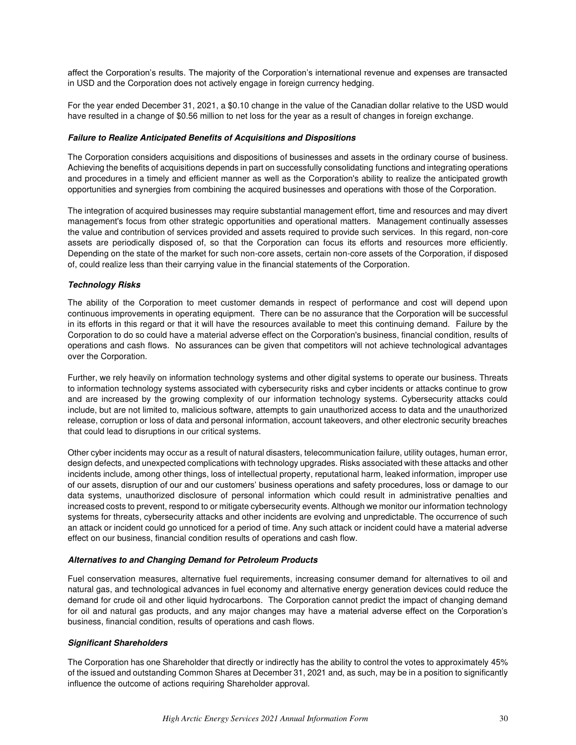affect the Corporation's results. The majority of the Corporation's international revenue and expenses are transacted in USD and the Corporation does not actively engage in foreign currency hedging.

For the year ended December 31, 2021, a $0.10 change in the value of the Canadian dollar relative to the USD would have resulted in a change of $0.56 million to net loss for the year as a result of changes in foreign exchange.

***Failure to Realize Anticipated Benefits of Acquisitions and Dispositions***

The Corporation considers acquisitions and dispositions of businesses and assets in the ordinary course of business. Achieving the benefits of acquisitions depends in part on successfully consolidating functions and integrating operations and procedures in a timely and efficient manner as well as the Corporation's ability to realize the anticipated growth opportunities and synergies from combining the acquired businesses and operations with those of the Corporation.

The integration of acquired businesses may require substantial management effort, time and resources and may divert management's focus from other strategic opportunities and operational matters. Management continually assesses the value and contribution of services provided and assets required to provide such services. In this regard, non-core assets are periodically disposed of, so that the Corporation can focus its efforts and resources more efficiently. Depending on the state of the market for such non-core assets, certain non-core assets of the Corporation, if disposed of, could realize less than their carrying value in the financial statements of the Corporation.

***Technology Risks***

The ability of the Corporation to meet customer demands in respect of performance and cost will depend upon continuous improvements in operating equipment. There can be no assurance that the Corporation will be successful in its efforts in this regard or that it will have the resources available to meet this continuing demand. Failure by the Corporation to do so could have a material adverse effect on the Corporation's business, financial condition, results of operations and cash flows. No assurances can be given that competitors will not achieve technological advantages over the Corporation.

Further, we rely heavily on information technology systems and other digital systems to operate our business. Threats to information technology systems associated with cybersecurity risks and cyber incidents or attacks continue to grow and are increased by the growing complexity of our information technology systems. Cybersecurity attacks could include, but are not limited to, malicious software, attempts to gain unauthorized access to data and the unauthorized release, corruption or loss of data and personal information, account takeovers, and other electronic security breaches that could lead to disruptions in our critical systems.

Other cyber incidents may occur as a result of natural disasters, telecommunication failure, utility outages, human error, design defects, and unexpected complications with technology upgrades. Risks associated with these attacks and other incidents include, among other things, loss of intellectual property, reputational harm, leaked information, improper use of our assets, disruption of our and our customers' business operations and safety procedures, loss or damage to our data systems, unauthorized disclosure of personal information which could result in administrative penalties and increased costs to prevent, respond to or mitigate cybersecurity events. Although we monitor our information technology systems for threats, cybersecurity attacks and other incidents are evolving and unpredictable. The occurrence of such an attack or incident could go unnoticed for a period of time. Any such attack or incident could have a material adverse effect on our business, financial condition results of operations and cash flow.

***Alternatives to and Changing Demand for Petroleum Products***

Fuel conservation measures, alternative fuel requirements, increasing consumer demand for alternatives to oil and natural gas, and technological advances in fuel economy and alternative energy generation devices could reduce the demand for crude oil and other liquid hydrocarbons. The Corporation cannot predict the impact of changing demand for oil and natural gas products, and any major changes may have a material adverse effect on the Corporation's business, financial condition, results of operations and cash flows.

***Significant Shareholders***

The Corporation has one Shareholder that directly or indirectly has the ability to control the votes to approximately 45% of the issued and outstanding Common Shares at December 31, 2021 and, as such, may be in a position to significantly influence the outcome of actions requiring Shareholder approval.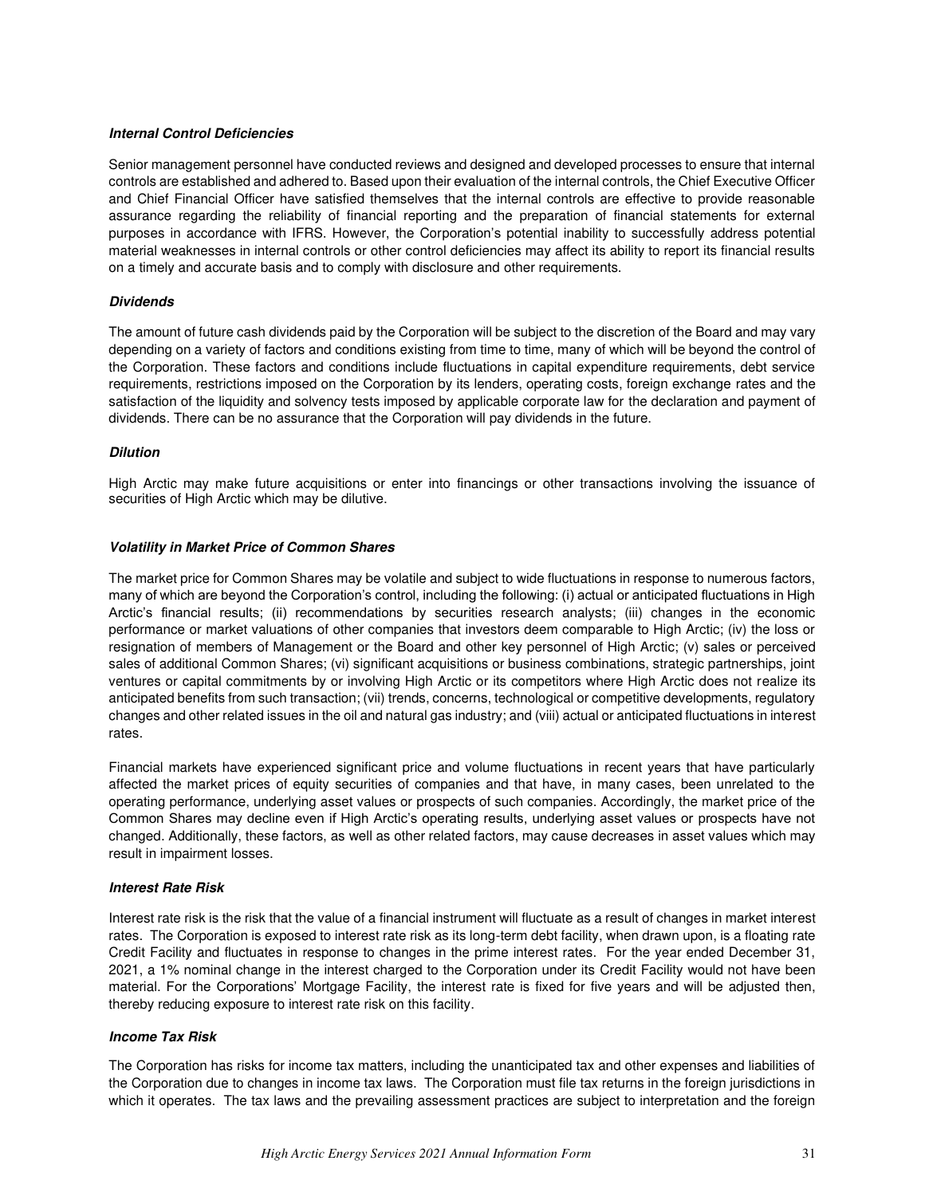***Internal Control Deficiencies***

Senior management personnel have conducted reviews and designed and developed processes to ensure that internal controls are established and adhered to. Based upon their evaluation of the internal controls, the Chief Executive Officer and Chief Financial Officer have satisfied themselves that the internal controls are effective to provide reasonable assurance regarding the reliability of financial reporting and the preparation of financial statements for external purposes in accordance with IFRS. However, the Corporation's potential inability to successfully address potential material weaknesses in internal controls or other control deficiencies may affect its ability to report its financial results on a timely and accurate basis and to comply with disclosure and other requirements.

***Dividends***

The amount of future cash dividends paid by the Corporation will be subject to the discretion of the Board and may vary depending on a variety of factors and conditions existing from time to time, many of which will be beyond the control of the Corporation. These factors and conditions include fluctuations in capital expenditure requirements, debt service requirements, restrictions imposed on the Corporation by its lenders, operating costs, foreign exchange rates and the satisfaction of the liquidity and solvency tests imposed by applicable corporate law for the declaration and payment of dividends. There can be no assurance that the Corporation will pay dividends in the future.

***Dilution***

High Arctic may make future acquisitions or enter into financings or other transactions involving the issuance of securities of High Arctic which may be dilutive.

***Volatility in Market Price of Common Shares***

The market price for Common Shares may be volatile and subject to wide fluctuations in response to numerous factors, many of which are beyond the Corporation's control, including the following: (i) actual or anticipated fluctuations in High Arctic's financial results; (ii) recommendations by securities research analysts; (iii) changes in the economic performance or market valuations of other companies that investors deem comparable to High Arctic; (iv) the loss or resignation of members of Management or the Board and other key personnel of High Arctic; (v) sales or perceived sales of additional Common Shares; (vi) significant acquisitions or business combinations, strategic partnerships, joint ventures or capital commitments by or involving High Arctic or its competitors where High Arctic does not realize its anticipated benefits from such transaction; (vii) trends, concerns, technological or competitive developments, regulatory changes and other related issues in the oil and natural gas industry; and (viii) actual or anticipated fluctuations in interest rates.

Financial markets have experienced significant price and volume fluctuations in recent years that have particularly affected the market prices of equity securities of companies and that have, in many cases, been unrelated to the operating performance, underlying asset values or prospects of such companies. Accordingly, the market price of the Common Shares may decline even if High Arctic's operating results, underlying asset values or prospects have not changed. Additionally, these factors, as well as other related factors, may cause decreases in asset values which may result in impairment losses.

***Interest Rate Risk***

Interest rate risk is the risk that the value of a financial instrument will fluctuate as a result of changes in market interest rates. The Corporation is exposed to interest rate risk as its long-term debt facility, when drawn upon, is a floating rate Credit Facility and fluctuates in response to changes in the prime interest rates. For the year ended December 31, 2021, a 1% nominal change in the interest charged to the Corporation under its Credit Facility would not have been material. For the Corporations' Mortgage Facility, the interest rate is fixed for five years and will be adjusted then, thereby reducing exposure to interest rate risk on this facility.

***Income Tax Risk***

The Corporation has risks for income tax matters, including the unanticipated tax and other expenses and liabilities of the Corporation due to changes in income tax laws. The Corporation must file tax returns in the foreign jurisdictions in which it operates. The tax laws and the prevailing assessment practices are subject to interpretation and the foreign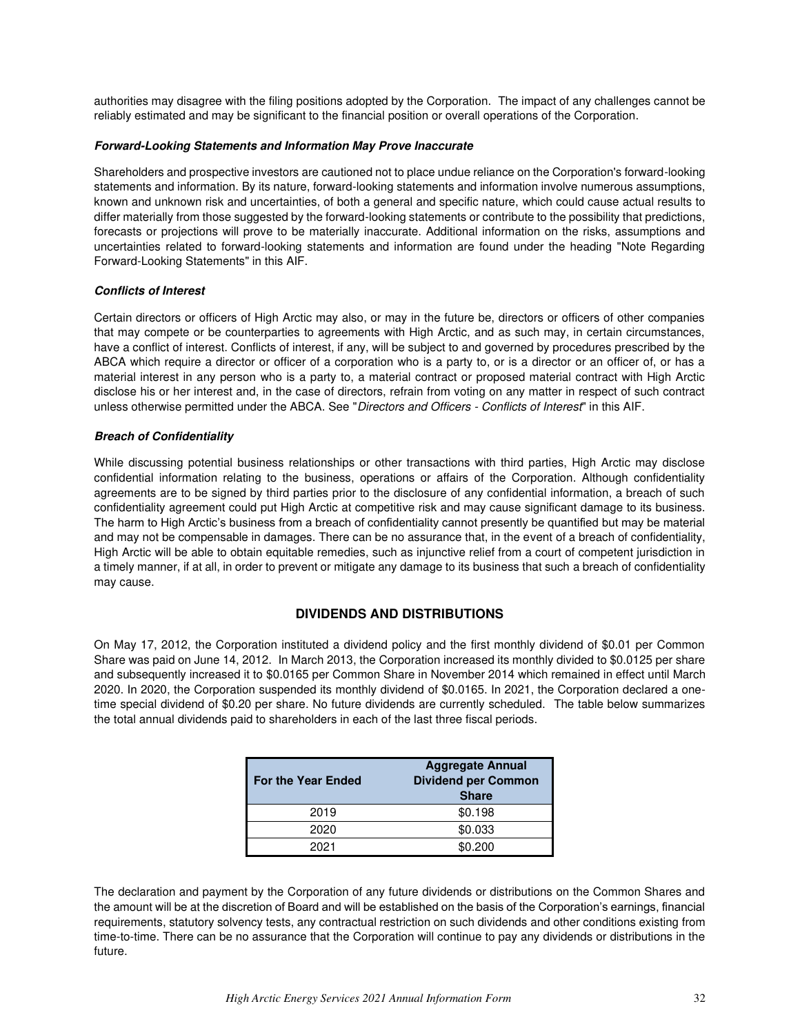authorities may disagree with the filing positions adopted by the Corporation. The impact of any challenges cannot be reliably estimated and may be significant to the financial position or overall operations of the Corporation.

***Forward-Looking Statements and Information May Prove Inaccurate***

Shareholders and prospective investors are cautioned not to place undue reliance on the Corporation's forward-looking statements and information. By its nature, forward-looking statements and information involve numerous assumptions, known and unknown risk and uncertainties, of both a general and specific nature, which could cause actual results to differ materially from those suggested by the forward-looking statements or contribute to the possibility that predictions, forecasts or projections will prove to be materially inaccurate. Additional information on the risks, assumptions and uncertainties related to forward-looking statements and information are found under the heading "Note Regarding Forward-Looking Statements" in this AIF.

***Conflicts of Interest***

Certain directors or officers of High Arctic may also, or may in the future be, directors or officers of other companies that may compete or be counterparties to agreements with High Arctic, and as such may, in certain circumstances, have a conflict of interest. Conflicts of interest, if any, will be subject to and governed by procedures prescribed by the ABCA which require a director or officer of a corporation who is a party to, or is a director or an officer of, or has a material interest in any person who is a party to, a material contract or proposed material contract with High Arctic disclose his or her interest and, in the case of directors, refrain from voting on any matter in respect of such contract unless otherwise permitted under the ABCA. See "*Directors and Officers - Conflicts of Interest*" in this AIF.

***Breach of Confidentiality***

While discussing potential business relationships or other transactions with third parties, High Arctic may disclose confidential information relating to the business, operations or affairs of the Corporation. Although confidentiality agreements are to be signed by third parties prior to the disclosure of any confidential information, a breach of such confidentiality agreement could put High Arctic at competitive risk and may cause significant damage to its business. The harm to High Arctic's business from a breach of confidentiality cannot presently be quantified but may be material and may not be compensable in damages. There can be no assurance that, in the event of a breach of confidentiality, High Arctic will be able to obtain equitable remedies, such as injunctive relief from a court of competent jurisdiction in a timely manner, if at all, in order to prevent or mitigate any damage to its business that such a breach of confidentiality may cause.

## DIVIDENDS AND DISTRIBUTIONS

On May 17, 2012, the Corporation instituted a dividend policy and the first monthly dividend of $0.01 per Common Share was paid on June 14, 2012. In March 2013, the Corporation increased its monthly divided to $0.0125 per share and subsequently increased it to $0.0165 per Common Share in November 2014 which remained in effect until March 2020. In 2020, the Corporation suspended its monthly dividend of $0.0165. In 2021, the Corporation declared a one-time special dividend of $0.20 per share. No future dividends are currently scheduled. The table below summarizes the total annual dividends paid to shareholders in each of the last three fiscal periods.

| For the Year Ended | Aggregate Annual Dividend per Common Share |
|---|---|
| 2019 | $0.198 |
| 2020 | $0.033 |
| 2021 | $0.200 |

The declaration and payment by the Corporation of any future dividends or distributions on the Common Shares and the amount will be at the discretion of Board and will be established on the basis of the Corporation's earnings, financial requirements, statutory solvency tests, any contractual restriction on such dividends and other conditions existing from time-to-time. There can be no assurance that the Corporation will continue to pay any dividends or distributions in the future.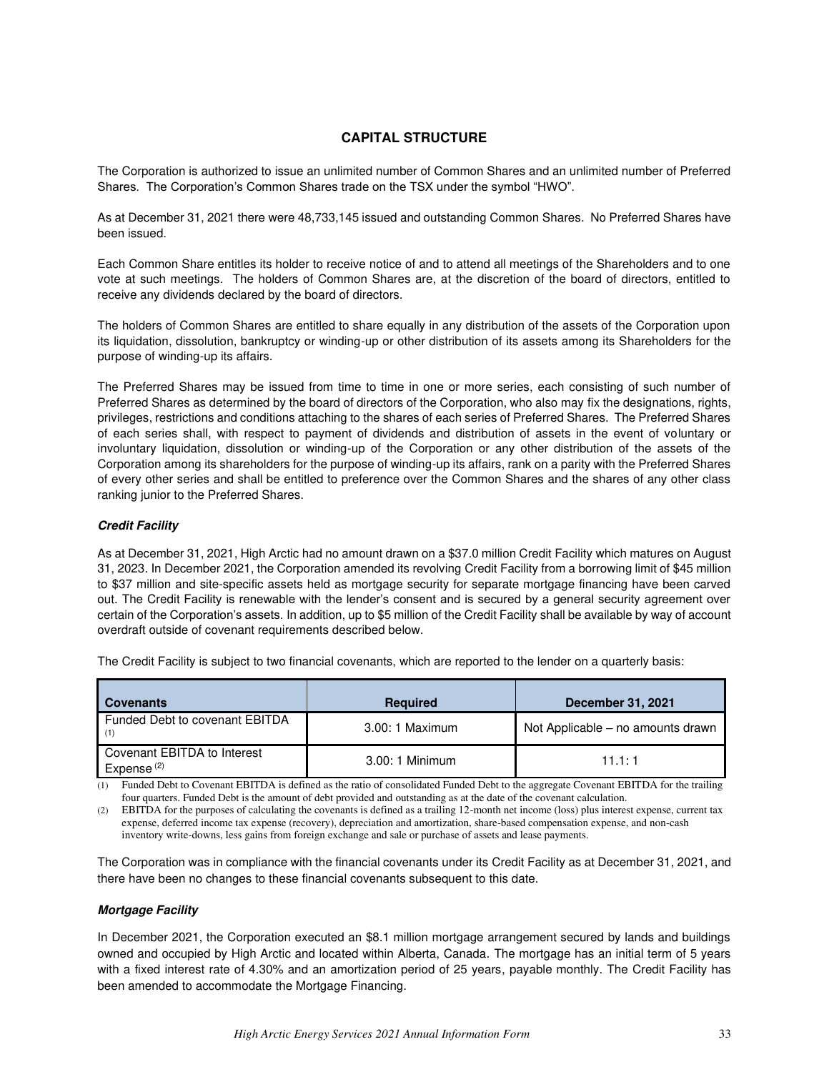## CAPITAL STRUCTURE

The Corporation is authorized to issue an unlimited number of Common Shares and an unlimited number of Preferred Shares. The Corporation's Common Shares trade on the TSX under the symbol "HWO".

As at December 31, 2021 there were 48,733,145 issued and outstanding Common Shares. No Preferred Shares have been issued.

Each Common Share entitles its holder to receive notice of and to attend all meetings of the Shareholders and to one vote at such meetings. The holders of Common Shares are, at the discretion of the board of directors, entitled to receive any dividends declared by the board of directors.

The holders of Common Shares are entitled to share equally in any distribution of the assets of the Corporation upon its liquidation, dissolution, bankruptcy or winding-up or other distribution of its assets among its Shareholders for the purpose of winding-up its affairs.

The Preferred Shares may be issued from time to time in one or more series, each consisting of such number of Preferred Shares as determined by the board of directors of the Corporation, who also may fix the designations, rights, privileges, restrictions and conditions attaching to the shares of each series of Preferred Shares. The Preferred Shares of each series shall, with respect to payment of dividends and distribution of assets in the event of voluntary or involuntary liquidation, dissolution or winding-up of the Corporation or any other distribution of the assets of the Corporation among its shareholders for the purpose of winding-up its affairs, rank on a parity with the Preferred Shares of every other series and shall be entitled to preference over the Common Shares and the shares of any other class ranking junior to the Preferred Shares.

### *Credit Facility*

As at December 31, 2021, High Arctic had no amount drawn on a $37.0 million Credit Facility which matures on August 31, 2023. In December 2021, the Corporation amended its revolving Credit Facility from a borrowing limit of $45 million to $37 million and site-specific assets held as mortgage security for separate mortgage financing have been carved out. The Credit Facility is renewable with the lender's consent and is secured by a general security agreement over certain of the Corporation's assets. In addition, up to $5 million of the Credit Facility shall be available by way of account overdraft outside of covenant requirements described below.

The Credit Facility is subject to two financial covenants, which are reported to the lender on a quarterly basis:

| Covenants | Required | December 31, 2021 |
|---|---|---|
| Funded Debt to covenant EBITDA (1) | 3.00: 1 Maximum | Not Applicable – no amounts drawn |
| Covenant EBITDA to Interest Expense (2) | 3.00: 1 Minimum | 11.1: 1 |

(1) Funded Debt to Covenant EBITDA is defined as the ratio of consolidated Funded Debt to the aggregate Covenant EBITDA for the trailing four quarters. Funded Debt is the amount of debt provided and outstanding as at the date of the covenant calculation.

(2) EBITDA for the purposes of calculating the covenants is defined as a trailing 12-month net income (loss) plus interest expense, current tax expense, deferred income tax expense (recovery), depreciation and amortization, share-based compensation expense, and non-cash inventory write-downs, less gains from foreign exchange and sale or purchase of assets and lease payments.

The Corporation was in compliance with the financial covenants under its Credit Facility as at December 31, 2021, and there have been no changes to these financial covenants subsequent to this date.

### *Mortgage Facility*

In December 2021, the Corporation executed an $8.1 million mortgage arrangement secured by lands and buildings owned and occupied by High Arctic and located within Alberta, Canada. The mortgage has an initial term of 5 years with a fixed interest rate of 4.30% and an amortization period of 25 years, payable monthly. The Credit Facility has been amended to accommodate the Mortgage Financing.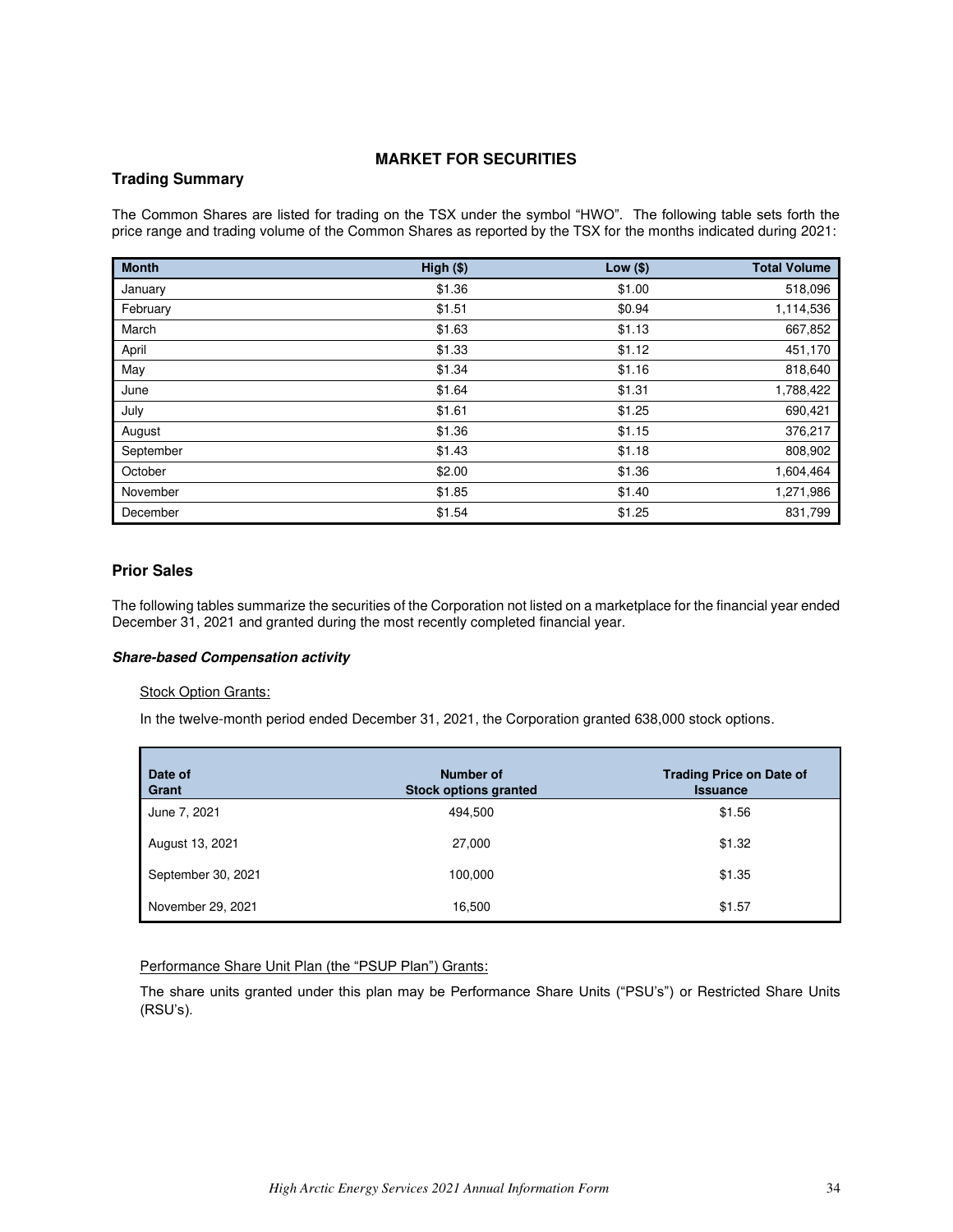## MARKET FOR SECURITIES

### Trading Summary

The Common Shares are listed for trading on the TSX under the symbol "HWO". The following table sets forth the price range and trading volume of the Common Shares as reported by the TSX for the months indicated during 2021:

| Month | High ($) | Low ($) | Total Volume |
|---|---|---|---|
| January | $1.36 | $1.00 | 518,096 |
| February | $1.51 | $0.94 | 1,114,536 |
| March | $1.63 | $1.13 | 667,852 |
| April | $1.33 | $1.12 | 451,170 |
| May | $1.34 | $1.16 | 818,640 |
| June | $1.64 | $1.31 | 1,788,422 |
| July | $1.61 | $1.25 | 690,421 |
| August | $1.36 | $1.15 | 376,217 |
| September | $1.43 | $1.18 | 808,902 |
| October | $2.00 | $1.36 | 1,604,464 |
| November | $1.85 | $1.40 | 1,271,986 |
| December | $1.54 | $1.25 | 831,799 |

### Prior Sales

The following tables summarize the securities of the Corporation not listed on a marketplace for the financial year ended December 31, 2021 and granted during the most recently completed financial year.

***Share-based Compensation activity***

Stock Option Grants:

In the twelve-month period ended December 31, 2021, the Corporation granted 638,000 stock options.

| Date of Grant | Number of Stock options granted | Trading Price on Date of Issuance |
|---|---|---|
| June 7, 2021 | 494,500 | $1.56 |
| August 13, 2021 | 27,000 | $1.32 |
| September 30, 2021 | 100,000 | $1.35 |
| November 29, 2021 | 16,500 | $1.57 |

Performance Share Unit Plan (the "PSUP Plan") Grants:

The share units granted under this plan may be Performance Share Units ("PSU's") or Restricted Share Units (RSU's).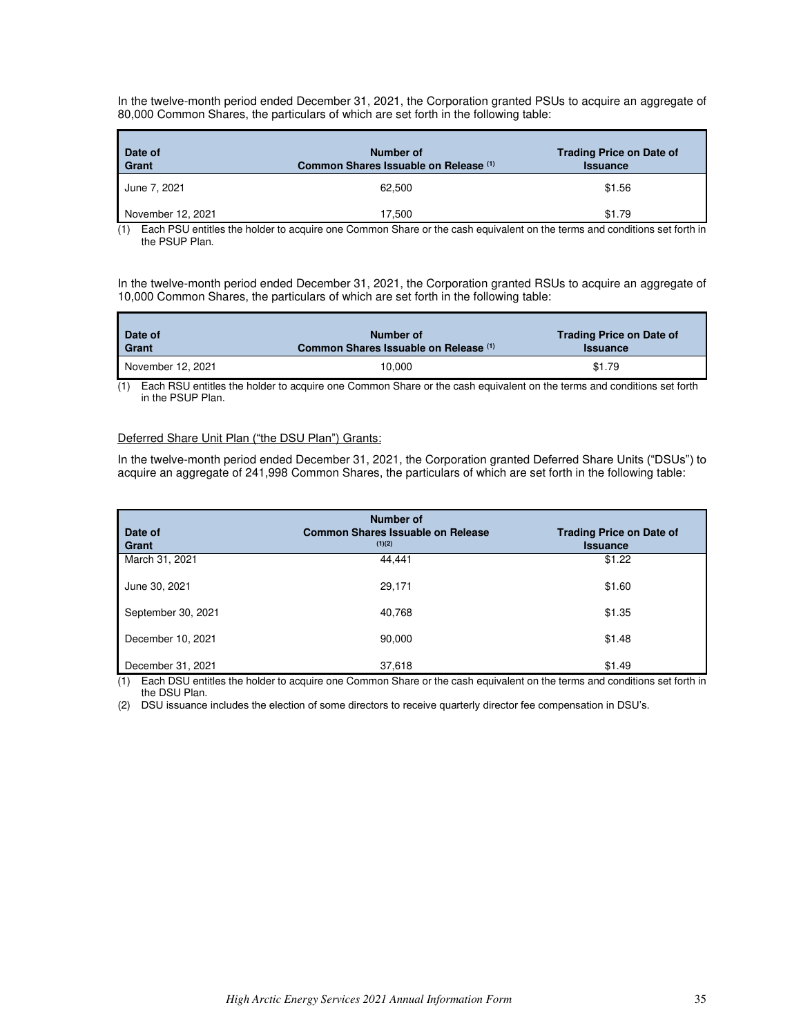In the twelve-month period ended December 31, 2021, the Corporation granted PSUs to acquire an aggregate of 80,000 Common Shares, the particulars of which are set forth in the following table:

| Date of Grant | Number of Common Shares Issuable on Release [(1)] | Trading Price on Date of Issuance |
|---|---|---|
| June 7, 2021 | 62,500 | $1.56 |
| November 12, 2021 | 17,500 | $1.79 |

(1) Each PSU entitles the holder to acquire one Common Share or the cash equivalent on the terms and conditions set forth in the PSUP Plan.

In the twelve-month period ended December 31, 2021, the Corporation granted RSUs to acquire an aggregate of 10,000 Common Shares, the particulars of which are set forth in the following table:

| Date of Grant | Number of Common Shares Issuable on Release [(1)] | Trading Price on Date of Issuance |
|---|---|---|
| November 12, 2021 | 10,000 | $1.79 |

(1) Each RSU entitles the holder to acquire one Common Share or the cash equivalent on the terms and conditions set forth in the PSUP Plan.

Deferred Share Unit Plan ("the DSU Plan") Grants:

In the twelve-month period ended December 31, 2021, the Corporation granted Deferred Share Units ("DSUs") to acquire an aggregate of 241,998 Common Shares, the particulars of which are set forth in the following table:

| Date of Grant | Number of Common Shares Issuable on Release [(1)(2)] | Trading Price on Date of Issuance |
|---|---|---|
| March 31, 2021 | 44,441 | $1.22 |
| June 30, 2021 | 29,171 | $1.60 |
| September 30, 2021 | 40,768 | $1.35 |
| December 10, 2021 | 90,000 | $1.48 |
| December 31, 2021 | 37,618 | $1.49 |

(1) Each DSU entitles the holder to acquire one Common Share or the cash equivalent on the terms and conditions set forth in the DSU Plan.

(2) DSU issuance includes the election of some directors to receive quarterly director fee compensation in DSU's.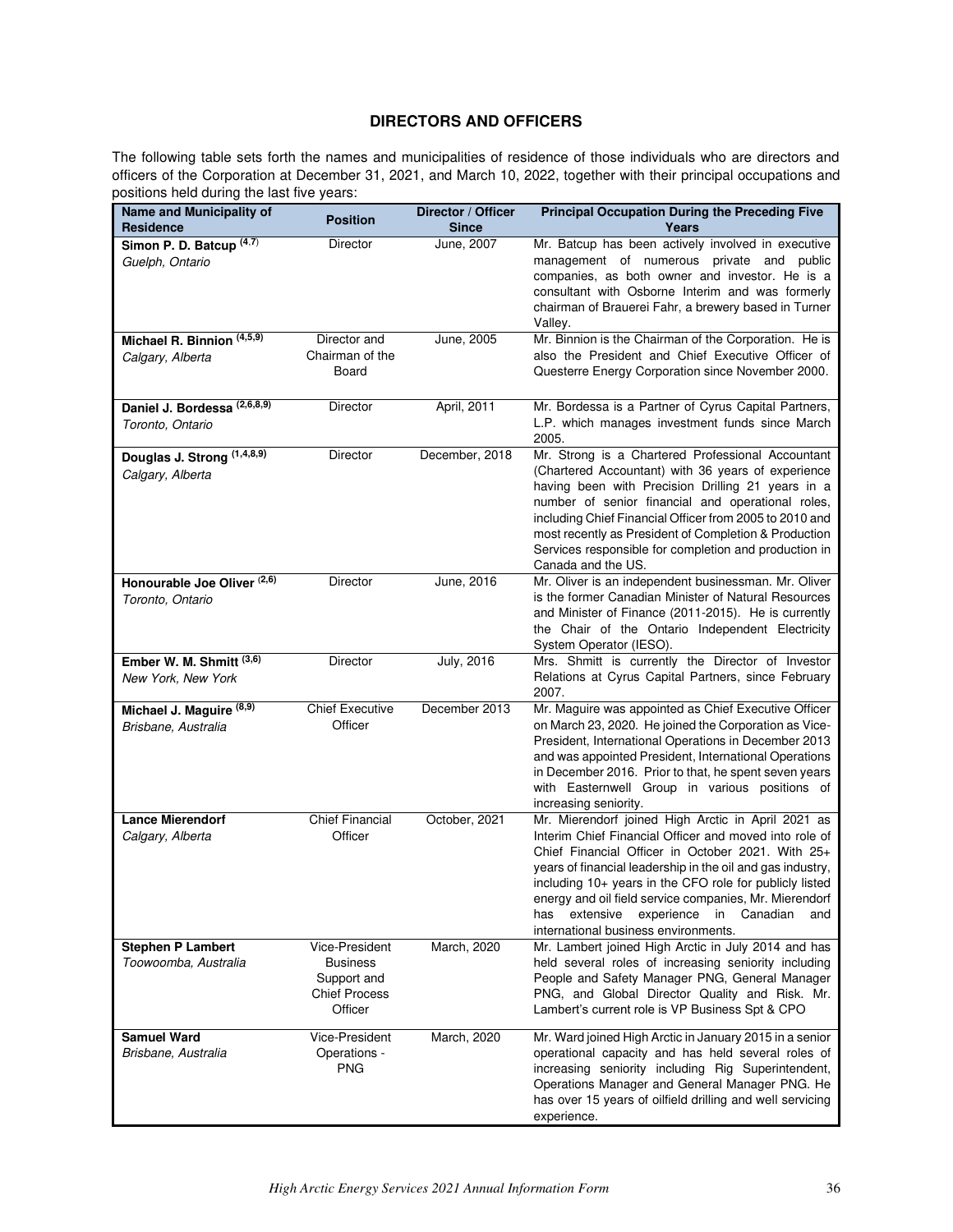## DIRECTORS AND OFFICERS

The following table sets forth the names and municipalities of residence of those individuals who are directors and officers of the Corporation at December 31, 2021, and March 10, 2022, together with their principal occupations and positions held during the last five years:

| Name and Municipality of Residence | Position | Director / Officer Since | Principal Occupation During the Preceding Five Years |
|---|---|---|---|
| **Simon P. D. Batcup** (4,7)<br>*Guelph, Ontario* | Director | June, 2007 | Mr. Batcup has been actively involved in executive management of numerous private and public companies, as both owner and investor. He is a consultant with Osborne Interim and was formerly chairman of Brauerei Fahr, a brewery based in Turner Valley. |
| **Michael R. Binnion** (4,5,9)<br>*Calgary, Alberta* | Director and Chairman of the Board | June, 2005 | Mr. Binnion is the Chairman of the Corporation. He is also the President and Chief Executive Officer of Questerre Energy Corporation since November 2000. |
| **Daniel J. Bordessa** (2,6,8,9)<br>*Toronto, Ontario* | Director | April, 2011 | Mr. Bordessa is a Partner of Cyrus Capital Partners, L.P. which manages investment funds since March 2005. |
| **Douglas J. Strong** (1,4,8,9)<br>*Calgary, Alberta* | Director | December, 2018 | Mr. Strong is a Chartered Professional Accountant (Chartered Accountant) with 36 years of experience having been with Precision Drilling 21 years in a number of senior financial and operational roles, including Chief Financial Officer from 2005 to 2010 and most recently as President of Completion & Production Services responsible for completion and production in Canada and the US. |
| **Honourable Joe Oliver** (2,6)<br>*Toronto, Ontario* | Director | June, 2016 | Mr. Oliver is an independent businessman. Mr. Oliver is the former Canadian Minister of Natural Resources and Minister of Finance (2011-2015). He is currently the Chair of the Ontario Independent Electricity System Operator (IESO). |
| **Ember W. M. Shmitt** (3,6)<br>*New York, New York* | Director | July, 2016 | Mrs. Shmitt is currently the Director of Investor Relations at Cyrus Capital Partners, since February 2007. |
| **Michael J. Maguire** (8,9)<br>*Brisbane, Australia* | Chief Executive Officer | December 2013 | Mr. Maguire was appointed as Chief Executive Officer on March 23, 2020. He joined the Corporation as Vice-President, International Operations in December 2013 and was appointed President, International Operations in December 2016. Prior to that, he spent seven years with Easternwell Group in various positions of increasing seniority. |
| **Lance Mierendorf**<br>*Calgary, Alberta* | Chief Financial Officer | October, 2021 | Mr. Mierendorf joined High Arctic in April 2021 as Interim Chief Financial Officer and moved into role of Chief Financial Officer in October 2021. With 25+ years of financial leadership in the oil and gas industry, including 10+ years in the CFO role for publicly listed energy and oil field service companies, Mr. Mierendorf has extensive experience in Canadian and international business environments. |
| **Stephen P Lambert**<br>*Toowoomba, Australia* | Vice-President Business Support and Chief Process Officer | March, 2020 | Mr. Lambert joined High Arctic in July 2014 and has held several roles of increasing seniority including People and Safety Manager PNG, General Manager PNG, and Global Director Quality and Risk. Mr. Lambert's current role is VP Business Spt & CPO |
| **Samuel Ward**<br>*Brisbane, Australia* | Vice-President Operations - PNG | March, 2020 | Mr. Ward joined High Arctic in January 2015 in a senior operational capacity and has held several roles of increasing seniority including Rig Superintendent, Operations Manager and General Manager PNG. He has over 15 years of oilfield drilling and well servicing experience. |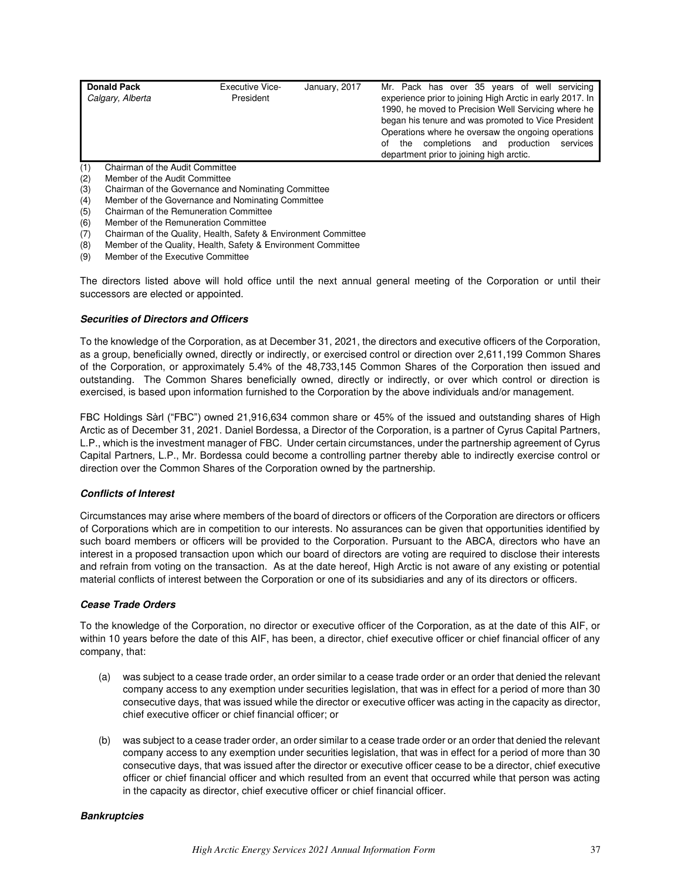| | | | |
|---|---|---|---|
| **Donald Pack**<br>*Calgary, Alberta* | Executive Vice-President | January, 2017 | Mr. Pack has over 35 years of well servicing experience prior to joining High Arctic in early 2017. In 1990, he moved to Precision Well Servicing where he began his tenure and was promoted to Vice President Operations where he oversaw the ongoing operations of the completions and production services department prior to joining high arctic. |

(1) Chairman of the Audit Committee
(2) Member of the Audit Committee
(3) Chairman of the Governance and Nominating Committee
(4) Member of the Governance and Nominating Committee
(5) Chairman of the Remuneration Committee
(6) Member of the Remuneration Committee
(7) Chairman of the Quality, Health, Safety & Environment Committee
(8) Member of the Quality, Health, Safety & Environment Committee
(9) Member of the Executive Committee

The directors listed above will hold office until the next annual general meeting of the Corporation or until their successors are elected or appointed.

***Securities of Directors and Officers***

To the knowledge of the Corporation, as at December 31, 2021, the directors and executive officers of the Corporation, as a group, beneficially owned, directly or indirectly, or exercised control or direction over 2,611,199 Common Shares of the Corporation, or approximately 5.4% of the 48,733,145 Common Shares of the Corporation then issued and outstanding. The Common Shares beneficially owned, directly or indirectly, or over which control or direction is exercised, is based upon information furnished to the Corporation by the above individuals and/or management.

FBC Holdings Sàrl ("FBC") owned 21,916,634 common share or 45% of the issued and outstanding shares of High Arctic as of December 31, 2021. Daniel Bordessa, a Director of the Corporation, is a partner of Cyrus Capital Partners, L.P., which is the investment manager of FBC. Under certain circumstances, under the partnership agreement of Cyrus Capital Partners, L.P., Mr. Bordessa could become a controlling partner thereby able to indirectly exercise control or direction over the Common Shares of the Corporation owned by the partnership.

***Conflicts of Interest***

Circumstances may arise where members of the board of directors or officers of the Corporation are directors or officers of Corporations which are in competition to our interests. No assurances can be given that opportunities identified by such board members or officers will be provided to the Corporation. Pursuant to the ABCA, directors who have an interest in a proposed transaction upon which our board of directors are voting are required to disclose their interests and refrain from voting on the transaction. As at the date hereof, High Arctic is not aware of any existing or potential material conflicts of interest between the Corporation or one of its subsidiaries and any of its directors or officers.

***Cease Trade Orders***

To the knowledge of the Corporation, no director or executive officer of the Corporation, as at the date of this AIF, or within 10 years before the date of this AIF, has been, a director, chief executive officer or chief financial officer of any company, that:

(a) was subject to a cease trade order, an order similar to a cease trade order or an order that denied the relevant company access to any exemption under securities legislation, that was in effect for a period of more than 30 consecutive days, that was issued while the director or executive officer was acting in the capacity as director, chief executive officer or chief financial officer; or

(b) was subject to a cease trader order, an order similar to a cease trade order or an order that denied the relevant company access to any exemption under securities legislation, that was in effect for a period of more than 30 consecutive days, that was issued after the director or executive officer cease to be a director, chief executive officer or chief financial officer and which resulted from an event that occurred while that person was acting in the capacity as director, chief executive officer or chief financial officer.

***Bankruptcies***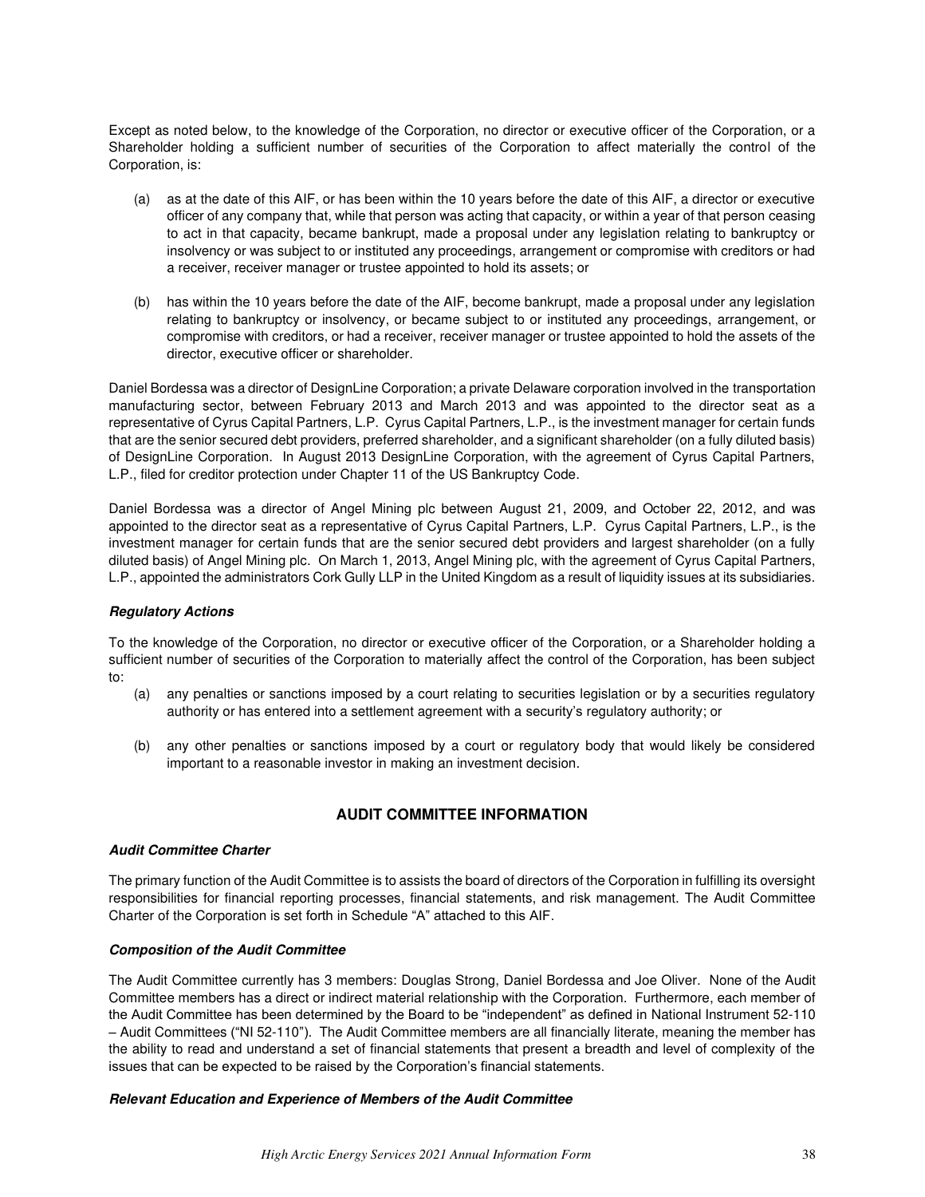Except as noted below, to the knowledge of the Corporation, no director or executive officer of the Corporation, or a Shareholder holding a sufficient number of securities of the Corporation to affect materially the control of the Corporation, is:

(a) as at the date of this AIF, or has been within the 10 years before the date of this AIF, a director or executive officer of any company that, while that person was acting that capacity, or within a year of that person ceasing to act in that capacity, became bankrupt, made a proposal under any legislation relating to bankruptcy or insolvency or was subject to or instituted any proceedings, arrangement or compromise with creditors or had a receiver, receiver manager or trustee appointed to hold its assets; or

(b) has within the 10 years before the date of the AIF, become bankrupt, made a proposal under any legislation relating to bankruptcy or insolvency, or became subject to or instituted any proceedings, arrangement, or compromise with creditors, or had a receiver, receiver manager or trustee appointed to hold the assets of the director, executive officer or shareholder.

Daniel Bordessa was a director of DesignLine Corporation; a private Delaware corporation involved in the transportation manufacturing sector, between February 2013 and March 2013 and was appointed to the director seat as a representative of Cyrus Capital Partners, L.P. Cyrus Capital Partners, L.P., is the investment manager for certain funds that are the senior secured debt providers, preferred shareholder, and a significant shareholder (on a fully diluted basis) of DesignLine Corporation. In August 2013 DesignLine Corporation, with the agreement of Cyrus Capital Partners, L.P., filed for creditor protection under Chapter 11 of the US Bankruptcy Code.

Daniel Bordessa was a director of Angel Mining plc between August 21, 2009, and October 22, 2012, and was appointed to the director seat as a representative of Cyrus Capital Partners, L.P. Cyrus Capital Partners, L.P., is the investment manager for certain funds that are the senior secured debt providers and largest shareholder (on a fully diluted basis) of Angel Mining plc. On March 1, 2013, Angel Mining plc, with the agreement of Cyrus Capital Partners, L.P., appointed the administrators Cork Gully LLP in the United Kingdom as a result of liquidity issues at its subsidiaries.

***Regulatory Actions***

To the knowledge of the Corporation, no director or executive officer of the Corporation, or a Shareholder holding a sufficient number of securities of the Corporation to materially affect the control of the Corporation, has been subject to:

(a) any penalties or sanctions imposed by a court relating to securities legislation or by a securities regulatory authority or has entered into a settlement agreement with a security's regulatory authority; or

(b) any other penalties or sanctions imposed by a court or regulatory body that would likely be considered important to a reasonable investor in making an investment decision.

## AUDIT COMMITTEE INFORMATION

***Audit Committee Charter***

The primary function of the Audit Committee is to assists the board of directors of the Corporation in fulfilling its oversight responsibilities for financial reporting processes, financial statements, and risk management. The Audit Committee Charter of the Corporation is set forth in Schedule "A" attached to this AIF.

***Composition of the Audit Committee***

The Audit Committee currently has 3 members: Douglas Strong, Daniel Bordessa and Joe Oliver. None of the Audit Committee members has a direct or indirect material relationship with the Corporation. Furthermore, each member of the Audit Committee has been determined by the Board to be "independent" as defined in National Instrument 52-110 – Audit Committees ("NI 52-110"). The Audit Committee members are all financially literate, meaning the member has the ability to read and understand a set of financial statements that present a breadth and level of complexity of the issues that can be expected to be raised by the Corporation's financial statements.

***Relevant Education and Experience of Members of the Audit Committee***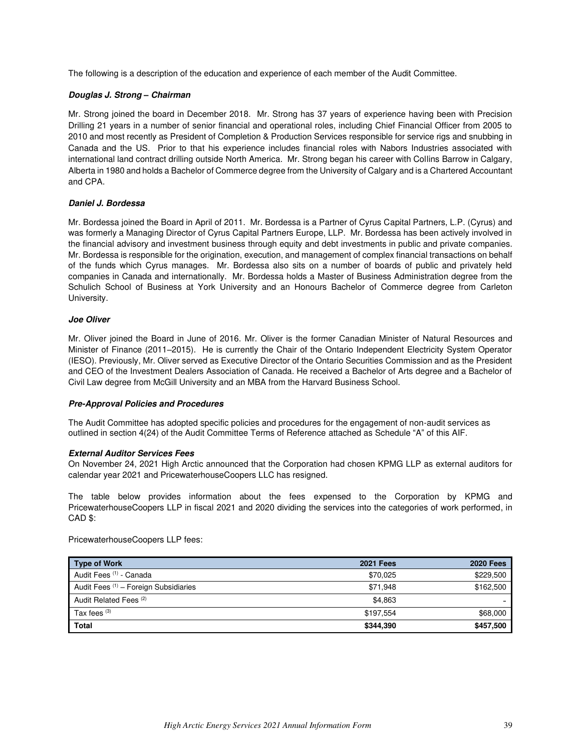The following is a description of the education and experience of each member of the Audit Committee.

***Douglas J. Strong – Chairman***

Mr. Strong joined the board in December 2018. Mr. Strong has 37 years of experience having been with Precision Drilling 21 years in a number of senior financial and operational roles, including Chief Financial Officer from 2005 to 2010 and most recently as President of Completion & Production Services responsible for service rigs and snubbing in Canada and the US. Prior to that his experience includes financial roles with Nabors Industries associated with international land contract drilling outside North America. Mr. Strong began his career with Collins Barrow in Calgary, Alberta in 1980 and holds a Bachelor of Commerce degree from the University of Calgary and is a Chartered Accountant and CPA.

***Daniel J. Bordessa***

Mr. Bordessa joined the Board in April of 2011. Mr. Bordessa is a Partner of Cyrus Capital Partners, L.P. (Cyrus) and was formerly a Managing Director of Cyrus Capital Partners Europe, LLP. Mr. Bordessa has been actively involved in the financial advisory and investment business through equity and debt investments in public and private companies. Mr. Bordessa is responsible for the origination, execution, and management of complex financial transactions on behalf of the funds which Cyrus manages. Mr. Bordessa also sits on a number of boards of public and privately held companies in Canada and internationally. Mr. Bordessa holds a Master of Business Administration degree from the Schulich School of Business at York University and an Honours Bachelor of Commerce degree from Carleton University.

***Joe Oliver***

Mr. Oliver joined the Board in June of 2016. Mr. Oliver is the former Canadian Minister of Natural Resources and Minister of Finance (2011–2015). He is currently the Chair of the Ontario Independent Electricity System Operator (IESO). Previously, Mr. Oliver served as Executive Director of the Ontario Securities Commission and as the President and CEO of the Investment Dealers Association of Canada. He received a Bachelor of Arts degree and a Bachelor of Civil Law degree from McGill University and an MBA from the Harvard Business School.

***Pre-Approval Policies and Procedures***

The Audit Committee has adopted specific policies and procedures for the engagement of non-audit services as outlined in section 4(24) of the Audit Committee Terms of Reference attached as Schedule "A" of this AIF.

***External Auditor Services Fees***

On November 24, 2021 High Arctic announced that the Corporation had chosen KPMG LLP as external auditors for calendar year 2021 and PricewaterhouseCoopers LLC has resigned.

The table below provides information about the fees expensed to the Corporation by KPMG and PricewaterhouseCoopers LLP in fiscal 2021 and 2020 dividing the services into the categories of work performed, in CAD $:

PricewaterhouseCoopers LLP fees:

| Type of Work | 2021 Fees | 2020 Fees |
|---|---:|---:|
| Audit Fees (1) - Canada | $70,025 | $229,500 |
| Audit Fees (1) – Foreign Subsidiaries | $71,948 | $162,500 |
| Audit Related Fees (2) | $4,863 | - |
| Tax fees (3) | $197,554 | $68,000 |
| **Total** | **$344,390** | **$457,500** |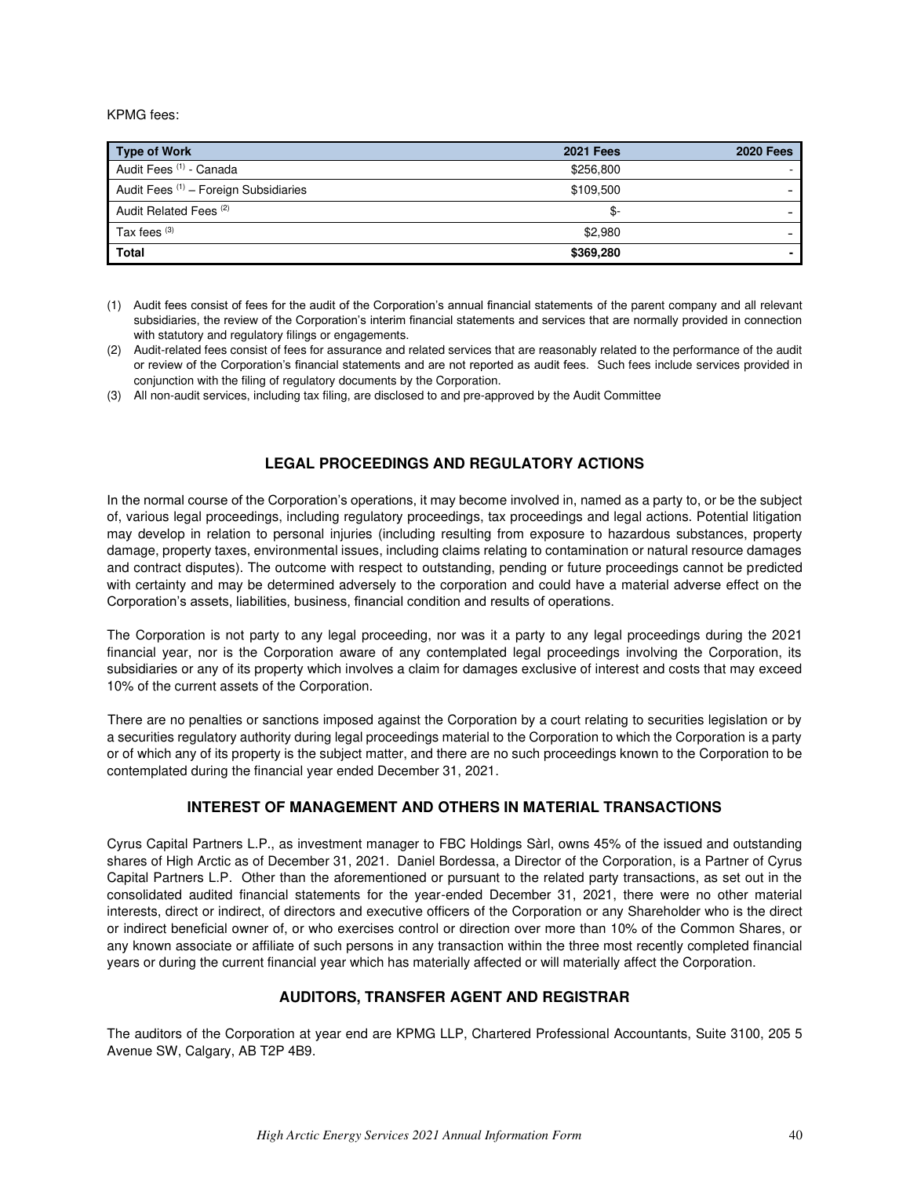KPMG fees:

| Type of Work | 2021 Fees | 2020 Fees |
| --- | --- | --- |
| Audit Fees [(1)] - Canada | $256,800 | - |
| Audit Fees [(1)] – Foreign Subsidiaries | $109,500 | - |
| Audit Related Fees [(2)] | $- | - |
| Tax fees [(3)] | $2,980 | - |
| **Total** | **$369,280** | **-** |

(1) Audit fees consist of fees for the audit of the Corporation's annual financial statements of the parent company and all relevant subsidiaries, the review of the Corporation's interim financial statements and services that are normally provided in connection with statutory and regulatory filings or engagements.

(2) Audit-related fees consist of fees for assurance and related services that are reasonably related to the performance of the audit or review of the Corporation's financial statements and are not reported as audit fees. Such fees include services provided in conjunction with the filing of regulatory documents by the Corporation.

(3) All non-audit services, including tax filing, are disclosed to and pre-approved by the Audit Committee

## LEGAL PROCEEDINGS AND REGULATORY ACTIONS

In the normal course of the Corporation's operations, it may become involved in, named as a party to, or be the subject of, various legal proceedings, including regulatory proceedings, tax proceedings and legal actions. Potential litigation may develop in relation to personal injuries (including resulting from exposure to hazardous substances, property damage, property taxes, environmental issues, including claims relating to contamination or natural resource damages and contract disputes). The outcome with respect to outstanding, pending or future proceedings cannot be predicted with certainty and may be determined adversely to the corporation and could have a material adverse effect on the Corporation's assets, liabilities, business, financial condition and results of operations.

The Corporation is not party to any legal proceeding, nor was it a party to any legal proceedings during the 2021 financial year, nor is the Corporation aware of any contemplated legal proceedings involving the Corporation, its subsidiaries or any of its property which involves a claim for damages exclusive of interest and costs that may exceed 10% of the current assets of the Corporation.

There are no penalties or sanctions imposed against the Corporation by a court relating to securities legislation or by a securities regulatory authority during legal proceedings material to the Corporation to which the Corporation is a party or of which any of its property is the subject matter, and there are no such proceedings known to the Corporation to be contemplated during the financial year ended December 31, 2021.

## INTEREST OF MANAGEMENT AND OTHERS IN MATERIAL TRANSACTIONS

Cyrus Capital Partners L.P., as investment manager to FBC Holdings Sàrl, owns 45% of the issued and outstanding shares of High Arctic as of December 31, 2021. Daniel Bordessa, a Director of the Corporation, is a Partner of Cyrus Capital Partners L.P. Other than the aforementioned or pursuant to the related party transactions, as set out in the consolidated audited financial statements for the year-ended December 31, 2021, there were no other material interests, direct or indirect, of directors and executive officers of the Corporation or any Shareholder who is the direct or indirect beneficial owner of, or who exercises control or direction over more than 10% of the Common Shares, or any known associate or affiliate of such persons in any transaction within the three most recently completed financial years or during the current financial year which has materially affected or will materially affect the Corporation.

## AUDITORS, TRANSFER AGENT AND REGISTRAR

The auditors of the Corporation at year end are KPMG LLP, Chartered Professional Accountants, Suite 3100, 205 5 Avenue SW, Calgary, AB T2P 4B9.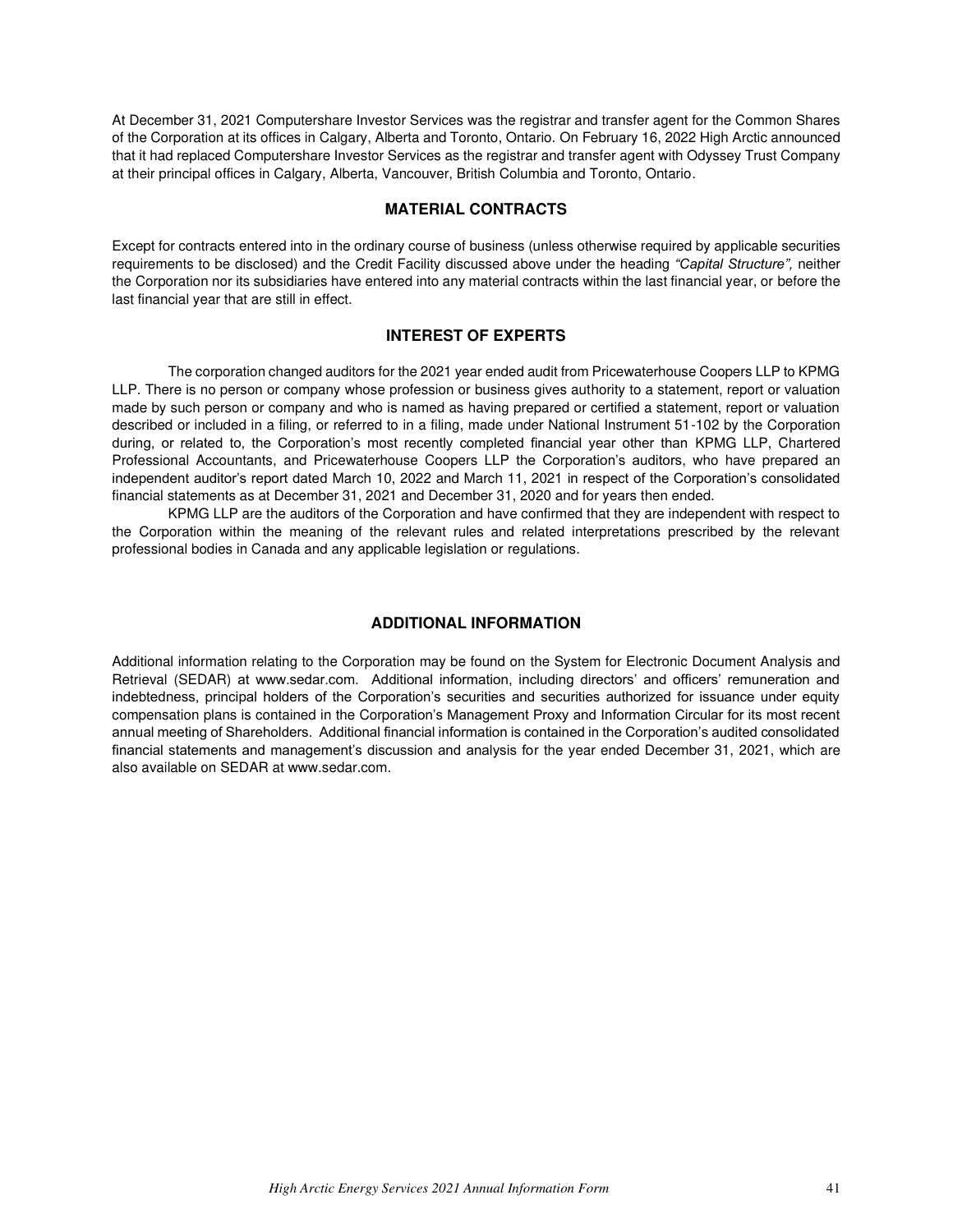At December 31, 2021 Computershare Investor Services was the registrar and transfer agent for the Common Shares of the Corporation at its offices in Calgary, Alberta and Toronto, Ontario. On February 16, 2022 High Arctic announced that it had replaced Computershare Investor Services as the registrar and transfer agent with Odyssey Trust Company at their principal offices in Calgary, Alberta, Vancouver, British Columbia and Toronto, Ontario.

## MATERIAL CONTRACTS

Except for contracts entered into in the ordinary course of business (unless otherwise required by applicable securities requirements to be disclosed) and the Credit Facility discussed above under the heading *"Capital Structure",* neither the Corporation nor its subsidiaries have entered into any material contracts within the last financial year, or before the last financial year that are still in effect.

## INTEREST OF EXPERTS

The corporation changed auditors for the 2021 year ended audit from Pricewaterhouse Coopers LLP to KPMG LLP. There is no person or company whose profession or business gives authority to a statement, report or valuation made by such person or company and who is named as having prepared or certified a statement, report or valuation described or included in a filing, or referred to in a filing, made under National Instrument 51-102 by the Corporation during, or related to, the Corporation's most recently completed financial year other than KPMG LLP, Chartered Professional Accountants, and Pricewaterhouse Coopers LLP the Corporation's auditors, who have prepared an independent auditor's report dated March 10, 2022 and March 11, 2021 in respect of the Corporation's consolidated financial statements as at December 31, 2021 and December 31, 2020 and for years then ended.

KPMG LLP are the auditors of the Corporation and have confirmed that they are independent with respect to the Corporation within the meaning of the relevant rules and related interpretations prescribed by the relevant professional bodies in Canada and any applicable legislation or regulations.

## ADDITIONAL INFORMATION

Additional information relating to the Corporation may be found on the System for Electronic Document Analysis and Retrieval (SEDAR) at www.sedar.com. Additional information, including directors' and officers' remuneration and indebtedness, principal holders of the Corporation's securities and securities authorized for issuance under equity compensation plans is contained in the Corporation's Management Proxy and Information Circular for its most recent annual meeting of Shareholders. Additional financial information is contained in the Corporation's audited consolidated financial statements and management's discussion and analysis for the year ended December 31, 2021, which are also available on SEDAR at www.sedar.com.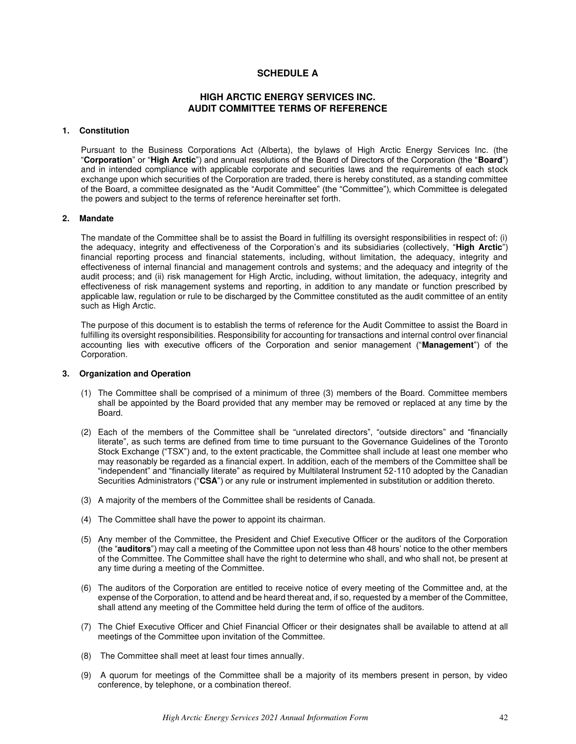# SCHEDULE A

## HIGH ARCTIC ENERGY SERVICES INC.
## AUDIT COMMITTEE TERMS OF REFERENCE

### 1. Constitution

Pursuant to the Business Corporations Act (Alberta), the bylaws of High Arctic Energy Services Inc. (the "**Corporation**" or "**High Arctic**") and annual resolutions of the Board of Directors of the Corporation (the "**Board**") and in intended compliance with applicable corporate and securities laws and the requirements of each stock exchange upon which securities of the Corporation are traded, there is hereby constituted, as a standing committee of the Board, a committee designated as the "Audit Committee" (the "Committee"), which Committee is delegated the powers and subject to the terms of reference hereinafter set forth.

### 2. Mandate

The mandate of the Committee shall be to assist the Board in fulfilling its oversight responsibilities in respect of: (i) the adequacy, integrity and effectiveness of the Corporation's and its subsidiaries (collectively, "**High Arctic**") financial reporting process and financial statements, including, without limitation, the adequacy, integrity and effectiveness of internal financial and management controls and systems; and the adequacy and integrity of the audit process; and (ii) risk management for High Arctic, including, without limitation, the adequacy, integrity and effectiveness of risk management systems and reporting, in addition to any mandate or function prescribed by applicable law, regulation or rule to be discharged by the Committee constituted as the audit committee of an entity such as High Arctic.

The purpose of this document is to establish the terms of reference for the Audit Committee to assist the Board in fulfilling its oversight responsibilities. Responsibility for accounting for transactions and internal control over financial accounting lies with executive officers of the Corporation and senior management ("**Management**") of the Corporation.

### 3. Organization and Operation

(1) The Committee shall be comprised of a minimum of three (3) members of the Board. Committee members shall be appointed by the Board provided that any member may be removed or replaced at any time by the Board.

(2) Each of the members of the Committee shall be "unrelated directors", "outside directors" and "financially literate", as such terms are defined from time to time pursuant to the Governance Guidelines of the Toronto Stock Exchange ("TSX") and, to the extent practicable, the Committee shall include at least one member who may reasonably be regarded as a financial expert. In addition, each of the members of the Committee shall be "independent" and "financially literate" as required by Multilateral Instrument 52-110 adopted by the Canadian Securities Administrators ("**CSA**") or any rule or instrument implemented in substitution or addition thereto.

(3) A majority of the members of the Committee shall be residents of Canada.

(4) The Committee shall have the power to appoint its chairman.

(5) Any member of the Committee, the President and Chief Executive Officer or the auditors of the Corporation (the "**auditors**") may call a meeting of the Committee upon not less than 48 hours' notice to the other members of the Committee. The Committee shall have the right to determine who shall, and who shall not, be present at any time during a meeting of the Committee.

(6) The auditors of the Corporation are entitled to receive notice of every meeting of the Committee and, at the expense of the Corporation, to attend and be heard thereat and, if so, requested by a member of the Committee, shall attend any meeting of the Committee held during the term of office of the auditors.

(7) The Chief Executive Officer and Chief Financial Officer or their designates shall be available to attend at all meetings of the Committee upon invitation of the Committee.

(8) The Committee shall meet at least four times annually.

(9) A quorum for meetings of the Committee shall be a majority of its members present in person, by video conference, by telephone, or a combination thereof.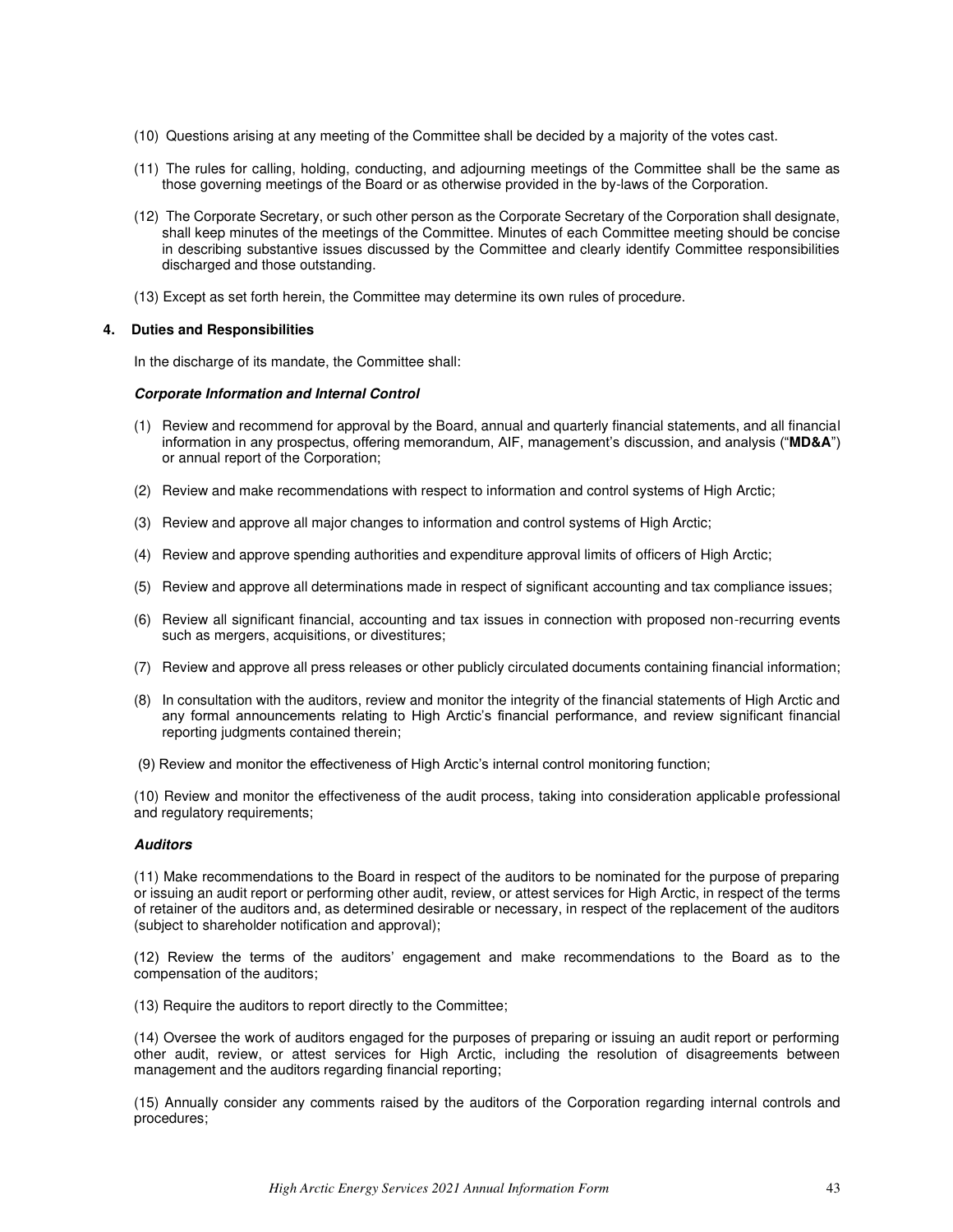(10) Questions arising at any meeting of the Committee shall be decided by a majority of the votes cast.

(11) The rules for calling, holding, conducting, and adjourning meetings of the Committee shall be the same as those governing meetings of the Board or as otherwise provided in the by-laws of the Corporation.

(12) The Corporate Secretary, or such other person as the Corporate Secretary of the Corporation shall designate, shall keep minutes of the meetings of the Committee. Minutes of each Committee meeting should be concise in describing substantive issues discussed by the Committee and clearly identify Committee responsibilities discharged and those outstanding.

(13) Except as set forth herein, the Committee may determine its own rules of procedure.

## 4. Duties and Responsibilities

In the discharge of its mandate, the Committee shall:

***Corporate Information and Internal Control***

(1) Review and recommend for approval by the Board, annual and quarterly financial statements, and all financial information in any prospectus, offering memorandum, AIF, management's discussion, and analysis ("**MD&A**") or annual report of the Corporation;

(2) Review and make recommendations with respect to information and control systems of High Arctic;

(3) Review and approve all major changes to information and control systems of High Arctic;

(4) Review and approve spending authorities and expenditure approval limits of officers of High Arctic;

(5) Review and approve all determinations made in respect of significant accounting and tax compliance issues;

(6) Review all significant financial, accounting and tax issues in connection with proposed non-recurring events such as mergers, acquisitions, or divestitures;

(7) Review and approve all press releases or other publicly circulated documents containing financial information;

(8) In consultation with the auditors, review and monitor the integrity of the financial statements of High Arctic and any formal announcements relating to High Arctic's financial performance, and review significant financial reporting judgments contained therein;

(9) Review and monitor the effectiveness of High Arctic's internal control monitoring function;

(10) Review and monitor the effectiveness of the audit process, taking into consideration applicable professional and regulatory requirements;

***Auditors***

(11) Make recommendations to the Board in respect of the auditors to be nominated for the purpose of preparing or issuing an audit report or performing other audit, review, or attest services for High Arctic, in respect of the terms of retainer of the auditors and, as determined desirable or necessary, in respect of the replacement of the auditors (subject to shareholder notification and approval);

(12) Review the terms of the auditors' engagement and make recommendations to the Board as to the compensation of the auditors;

(13) Require the auditors to report directly to the Committee;

(14) Oversee the work of auditors engaged for the purposes of preparing or issuing an audit report or performing other audit, review, or attest services for High Arctic, including the resolution of disagreements between management and the auditors regarding financial reporting;

(15) Annually consider any comments raised by the auditors of the Corporation regarding internal controls and procedures;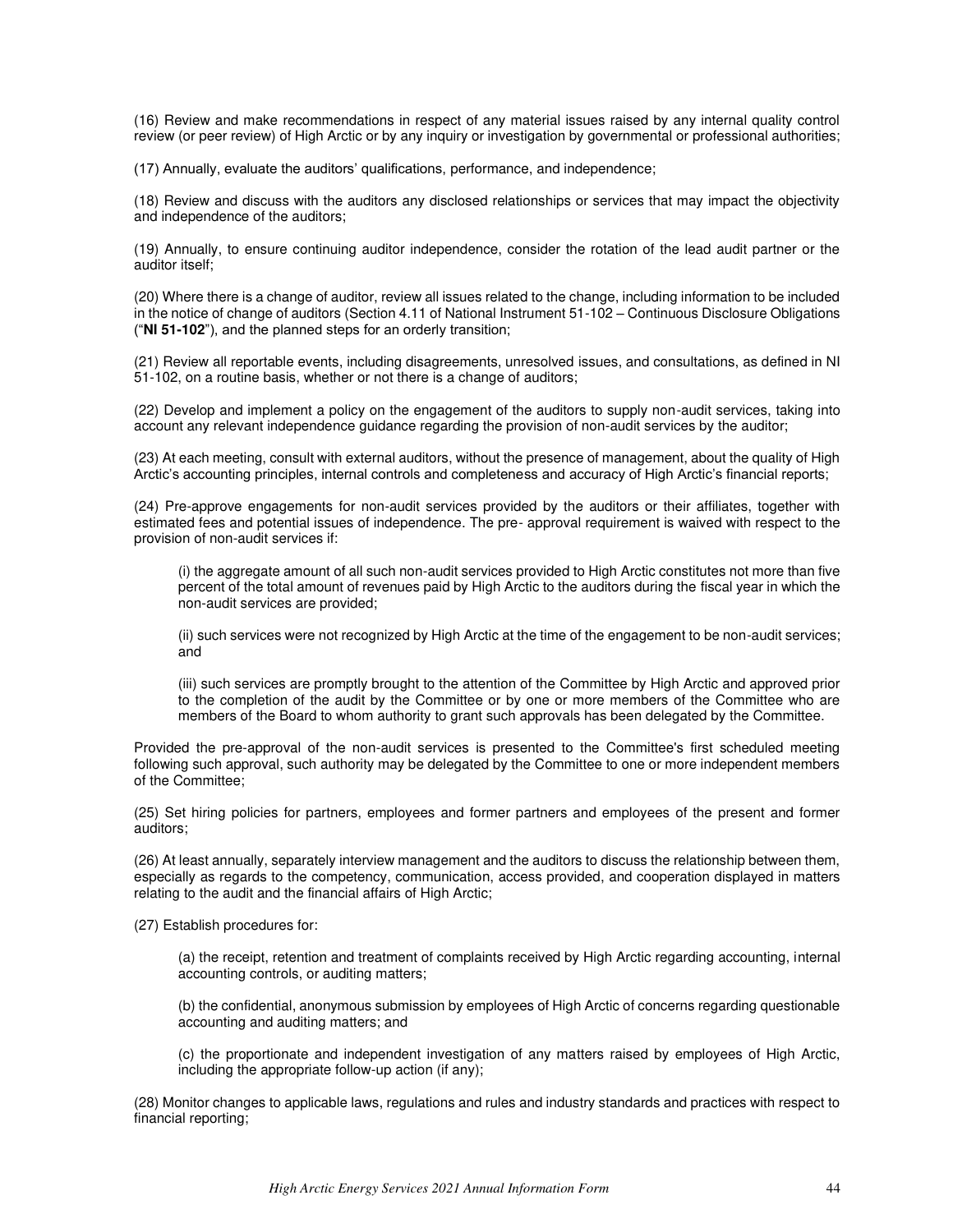(16) Review and make recommendations in respect of any material issues raised by any internal quality control review (or peer review) of High Arctic or by any inquiry or investigation by governmental or professional authorities;

(17) Annually, evaluate the auditors' qualifications, performance, and independence;

(18) Review and discuss with the auditors any disclosed relationships or services that may impact the objectivity and independence of the auditors;

(19) Annually, to ensure continuing auditor independence, consider the rotation of the lead audit partner or the auditor itself;

(20) Where there is a change of auditor, review all issues related to the change, including information to be included in the notice of change of auditors (Section 4.11 of National Instrument 51-102 – Continuous Disclosure Obligations ("**NI 51-102**"), and the planned steps for an orderly transition;

(21) Review all reportable events, including disagreements, unresolved issues, and consultations, as defined in NI 51-102, on a routine basis, whether or not there is a change of auditors;

(22) Develop and implement a policy on the engagement of the auditors to supply non-audit services, taking into account any relevant independence guidance regarding the provision of non-audit services by the auditor;

(23) At each meeting, consult with external auditors, without the presence of management, about the quality of High Arctic's accounting principles, internal controls and completeness and accuracy of High Arctic's financial reports;

(24) Pre-approve engagements for non-audit services provided by the auditors or their affiliates, together with estimated fees and potential issues of independence. The pre- approval requirement is waived with respect to the provision of non-audit services if:

> (i) the aggregate amount of all such non-audit services provided to High Arctic constitutes not more than five percent of the total amount of revenues paid by High Arctic to the auditors during the fiscal year in which the non-audit services are provided;
>
> (ii) such services were not recognized by High Arctic at the time of the engagement to be non-audit services; and
>
> (iii) such services are promptly brought to the attention of the Committee by High Arctic and approved prior to the completion of the audit by the Committee or by one or more members of the Committee who are members of the Board to whom authority to grant such approvals has been delegated by the Committee.

Provided the pre-approval of the non-audit services is presented to the Committee's first scheduled meeting following such approval, such authority may be delegated by the Committee to one or more independent members of the Committee;

(25) Set hiring policies for partners, employees and former partners and employees of the present and former auditors;

(26) At least annually, separately interview management and the auditors to discuss the relationship between them, especially as regards to the competency, communication, access provided, and cooperation displayed in matters relating to the audit and the financial affairs of High Arctic;

(27) Establish procedures for:

> (a) the receipt, retention and treatment of complaints received by High Arctic regarding accounting, internal accounting controls, or auditing matters;
>
> (b) the confidential, anonymous submission by employees of High Arctic of concerns regarding questionable accounting and auditing matters; and
>
> (c) the proportionate and independent investigation of any matters raised by employees of High Arctic, including the appropriate follow-up action (if any);

(28) Monitor changes to applicable laws, regulations and rules and industry standards and practices with respect to financial reporting;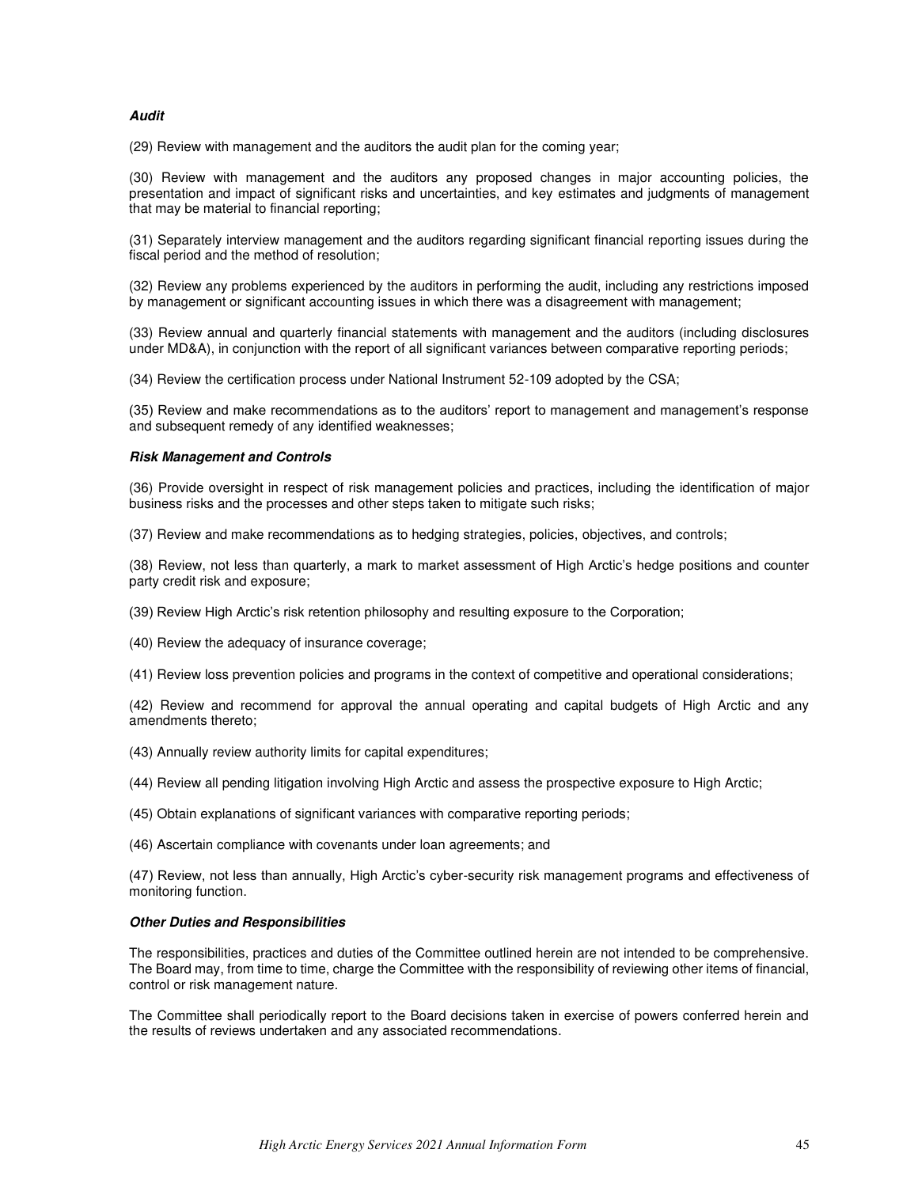***Audit***

(29) Review with management and the auditors the audit plan for the coming year;

(30) Review with management and the auditors any proposed changes in major accounting policies, the presentation and impact of significant risks and uncertainties, and key estimates and judgments of management that may be material to financial reporting;

(31) Separately interview management and the auditors regarding significant financial reporting issues during the fiscal period and the method of resolution;

(32) Review any problems experienced by the auditors in performing the audit, including any restrictions imposed by management or significant accounting issues in which there was a disagreement with management;

(33) Review annual and quarterly financial statements with management and the auditors (including disclosures under MD&A), in conjunction with the report of all significant variances between comparative reporting periods;

(34) Review the certification process under National Instrument 52-109 adopted by the CSA;

(35) Review and make recommendations as to the auditors' report to management and management's response and subsequent remedy of any identified weaknesses;

***Risk Management and Controls***

(36) Provide oversight in respect of risk management policies and practices, including the identification of major business risks and the processes and other steps taken to mitigate such risks;

(37) Review and make recommendations as to hedging strategies, policies, objectives, and controls;

(38) Review, not less than quarterly, a mark to market assessment of High Arctic's hedge positions and counter party credit risk and exposure;

(39) Review High Arctic's risk retention philosophy and resulting exposure to the Corporation;

(40) Review the adequacy of insurance coverage;

(41) Review loss prevention policies and programs in the context of competitive and operational considerations;

(42) Review and recommend for approval the annual operating and capital budgets of High Arctic and any amendments thereto;

(43) Annually review authority limits for capital expenditures;

(44) Review all pending litigation involving High Arctic and assess the prospective exposure to High Arctic;

(45) Obtain explanations of significant variances with comparative reporting periods;

(46) Ascertain compliance with covenants under loan agreements; and

(47) Review, not less than annually, High Arctic's cyber-security risk management programs and effectiveness of monitoring function.

***Other Duties and Responsibilities***

The responsibilities, practices and duties of the Committee outlined herein are not intended to be comprehensive. The Board may, from time to time, charge the Committee with the responsibility of reviewing other items of financial, control or risk management nature.

The Committee shall periodically report to the Board decisions taken in exercise of powers conferred herein and the results of reviews undertaken and any associated recommendations.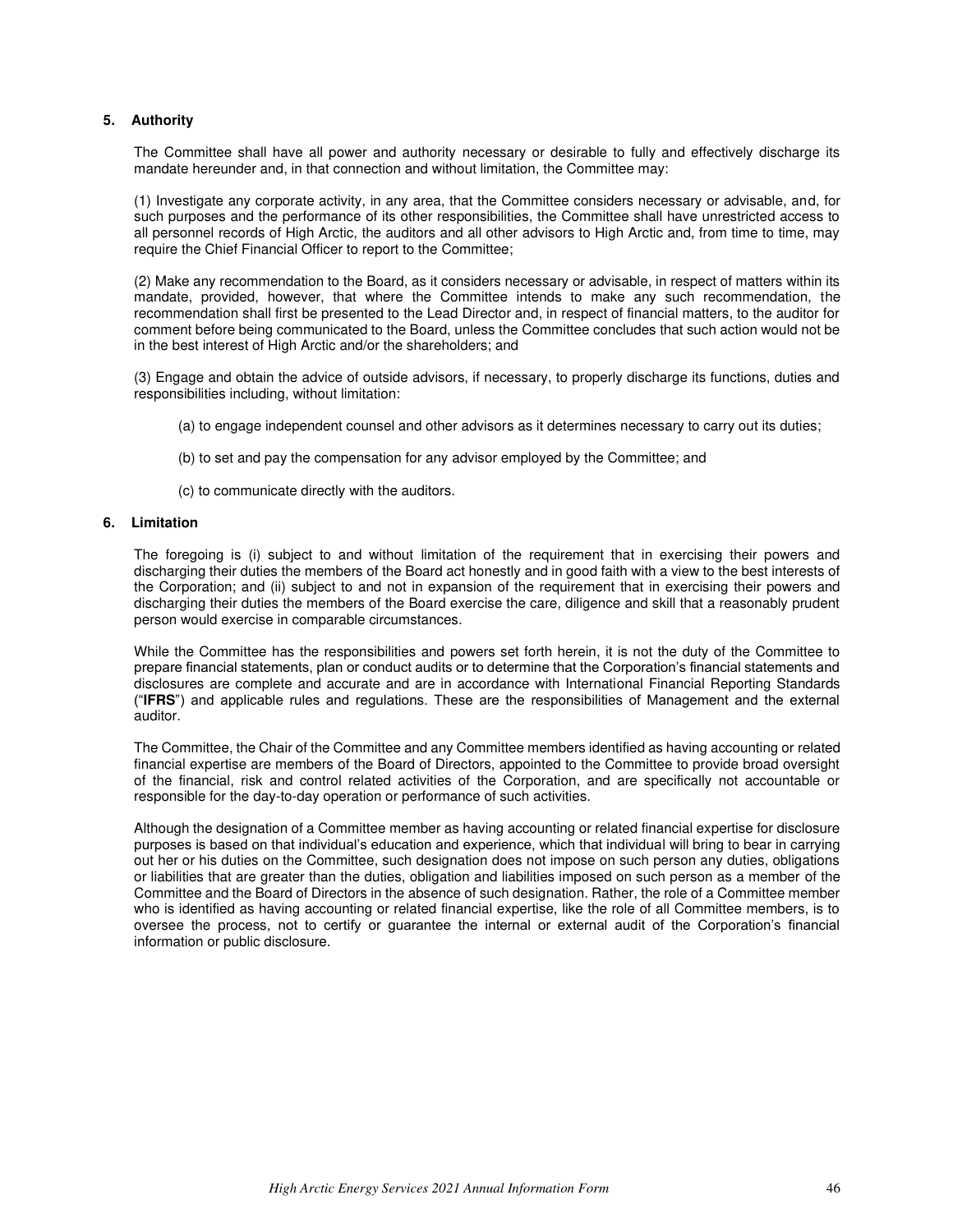## 5. Authority

The Committee shall have all power and authority necessary or desirable to fully and effectively discharge its mandate hereunder and, in that connection and without limitation, the Committee may:

(1) Investigate any corporate activity, in any area, that the Committee considers necessary or advisable, and, for such purposes and the performance of its other responsibilities, the Committee shall have unrestricted access to all personnel records of High Arctic, the auditors and all other advisors to High Arctic and, from time to time, may require the Chief Financial Officer to report to the Committee;

(2) Make any recommendation to the Board, as it considers necessary or advisable, in respect of matters within its mandate, provided, however, that where the Committee intends to make any such recommendation, the recommendation shall first be presented to the Lead Director and, in respect of financial matters, to the auditor for comment before being communicated to the Board, unless the Committee concludes that such action would not be in the best interest of High Arctic and/or the shareholders; and

(3) Engage and obtain the advice of outside advisors, if necessary, to properly discharge its functions, duties and responsibilities including, without limitation:

(a) to engage independent counsel and other advisors as it determines necessary to carry out its duties;

(b) to set and pay the compensation for any advisor employed by the Committee; and

(c) to communicate directly with the auditors.

## 6. Limitation

The foregoing is (i) subject to and without limitation of the requirement that in exercising their powers and discharging their duties the members of the Board act honestly and in good faith with a view to the best interests of the Corporation; and (ii) subject to and not in expansion of the requirement that in exercising their powers and discharging their duties the members of the Board exercise the care, diligence and skill that a reasonably prudent person would exercise in comparable circumstances.

While the Committee has the responsibilities and powers set forth herein, it is not the duty of the Committee to prepare financial statements, plan or conduct audits or to determine that the Corporation's financial statements and disclosures are complete and accurate and are in accordance with International Financial Reporting Standards ("**IFRS**") and applicable rules and regulations. These are the responsibilities of Management and the external auditor.

The Committee, the Chair of the Committee and any Committee members identified as having accounting or related financial expertise are members of the Board of Directors, appointed to the Committee to provide broad oversight of the financial, risk and control related activities of the Corporation, and are specifically not accountable or responsible for the day-to-day operation or performance of such activities.

Although the designation of a Committee member as having accounting or related financial expertise for disclosure purposes is based on that individual's education and experience, which that individual will bring to bear in carrying out her or his duties on the Committee, such designation does not impose on such person any duties, obligations or liabilities that are greater than the duties, obligation and liabilities imposed on such person as a member of the Committee and the Board of Directors in the absence of such designation. Rather, the role of a Committee member who is identified as having accounting or related financial expertise, like the role of all Committee members, is to oversee the process, not to certify or guarantee the internal or external audit of the Corporation's financial information or public disclosure.